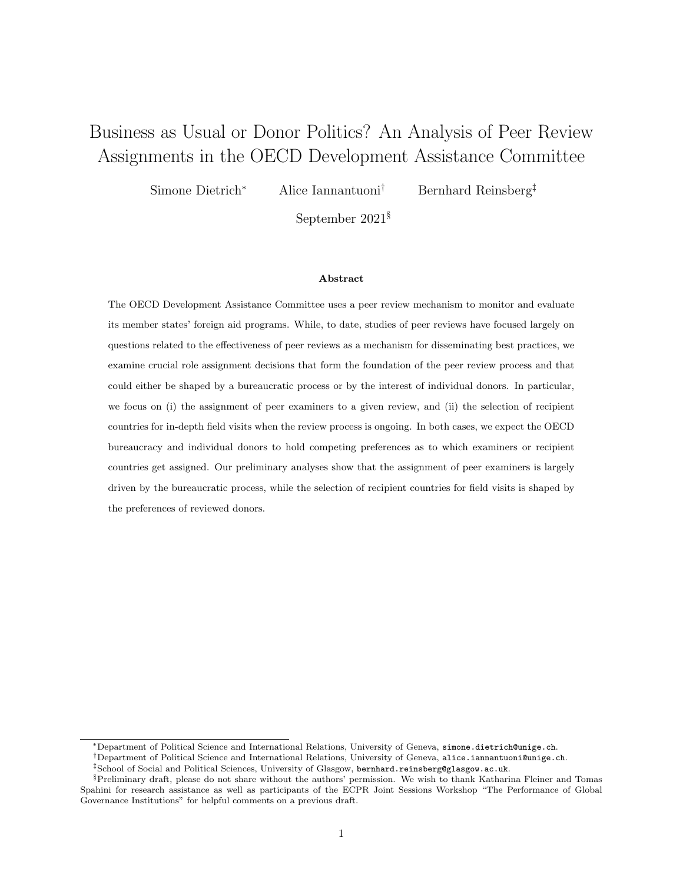# Business as Usual or Donor Politics? An Analysis of Peer Review Assignments in the OECD Development Assistance Committee

Simone Dietrich[*] Alice Iannantuoni[†] Bernhard Reinsberg[‡]

September 2021[§]

### Abstract

The OECD Development Assistance Committee uses a peer review mechanism to monitor and evaluate its member states' foreign aid programs. While, to date, studies of peer reviews have focused largely on questions related to the effectiveness of peer reviews as a mechanism for disseminating best practices, we examine crucial role assignment decisions that form the foundation of the peer review process and that could either be shaped by a bureaucratic process or by the interest of individual donors. In particular, we focus on (i) the assignment of peer examiners to a given review, and (ii) the selection of recipient countries for in-depth field visits when the review process is ongoing. In both cases, we expect the OECD bureaucracy and individual donors to hold competing preferences as to which examiners or recipient countries get assigned. Our preliminary analyses show that the assignment of peer examiners is largely driven by the bureaucratic process, while the selection of recipient countries for field visits is shaped by the preferences of reviewed donors.

---

[*] Department of Political Science and International Relations, University of Geneva, simone.dietrich@unige.ch.

[†] Department of Political Science and International Relations, University of Geneva, alice.iannantuoni@unige.ch.

[‡] School of Social and Political Sciences, University of Glasgow, bernhard.reinsberg@glasgow.ac.uk.

[§] Preliminary draft, please do not share without the authors' permission. We wish to thank Katharina Fleiner and Tomas Spahini for research assistance as well as participants of the ECPR Joint Sessions Workshop "The Performance of Global Governance Institutions" for helpful comments on a previous draft.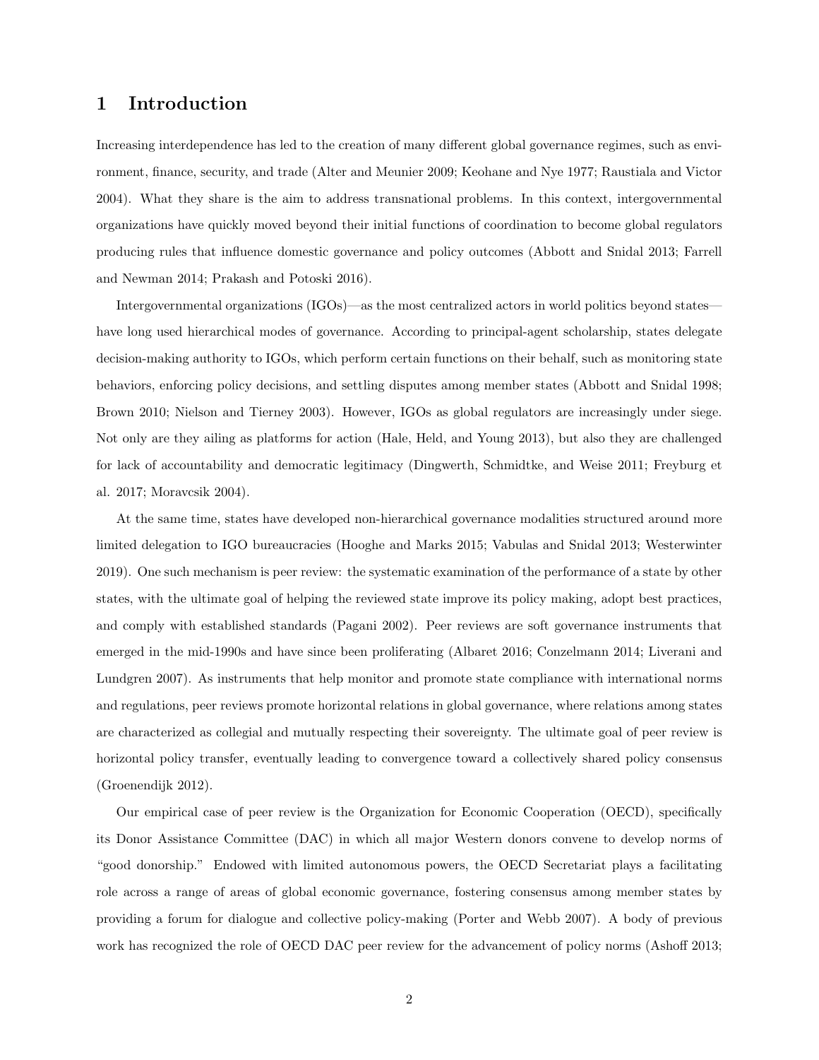# 1 Introduction

Increasing interdependence has led to the creation of many different global governance regimes, such as environment, finance, security, and trade (Alter and Meunier 2009; Keohane and Nye 1977; Raustiala and Victor 2004). What they share is the aim to address transnational problems. In this context, intergovernmental organizations have quickly moved beyond their initial functions of coordination to become global regulators producing rules that influence domestic governance and policy outcomes (Abbott and Snidal 2013; Farrell and Newman 2014; Prakash and Potoski 2016).

Intergovernmental organizations (IGOs)—as the most centralized actors in world politics beyond states—have long used hierarchical modes of governance. According to principal-agent scholarship, states delegate decision-making authority to IGOs, which perform certain functions on their behalf, such as monitoring state behaviors, enforcing policy decisions, and settling disputes among member states (Abbott and Snidal 1998; Brown 2010; Nielson and Tierney 2003). However, IGOs as global regulators are increasingly under siege. Not only are they ailing as platforms for action (Hale, Held, and Young 2013), but also they are challenged for lack of accountability and democratic legitimacy (Dingwerth, Schmidtke, and Weise 2011; Freyburg et al. 2017; Moravcsik 2004).

At the same time, states have developed non-hierarchical governance modalities structured around more limited delegation to IGO bureaucracies (Hooghe and Marks 2015; Vabulas and Snidal 2013; Westerwinter 2019). One such mechanism is peer review: the systematic examination of the performance of a state by other states, with the ultimate goal of helping the reviewed state improve its policy making, adopt best practices, and comply with established standards (Pagani 2002). Peer reviews are soft governance instruments that emerged in the mid-1990s and have since been proliferating (Albaret 2016; Conzelmann 2014; Liverani and Lundgren 2007). As instruments that help monitor and promote state compliance with international norms and regulations, peer reviews promote horizontal relations in global governance, where relations among states are characterized as collegial and mutually respecting their sovereignty. The ultimate goal of peer review is horizontal policy transfer, eventually leading to convergence toward a collectively shared policy consensus (Groenendijk 2012).

Our empirical case of peer review is the Organization for Economic Cooperation (OECD), specifically its Donor Assistance Committee (DAC) in which all major Western donors convene to develop norms of "good donorship." Endowed with limited autonomous powers, the OECD Secretariat plays a facilitating role across a range of areas of global economic governance, fostering consensus among member states by providing a forum for dialogue and collective policy-making (Porter and Webb 2007). A body of previous work has recognized the role of OECD DAC peer review for the advancement of policy norms (Ashoff 2013;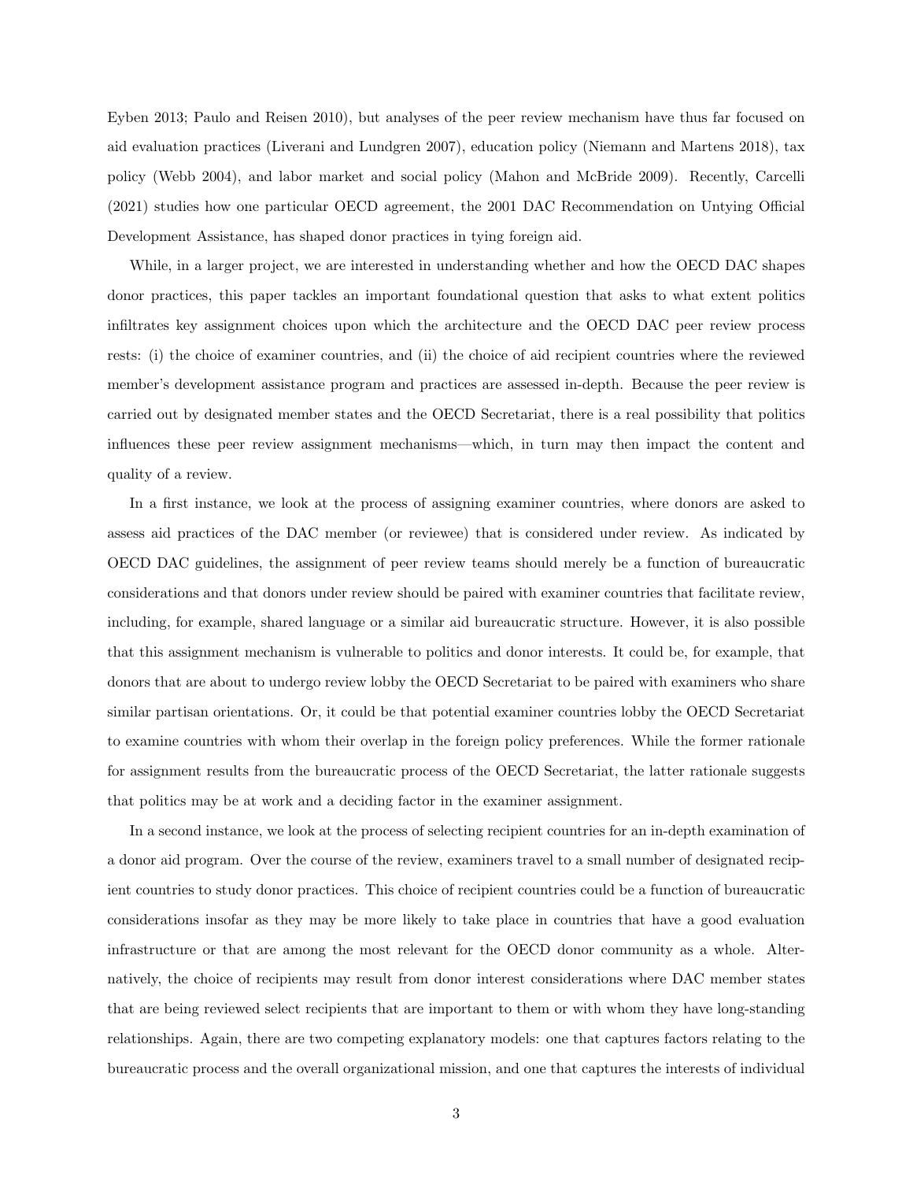Eyben 2013; Paulo and Reisen 2010), but analyses of the peer review mechanism have thus far focused on aid evaluation practices (Liverani and Lundgren 2007), education policy (Niemann and Martens 2018), tax policy (Webb 2004), and labor market and social policy (Mahon and McBride 2009). Recently, Carcelli (2021) studies how one particular OECD agreement, the 2001 DAC Recommendation on Untying Official Development Assistance, has shaped donor practices in tying foreign aid.

While, in a larger project, we are interested in understanding whether and how the OECD DAC shapes donor practices, this paper tackles an important foundational question that asks to what extent politics infiltrates key assignment choices upon which the architecture and the OECD DAC peer review process rests: (i) the choice of examiner countries, and (ii) the choice of aid recipient countries where the reviewed member's development assistance program and practices are assessed in-depth. Because the peer review is carried out by designated member states and the OECD Secretariat, there is a real possibility that politics influences these peer review assignment mechanisms—which, in turn may then impact the content and quality of a review.

In a first instance, we look at the process of assigning examiner countries, where donors are asked to assess aid practices of the DAC member (or reviewee) that is considered under review. As indicated by OECD DAC guidelines, the assignment of peer review teams should merely be a function of bureaucratic considerations and that donors under review should be paired with examiner countries that facilitate review, including, for example, shared language or a similar aid bureaucratic structure. However, it is also possible that this assignment mechanism is vulnerable to politics and donor interests. It could be, for example, that donors that are about to undergo review lobby the OECD Secretariat to be paired with examiners who share similar partisan orientations. Or, it could be that potential examiner countries lobby the OECD Secretariat to examine countries with whom their overlap in the foreign policy preferences. While the former rationale for assignment results from the bureaucratic process of the OECD Secretariat, the latter rationale suggests that politics may be at work and a deciding factor in the examiner assignment.

In a second instance, we look at the process of selecting recipient countries for an in-depth examination of a donor aid program. Over the course of the review, examiners travel to a small number of designated recipient countries to study donor practices. This choice of recipient countries could be a function of bureaucratic considerations insofar as they may be more likely to take place in countries that have a good evaluation infrastructure or that are among the most relevant for the OECD donor community as a whole. Alternatively, the choice of recipients may result from donor interest considerations where DAC member states that are being reviewed select recipients that are important to them or with whom they have long-standing relationships. Again, there are two competing explanatory models: one that captures factors relating to the bureaucratic process and the overall organizational mission, and one that captures the interests of individual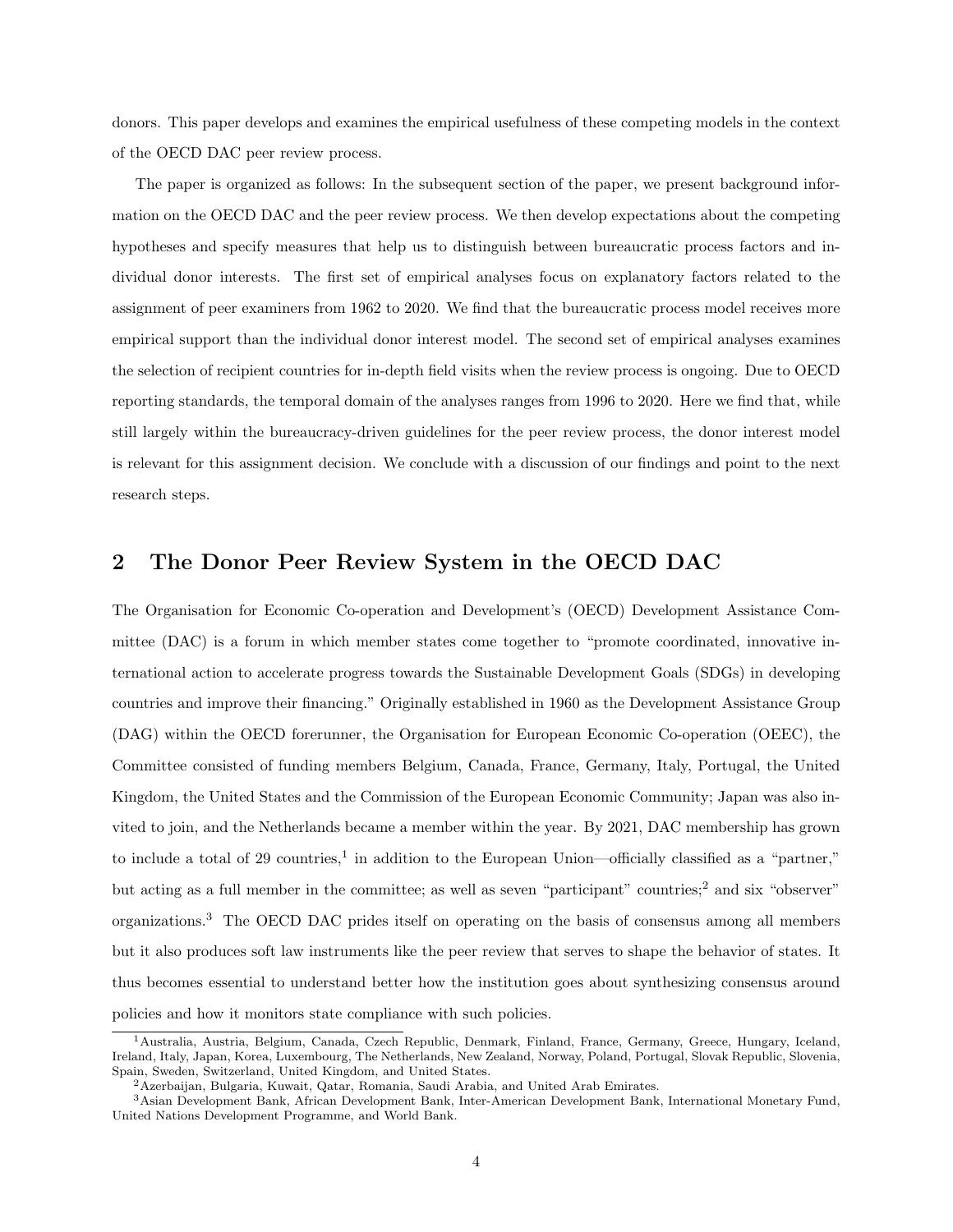donors. This paper develops and examines the empirical usefulness of these competing models in the context of the OECD DAC peer review process.

The paper is organized as follows: In the subsequent section of the paper, we present background information on the OECD DAC and the peer review process. We then develop expectations about the competing hypotheses and specify measures that help us to distinguish between bureaucratic process factors and individual donor interests. The first set of empirical analyses focus on explanatory factors related to the assignment of peer examiners from 1962 to 2020. We find that the bureaucratic process model receives more empirical support than the individual donor interest model. The second set of empirical analyses examines the selection of recipient countries for in-depth field visits when the review process is ongoing. Due to OECD reporting standards, the temporal domain of the analyses ranges from 1996 to 2020. Here we find that, while still largely within the bureaucracy-driven guidelines for the peer review process, the donor interest model is relevant for this assignment decision. We conclude with a discussion of our findings and point to the next research steps.

## 2 The Donor Peer Review System in the OECD DAC

The Organisation for Economic Co-operation and Development's (OECD) Development Assistance Committee (DAC) is a forum in which member states come together to "promote coordinated, innovative international action to accelerate progress towards the Sustainable Development Goals (SDGs) in developing countries and improve their financing." Originally established in 1960 as the Development Assistance Group (DAG) within the OECD forerunner, the Organisation for European Economic Co-operation (OEEC), the Committee consisted of funding members Belgium, Canada, France, Germany, Italy, Portugal, the United Kingdom, the United States and the Commission of the European Economic Community; Japan was also invited to join, and the Netherlands became a member within the year. By 2021, DAC membership has grown to include a total of 29 countries,[1] in addition to the European Union—officially classified as a "partner," but acting as a full member in the committee; as well as seven "participant" countries;[2] and six "observer" organizations.[3] The OECD DAC prides itself on operating on the basis of consensus among all members but it also produces soft law instruments like the peer review that serves to shape the behavior of states. It thus becomes essential to understand better how the institution goes about synthesizing consensus around policies and how it monitors state compliance with such policies.

[1] Australia, Austria, Belgium, Canada, Czech Republic, Denmark, Finland, France, Germany, Greece, Hungary, Iceland, Ireland, Italy, Japan, Korea, Luxembourg, The Netherlands, New Zealand, Norway, Poland, Portugal, Slovak Republic, Slovenia, Spain, Sweden, Switzerland, United Kingdom, and United States.

[2] Azerbaijan, Bulgaria, Kuwait, Qatar, Romania, Saudi Arabia, and United Arab Emirates.

[3] Asian Development Bank, African Development Bank, Inter-American Development Bank, International Monetary Fund, United Nations Development Programme, and World Bank.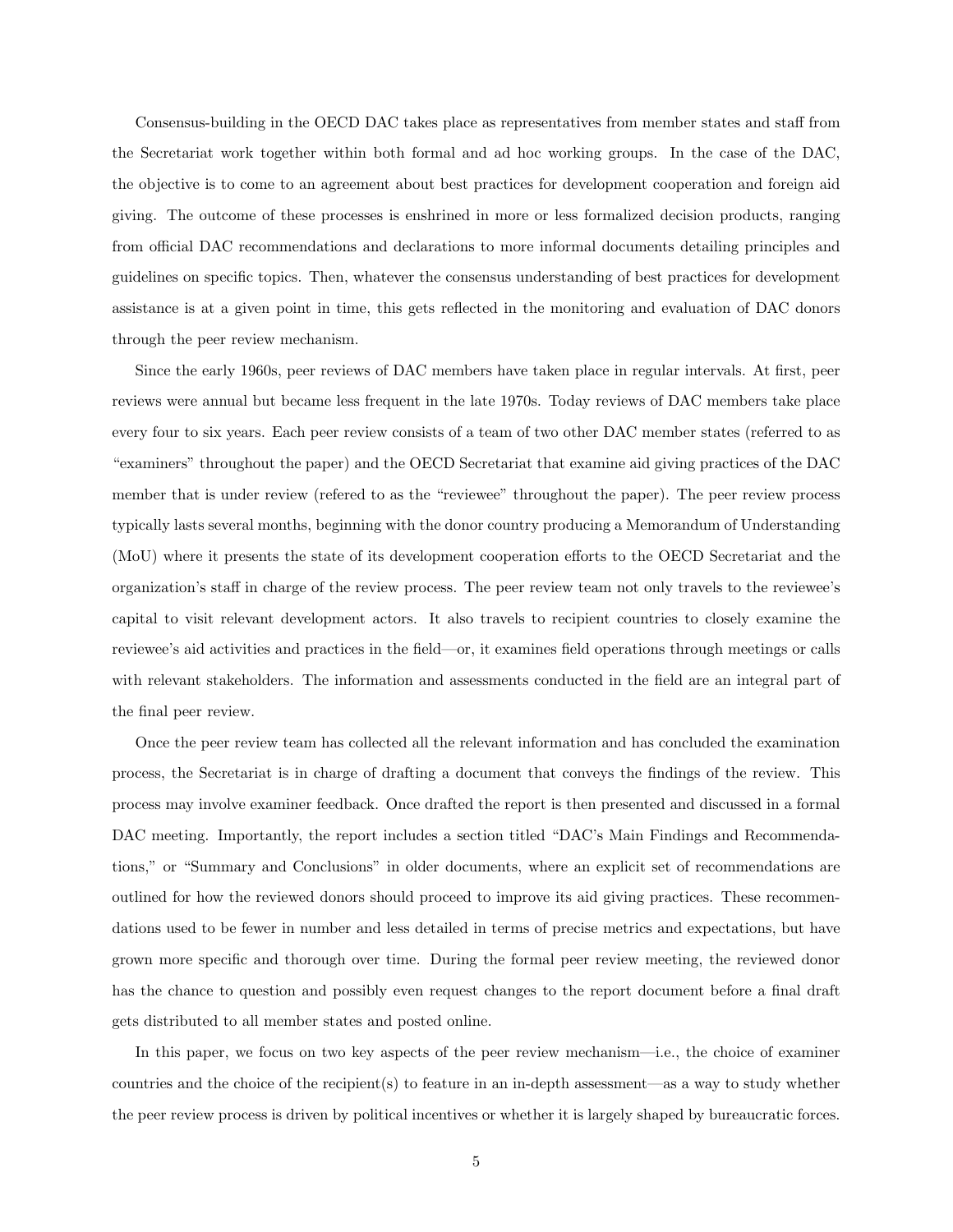Consensus-building in the OECD DAC takes place as representatives from member states and staff from the Secretariat work together within both formal and ad hoc working groups. In the case of the DAC, the objective is to come to an agreement about best practices for development cooperation and foreign aid giving. The outcome of these processes is enshrined in more or less formalized decision products, ranging from official DAC recommendations and declarations to more informal documents detailing principles and guidelines on specific topics. Then, whatever the consensus understanding of best practices for development assistance is at a given point in time, this gets reflected in the monitoring and evaluation of DAC donors through the peer review mechanism.

Since the early 1960s, peer reviews of DAC members have taken place in regular intervals. At first, peer reviews were annual but became less frequent in the late 1970s. Today reviews of DAC members take place every four to six years. Each peer review consists of a team of two other DAC member states (referred to as "examiners" throughout the paper) and the OECD Secretariat that examine aid giving practices of the DAC member that is under review (refered to as the "reviewee" throughout the paper). The peer review process typically lasts several months, beginning with the donor country producing a Memorandum of Understanding (MoU) where it presents the state of its development cooperation efforts to the OECD Secretariat and the organization's staff in charge of the review process. The peer review team not only travels to the reviewee's capital to visit relevant development actors. It also travels to recipient countries to closely examine the reviewee's aid activities and practices in the field—or, it examines field operations through meetings or calls with relevant stakeholders. The information and assessments conducted in the field are an integral part of the final peer review.

Once the peer review team has collected all the relevant information and has concluded the examination process, the Secretariat is in charge of drafting a document that conveys the findings of the review. This process may involve examiner feedback. Once drafted the report is then presented and discussed in a formal DAC meeting. Importantly, the report includes a section titled "DAC's Main Findings and Recommendations," or "Summary and Conclusions" in older documents, where an explicit set of recommendations are outlined for how the reviewed donors should proceed to improve its aid giving practices. These recommendations used to be fewer in number and less detailed in terms of precise metrics and expectations, but have grown more specific and thorough over time. During the formal peer review meeting, the reviewed donor has the chance to question and possibly even request changes to the report document before a final draft gets distributed to all member states and posted online.

In this paper, we focus on two key aspects of the peer review mechanism—i.e., the choice of examiner countries and the choice of the recipient(s) to feature in an in-depth assessment—as a way to study whether the peer review process is driven by political incentives or whether it is largely shaped by bureaucratic forces.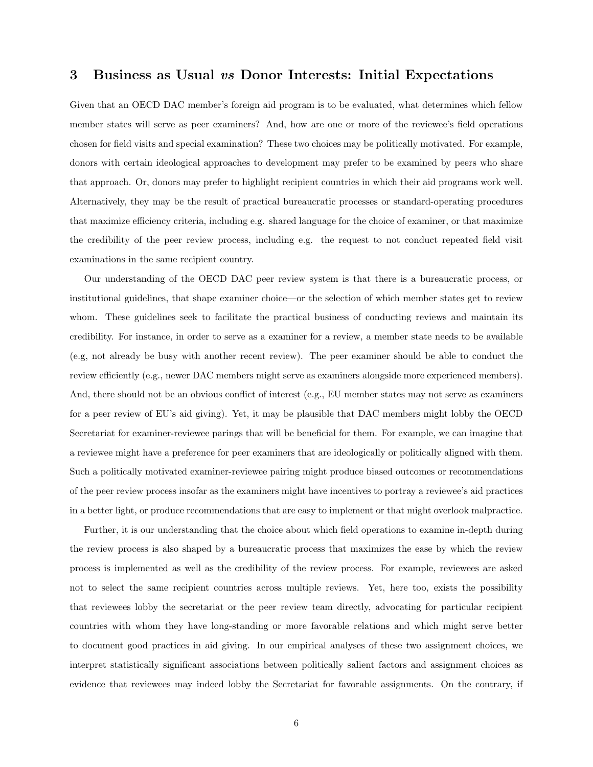## 3 Business as Usual *vs* Donor Interests: Initial Expectations

Given that an OECD DAC member's foreign aid program is to be evaluated, what determines which fellow member states will serve as peer examiners? And, how are one or more of the reviewee's field operations chosen for field visits and special examination? These two choices may be politically motivated. For example, donors with certain ideological approaches to development may prefer to be examined by peers who share that approach. Or, donors may prefer to highlight recipient countries in which their aid programs work well. Alternatively, they may be the result of practical bureaucratic processes or standard-operating procedures that maximize efficiency criteria, including e.g. shared language for the choice of examiner, or that maximize the credibility of the peer review process, including e.g. the request to not conduct repeated field visit examinations in the same recipient country.

Our understanding of the OECD DAC peer review system is that there is a bureaucratic process, or institutional guidelines, that shape examiner choice—or the selection of which member states get to review whom. These guidelines seek to facilitate the practical business of conducting reviews and maintain its credibility. For instance, in order to serve as a examiner for a review, a member state needs to be available (e.g, not already be busy with another recent review). The peer examiner should be able to conduct the review efficiently (e.g., newer DAC members might serve as examiners alongside more experienced members). And, there should not be an obvious conflict of interest (e.g., EU member states may not serve as examiners for a peer review of EU's aid giving). Yet, it may be plausible that DAC members might lobby the OECD Secretariat for examiner-reviewee parings that will be beneficial for them. For example, we can imagine that a reviewee might have a preference for peer examiners that are ideologically or politically aligned with them. Such a politically motivated examiner-reviewee pairing might produce biased outcomes or recommendations of the peer review process insofar as the examiners might have incentives to portray a reviewee's aid practices in a better light, or produce recommendations that are easy to implement or that might overlook malpractice.

Further, it is our understanding that the choice about which field operations to examine in-depth during the review process is also shaped by a bureaucratic process that maximizes the ease by which the review process is implemented as well as the credibility of the review process. For example, reviewees are asked not to select the same recipient countries across multiple reviews. Yet, here too, exists the possibility that reviewees lobby the secretariat or the peer review team directly, advocating for particular recipient countries with whom they have long-standing or more favorable relations and which might serve better to document good practices in aid giving. In our empirical analyses of these two assignment choices, we interpret statistically significant associations between politically salient factors and assignment choices as evidence that reviewees may indeed lobby the Secretariat for favorable assignments. On the contrary, if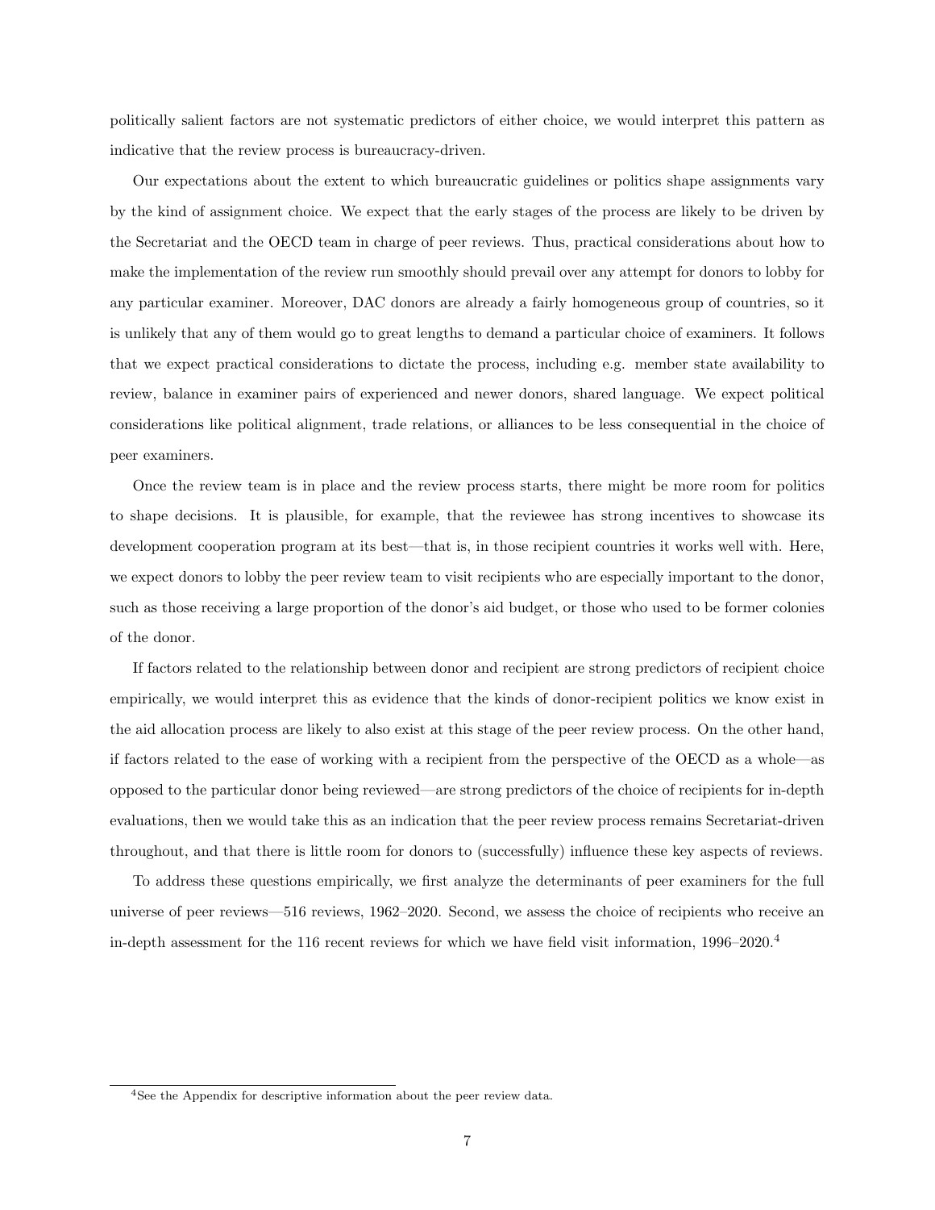politically salient factors are not systematic predictors of either choice, we would interpret this pattern as indicative that the review process is bureaucracy-driven.

Our expectations about the extent to which bureaucratic guidelines or politics shape assignments vary by the kind of assignment choice. We expect that the early stages of the process are likely to be driven by the Secretariat and the OECD team in charge of peer reviews. Thus, practical considerations about how to make the implementation of the review run smoothly should prevail over any attempt for donors to lobby for any particular examiner. Moreover, DAC donors are already a fairly homogeneous group of countries, so it is unlikely that any of them would go to great lengths to demand a particular choice of examiners. It follows that we expect practical considerations to dictate the process, including e.g. member state availability to review, balance in examiner pairs of experienced and newer donors, shared language. We expect political considerations like political alignment, trade relations, or alliances to be less consequential in the choice of peer examiners.

Once the review team is in place and the review process starts, there might be more room for politics to shape decisions. It is plausible, for example, that the reviewee has strong incentives to showcase its development cooperation program at its best—that is, in those recipient countries it works well with. Here, we expect donors to lobby the peer review team to visit recipients who are especially important to the donor, such as those receiving a large proportion of the donor's aid budget, or those who used to be former colonies of the donor.

If factors related to the relationship between donor and recipient are strong predictors of recipient choice empirically, we would interpret this as evidence that the kinds of donor-recipient politics we know exist in the aid allocation process are likely to also exist at this stage of the peer review process. On the other hand, if factors related to the ease of working with a recipient from the perspective of the OECD as a whole—as opposed to the particular donor being reviewed—are strong predictors of the choice of recipients for in-depth evaluations, then we would take this as an indication that the peer review process remains Secretariat-driven throughout, and that there is little room for donors to (successfully) influence these key aspects of reviews.

To address these questions empirically, we first analyze the determinants of peer examiners for the full universe of peer reviews—516 reviews, 1962–2020. Second, we assess the choice of recipients who receive an in-depth assessment for the 116 recent reviews for which we have field visit information, 1996–2020.[4]

[4]See the Appendix for descriptive information about the peer review data.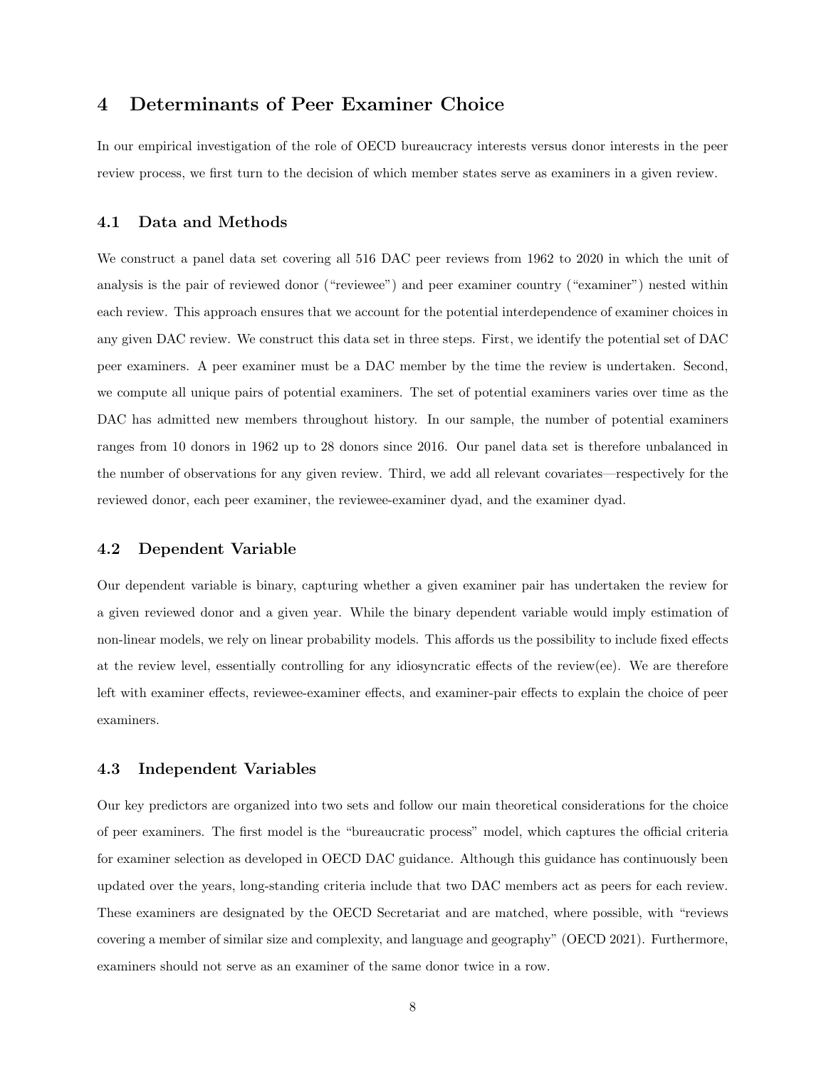## 4 Determinants of Peer Examiner Choice

In our empirical investigation of the role of OECD bureaucracy interests versus donor interests in the peer review process, we first turn to the decision of which member states serve as examiners in a given review.

### 4.1 Data and Methods

We construct a panel data set covering all 516 DAC peer reviews from 1962 to 2020 in which the unit of analysis is the pair of reviewed donor ("reviewee") and peer examiner country ("examiner") nested within each review. This approach ensures that we account for the potential interdependence of examiner choices in any given DAC review. We construct this data set in three steps. First, we identify the potential set of DAC peer examiners. A peer examiner must be a DAC member by the time the review is undertaken. Second, we compute all unique pairs of potential examiners. The set of potential examiners varies over time as the DAC has admitted new members throughout history. In our sample, the number of potential examiners ranges from 10 donors in 1962 up to 28 donors since 2016. Our panel data set is therefore unbalanced in the number of observations for any given review. Third, we add all relevant covariates—respectively for the reviewed donor, each peer examiner, the reviewee-examiner dyad, and the examiner dyad.

### 4.2 Dependent Variable

Our dependent variable is binary, capturing whether a given examiner pair has undertaken the review for a given reviewed donor and a given year. While the binary dependent variable would imply estimation of non-linear models, we rely on linear probability models. This affords us the possibility to include fixed effects at the review level, essentially controlling for any idiosyncratic effects of the review(ee). We are therefore left with examiner effects, reviewee-examiner effects, and examiner-pair effects to explain the choice of peer examiners.

### 4.3 Independent Variables

Our key predictors are organized into two sets and follow our main theoretical considerations for the choice of peer examiners. The first model is the "bureaucratic process" model, which captures the official criteria for examiner selection as developed in OECD DAC guidance. Although this guidance has continuously been updated over the years, long-standing criteria include that two DAC members act as peers for each review. These examiners are designated by the OECD Secretariat and are matched, where possible, with "reviews covering a member of similar size and complexity, and language and geography" (OECD 2021). Furthermore, examiners should not serve as an examiner of the same donor twice in a row.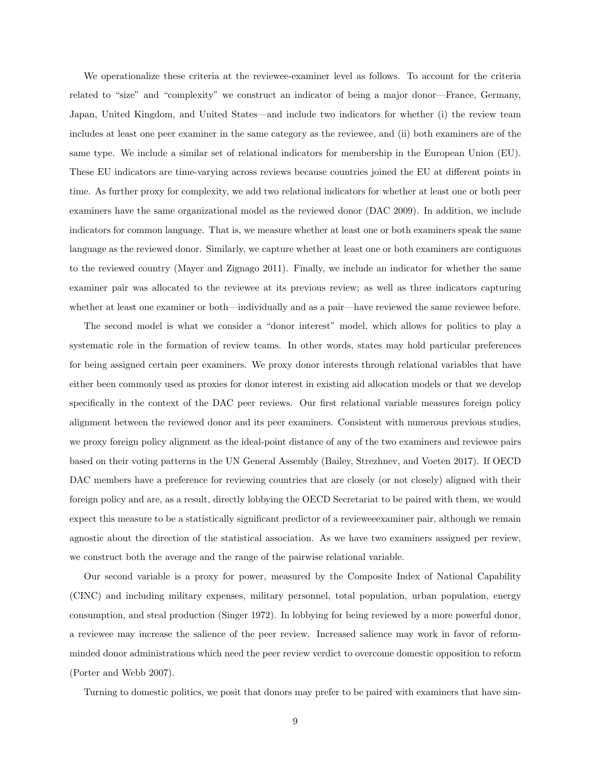We operationalize these criteria at the reviewee-examiner level as follows. To account for the criteria related to "size" and "complexity" we construct an indicator of being a major donor—France, Germany, Japan, United Kingdom, and United States—and include two indicators for whether (i) the review team includes at least one peer examiner in the same category as the reviewee, and (ii) both examiners are of the same type. We include a similar set of relational indicators for membership in the European Union (EU). These EU indicators are time-varying across reviews because countries joined the EU at different points in time. As further proxy for complexity, we add two relational indicators for whether at least one or both peer examiners have the same organizational model as the reviewed donor (DAC 2009). In addition, we include indicators for common language. That is, we measure whether at least one or both examiners speak the same language as the reviewed donor. Similarly, we capture whether at least one or both examiners are contiguous to the reviewed country (Mayer and Zignago 2011). Finally, we include an indicator for whether the same examiner pair was allocated to the reviewee at its previous review; as well as three indicators capturing whether at least one examiner or both—individually and as a pair—have reviewed the same reviewee before.

The second model is what we consider a "donor interest" model, which allows for politics to play a systematic role in the formation of review teams. In other words, states may hold particular preferences for being assigned certain peer examiners. We proxy donor interests through relational variables that have either been commonly used as proxies for donor interest in existing aid allocation models or that we develop specifically in the context of the DAC peer reviews. Our first relational variable measures foreign policy alignment between the reviewed donor and its peer examiners. Consistent with numerous previous studies, we proxy foreign policy alignment as the ideal-point distance of any of the two examiners and reviewee pairs based on their voting patterns in the UN General Assembly (Bailey, Strezhnev, and Voeten 2017). If OECD DAC members have a preference for reviewing countries that are closely (or not closely) aligned with their foreign policy and are, as a result, directly lobbying the OECD Secretariat to be paired with them, we would expect this measure to be a statistically significant predictor of a revieweeexaminer pair, although we remain agnostic about the direction of the statistical association. As we have two examiners assigned per review, we construct both the average and the range of the pairwise relational variable.

Our second variable is a proxy for power, measured by the Composite Index of National Capability (CINC) and including military expenses, military personnel, total population, urban population, energy consumption, and steal production (Singer 1972). In lobbying for being reviewed by a more powerful donor, a reviewee may increase the salience of the peer review. Increased salience may work in favor of reform-minded donor administrations which need the peer review verdict to overcome domestic opposition to reform (Porter and Webb 2007).

Turning to domestic politics, we posit that donors may prefer to be paired with examiners that have sim-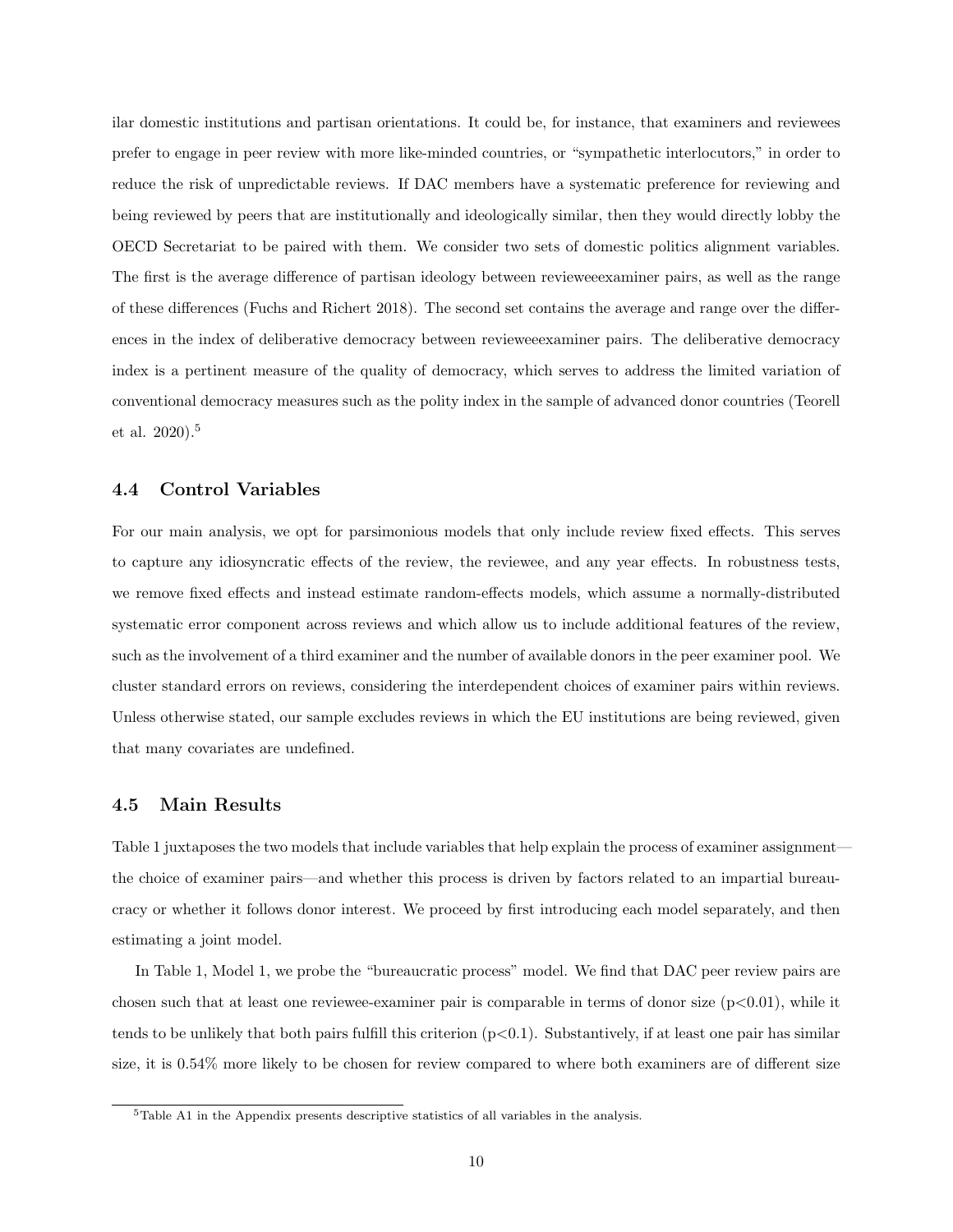ilar domestic institutions and partisan orientations. It could be, for instance, that examiners and reviewees prefer to engage in peer review with more like-minded countries, or "sympathetic interlocutors," in order to reduce the risk of unpredictable reviews. If DAC members have a systematic preference for reviewing and being reviewed by peers that are institutionally and ideologically similar, then they would directly lobby the OECD Secretariat to be paired with them. We consider two sets of domestic politics alignment variables. The first is the average difference of partisan ideology between revieweeexaminer pairs, as well as the range of these differences (Fuchs and Richert 2018). The second set contains the average and range over the differences in the index of deliberative democracy between revieweeexaminer pairs. The deliberative democracy index is a pertinent measure of the quality of democracy, which serves to address the limited variation of conventional democracy measures such as the polity index in the sample of advanced donor countries (Teorell et al. 2020).[5]

### 4.4 Control Variables

For our main analysis, we opt for parsimonious models that only include review fixed effects. This serves to capture any idiosyncratic effects of the review, the reviewee, and any year effects. In robustness tests, we remove fixed effects and instead estimate random-effects models, which assume a normally-distributed systematic error component across reviews and which allow us to include additional features of the review, such as the involvement of a third examiner and the number of available donors in the peer examiner pool. We cluster standard errors on reviews, considering the interdependent choices of examiner pairs within reviews. Unless otherwise stated, our sample excludes reviews in which the EU institutions are being reviewed, given that many covariates are undefined.

### 4.5 Main Results

Table 1 juxtaposes the two models that include variables that help explain the process of examiner assignment—the choice of examiner pairs—and whether this process is driven by factors related to an impartial bureaucracy or whether it follows donor interest. We proceed by first introducing each model separately, and then estimating a joint model.

In Table 1, Model 1, we probe the "bureaucratic process" model. We find that DAC peer review pairs are chosen such that at least one reviewee-examiner pair is comparable in terms of donor size ($p<0.01$), while it tends to be unlikely that both pairs fulfill this criterion ($p<0.1$). Substantively, if at least one pair has similar size, it is 0.54% more likely to be chosen for review compared to where both examiners are of different size

[5] Table A1 in the Appendix presents descriptive statistics of all variables in the analysis.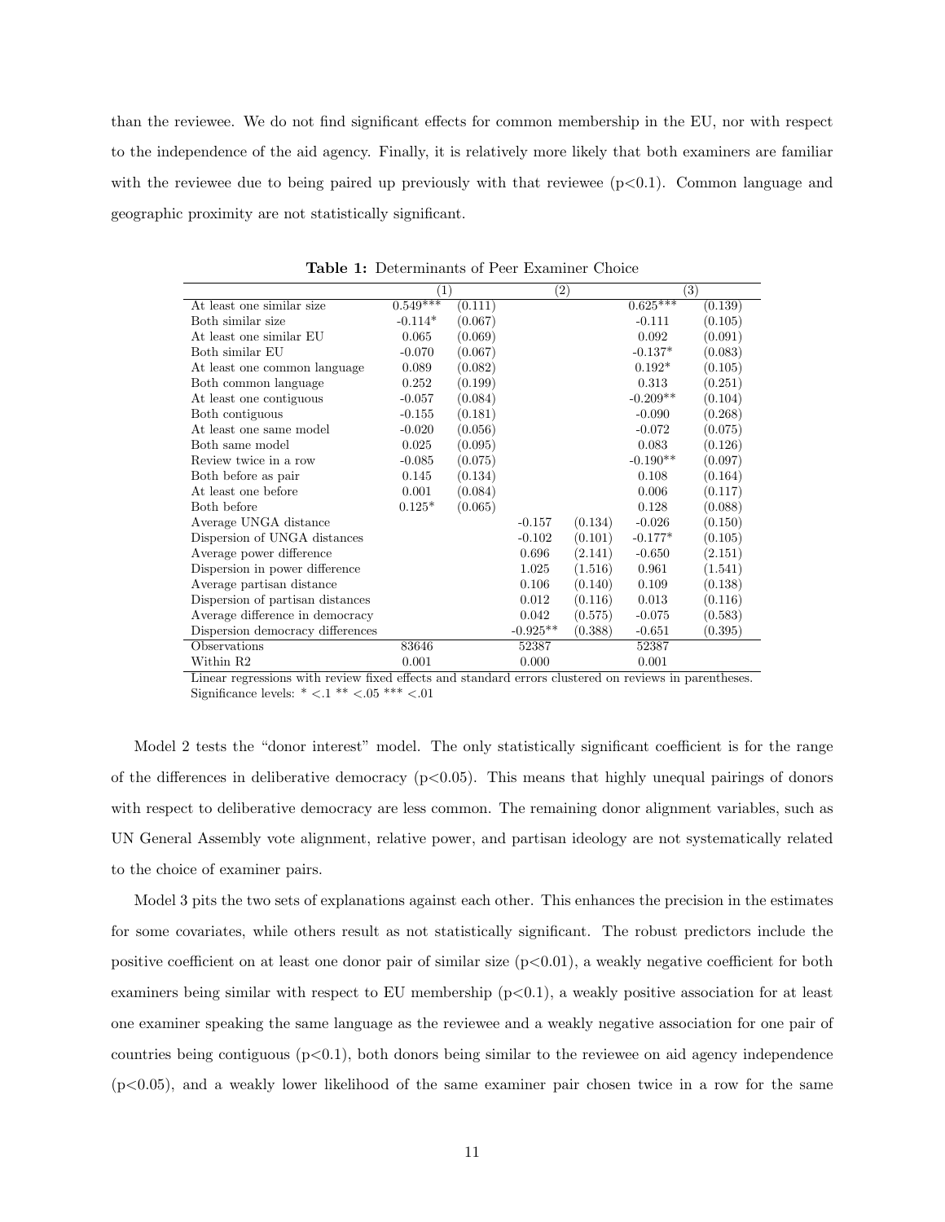than the reviewee. We do not find significant effects for common membership in the EU, nor with respect to the independence of the aid agency. Finally, it is relatively more likely that both examiners are familiar with the reviewee due to being paired up previously with that reviewee ($p<0.1$). Common language and geographic proximity are not statistically significant.

**Table 1:** Determinants of Peer Examiner Choice

| | (1) | | (2) | | (3) | |
|---|---|---|---|---|---|---|
| At least one similar size | 0.549*** | (0.111) | | | 0.625*** | (0.139) |
| Both similar size | -0.114* | (0.067) | | | -0.111 | (0.105) |
| At least one similar EU | 0.065 | (0.069) | | | 0.092 | (0.091) |
| Both similar EU | -0.070 | (0.067) | | | -0.137* | (0.083) |
| At least one common language | 0.089 | (0.082) | | | 0.192* | (0.105) |
| Both common language | 0.252 | (0.199) | | | 0.313 | (0.251) |
| At least one contiguous | -0.057 | (0.084) | | | -0.209** | (0.104) |
| Both contiguous | -0.155 | (0.181) | | | -0.090 | (0.268) |
| At least one same model | -0.020 | (0.056) | | | -0.072 | (0.075) |
| Both same model | 0.025 | (0.095) | | | 0.083 | (0.126) |
| Review twice in a row | -0.085 | (0.075) | | | -0.190** | (0.097) |
| Both before as pair | 0.145 | (0.134) | | | 0.108 | (0.164) |
| At least one before | 0.001 | (0.084) | | | 0.006 | (0.117) |
| Both before | 0.125* | (0.065) | | | 0.128 | (0.088) |
| Average UNGA distance | | | -0.157 | (0.134) | -0.026 | (0.150) |
| Dispersion of UNGA distances | | | -0.102 | (0.101) | -0.177* | (0.105) |
| Average power difference | | | 0.696 | (2.141) | -0.650 | (2.151) |
| Dispersion in power difference | | | 1.025 | (1.516) | 0.961 | (1.541) |
| Average partisan distance | | | 0.106 | (0.140) | 0.109 | (0.138) |
| Dispersion of partisan distances | | | 0.012 | (0.116) | 0.013 | (0.116) |
| Average difference in democracy | | | 0.042 | (0.575) | -0.075 | (0.583) |
| Dispersion democracy differences | | | -0.925** | (0.388) | -0.651 | (0.395) |
| Observations | 83646 | | 52387 | | 52387 | |
| Within R2 | 0.001 | | 0.000 | | 0.001 | |

Linear regressions with review fixed effects and standard errors clustered on reviews in parentheses.
Significance levels: * <.1 ** <.05 *** <.01

Model 2 tests the "donor interest" model. The only statistically significant coefficient is for the range of the differences in deliberative democracy ($p<0.05$). This means that highly unequal pairings of donors with respect to deliberative democracy are less common. The remaining donor alignment variables, such as UN General Assembly vote alignment, relative power, and partisan ideology are not systematically related to the choice of examiner pairs.

Model 3 pits the two sets of explanations against each other. This enhances the precision in the estimates for some covariates, while others result as not statistically significant. The robust predictors include the positive coefficient on at least one donor pair of similar size ($p<0.01$), a weakly negative coefficient for both examiners being similar with respect to EU membership ($p<0.1$), a weakly positive association for at least one examiner speaking the same language as the reviewee and a weakly negative association for one pair of countries being contiguous ($p<0.1$), both donors being similar to the reviewee on aid agency independence ($p<0.05$), and a weakly lower likelihood of the same examiner pair chosen twice in a row for the same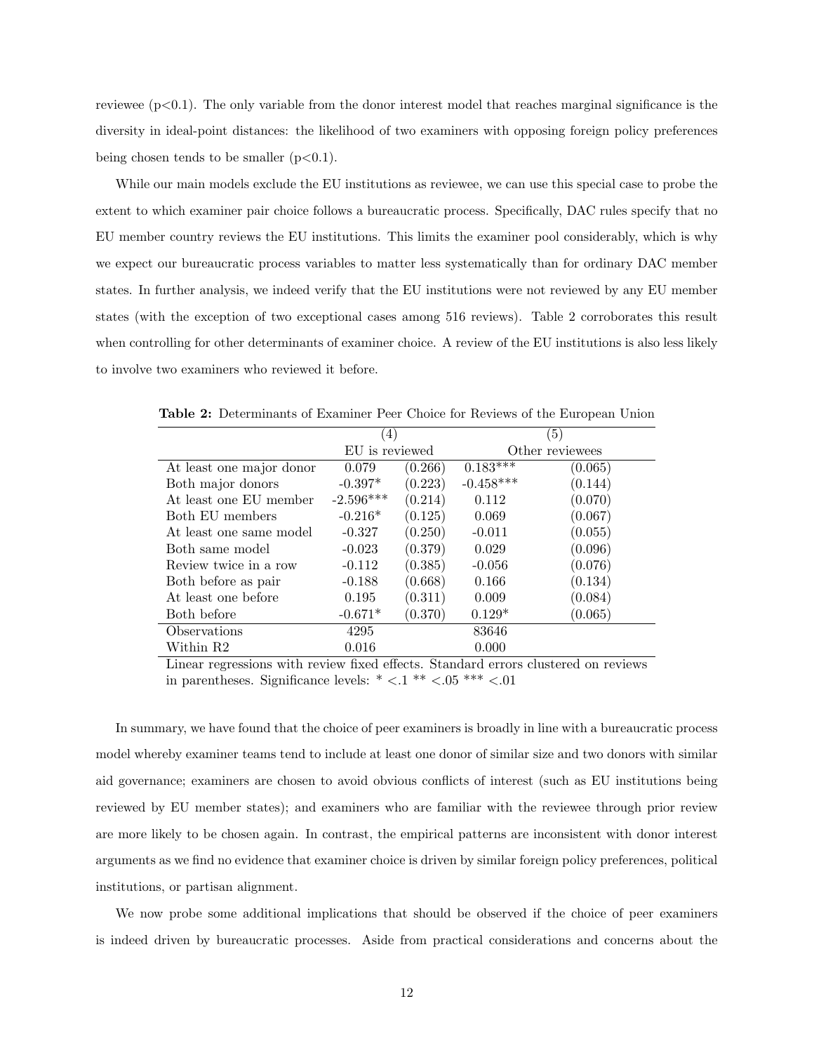reviewee ($p<0.1$). The only variable from the donor interest model that reaches marginal significance is the diversity in ideal-point distances: the likelihood of two examiners with opposing foreign policy preferences being chosen tends to be smaller ($p<0.1$).

While our main models exclude the EU institutions as reviewee, we can use this special case to probe the extent to which examiner pair choice follows a bureaucratic process. Specifically, DAC rules specify that no EU member country reviews the EU institutions. This limits the examiner pool considerably, which is why we expect our bureaucratic process variables to matter less systematically than for ordinary DAC member states. In further analysis, we indeed verify that the EU institutions were not reviewed by any EU member states (with the exception of two exceptional cases among 516 reviews). Table 2 corroborates this result when controlling for other determinants of examiner choice. A review of the EU institutions is also less likely to involve two examiners who reviewed it before.

**Table 2:** Determinants of Examiner Peer Choice for Reviews of the European Union

| | (4) | | (5) | |
|---|---|---|---|---|
| | EU is reviewed | | Other reviewees | |
| At least one major donor | 0.079 | (0.266) | 0.183*** | (0.065) |
| Both major donors | -0.397* | (0.223) | -0.458*** | (0.144) |
| At least one EU member | -2.596*** | (0.214) | 0.112 | (0.070) |
| Both EU members | -0.216* | (0.125) | 0.069 | (0.067) |
| At least one same model | -0.327 | (0.250) | -0.011 | (0.055) |
| Both same model | -0.023 | (0.379) | 0.029 | (0.096) |
| Review twice in a row | -0.112 | (0.385) | -0.056 | (0.076) |
| Both before as pair | -0.188 | (0.668) | 0.166 | (0.134) |
| At least one before | 0.195 | (0.311) | 0.009 | (0.084) |
| Both before | -0.671* | (0.370) | 0.129* | (0.065) |
| Observations | 4295 | | 83646 | |
| Within R2 | 0.016 | | 0.000 | |

Linear regressions with review fixed effects. Standard errors clustered on reviews in parentheses. Significance levels: * <.1 ** <.05 *** <.01

In summary, we have found that the choice of peer examiners is broadly in line with a bureaucratic process model whereby examiner teams tend to include at least one donor of similar size and two donors with similar aid governance; examiners are chosen to avoid obvious conflicts of interest (such as EU institutions being reviewed by EU member states); and examiners who are familiar with the reviewee through prior review are more likely to be chosen again. In contrast, the empirical patterns are inconsistent with donor interest arguments as we find no evidence that examiner choice is driven by similar foreign policy preferences, political institutions, or partisan alignment.

We now probe some additional implications that should be observed if the choice of peer examiners is indeed driven by bureaucratic processes. Aside from practical considerations and concerns about the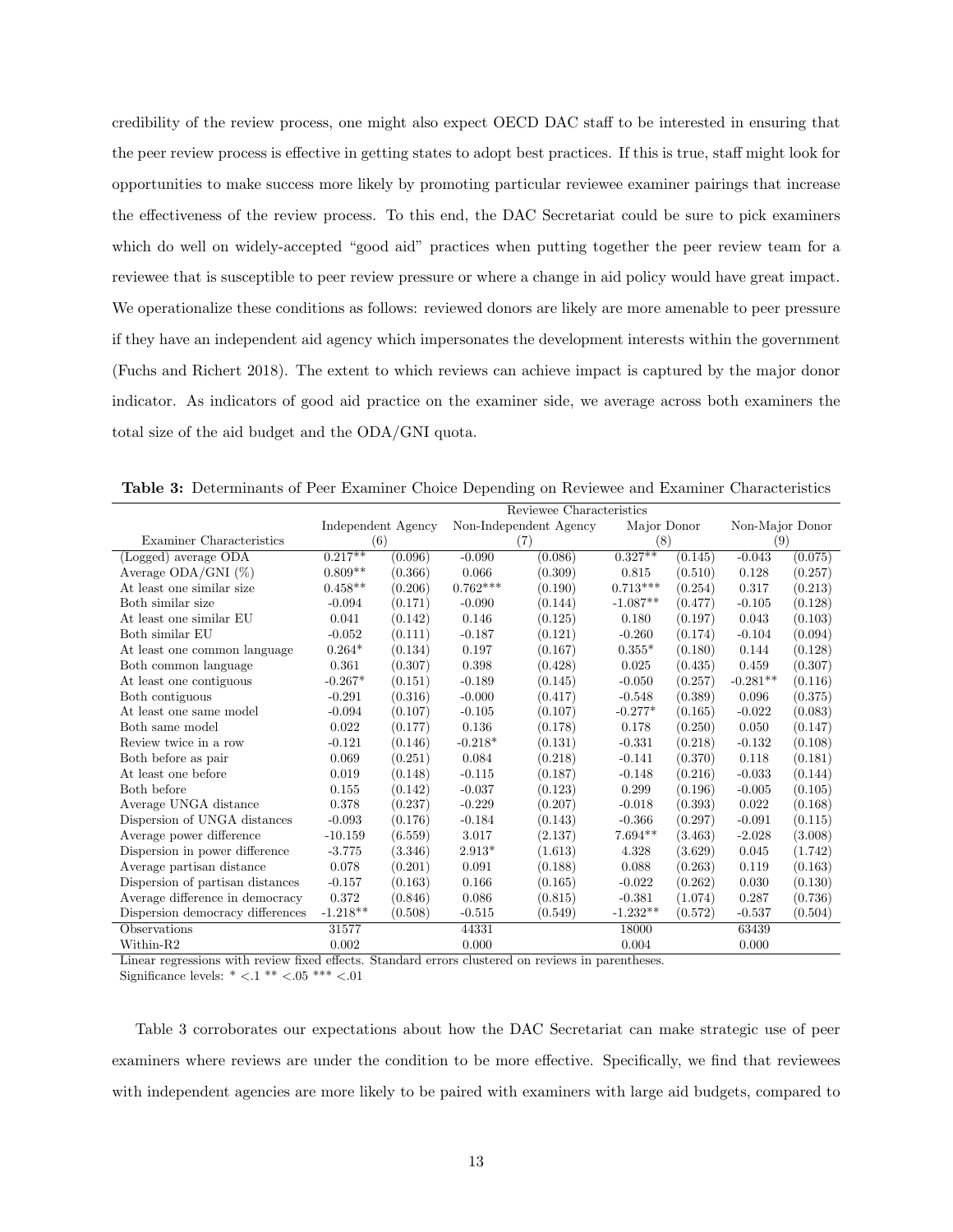credibility of the review process, one might also expect OECD DAC staff to be interested in ensuring that the peer review process is effective in getting states to adopt best practices. If this is true, staff might look for opportunities to make success more likely by promoting particular reviewee examiner pairings that increase the effectiveness of the review process. To this end, the DAC Secretariat could be sure to pick examiners which do well on widely-accepted "good aid" practices when putting together the peer review team for a reviewee that is susceptible to peer review pressure or where a change in aid policy would have great impact. We operationalize these conditions as follows: reviewed donors are likely are more amenable to peer pressure if they have an independent aid agency which impersonates the development interests within the government (Fuchs and Richert 2018). The extent to which reviews can achieve impact is captured by the major donor indicator. As indicators of good aid practice on the examiner side, we average across both examiners the total size of the aid budget and the ODA/GNI quota.

**Table 3:** Determinants of Peer Examiner Choice Depending on Reviewee and Examiner Characteristics

| | Reviewee Characteristics | | | | | | | |
|---|---|---|---|---|---|---|---|---|
| | Independent Agency | | Non-Independent Agency | | Major Donor | | Non-Major Donor | |
| Examiner Characteristics | (6) | | (7) | | (8) | | (9) | |
| (Logged) average ODA | 0.217** | (0.096) | -0.090 | (0.086) | 0.327** | (0.145) | -0.043 | (0.075) |
| Average ODA/GNI (%) | 0.809** | (0.366) | 0.066 | (0.309) | 0.815 | (0.510) | 0.128 | (0.257) |
| At least one similar size | 0.458** | (0.206) | 0.762*** | (0.190) | 0.713*** | (0.254) | 0.317 | (0.213) |
| Both similar size | -0.094 | (0.171) | -0.090 | (0.144) | -1.087** | (0.477) | -0.105 | (0.128) |
| At least one similar EU | 0.041 | (0.142) | 0.146 | (0.125) | 0.180 | (0.197) | 0.043 | (0.103) |
| Both similar EU | -0.052 | (0.111) | -0.187 | (0.121) | -0.260 | (0.174) | -0.104 | (0.094) |
| At least one common language | 0.264* | (0.134) | 0.197 | (0.167) | 0.355* | (0.180) | 0.144 | (0.128) |
| Both common language | 0.361 | (0.307) | 0.398 | (0.428) | 0.025 | (0.435) | 0.459 | (0.307) |
| At least one contiguous | -0.267* | (0.151) | -0.189 | (0.145) | -0.050 | (0.257) | -0.281** | (0.116) |
| Both contiguous | -0.291 | (0.316) | -0.000 | (0.417) | -0.548 | (0.389) | 0.096 | (0.375) |
| At least one same model | -0.094 | (0.107) | -0.105 | (0.107) | -0.277* | (0.165) | -0.022 | (0.083) |
| Both same model | 0.022 | (0.177) | 0.136 | (0.178) | 0.178 | (0.250) | 0.050 | (0.147) |
| Review twice in a row | -0.121 | (0.146) | -0.218* | (0.131) | -0.331 | (0.218) | -0.132 | (0.108) |
| Both before as pair | 0.069 | (0.251) | 0.084 | (0.218) | -0.141 | (0.370) | 0.118 | (0.181) |
| At least one before | 0.019 | (0.148) | -0.115 | (0.187) | -0.148 | (0.216) | -0.033 | (0.144) |
| Both before | 0.155 | (0.142) | -0.037 | (0.123) | 0.299 | (0.196) | -0.005 | (0.105) |
| Average UNGA distance | 0.378 | (0.237) | -0.229 | (0.207) | -0.018 | (0.393) | 0.022 | (0.168) |
| Dispersion of UNGA distances | -0.093 | (0.176) | -0.184 | (0.143) | -0.366 | (0.297) | -0.091 | (0.115) |
| Average power difference | -10.159 | (6.559) | 3.017 | (2.137) | 7.694** | (3.463) | -2.028 | (3.008) |
| Dispersion in power difference | -3.775 | (3.346) | 2.913* | (1.613) | 4.328 | (3.629) | 0.045 | (1.742) |
| Average partisan distance | 0.078 | (0.201) | 0.091 | (0.188) | 0.088 | (0.263) | 0.119 | (0.163) |
| Dispersion of partisan distances | -0.157 | (0.163) | 0.166 | (0.165) | -0.022 | (0.262) | 0.030 | (0.130) |
| Average difference in democracy | 0.372 | (0.846) | 0.086 | (0.815) | -0.381 | (1.074) | 0.287 | (0.736) |
| Dispersion democracy differences | -1.218** | (0.508) | -0.515 | (0.549) | -1.232** | (0.572) | -0.537 | (0.504) |
| Observations | 31577 | | 44331 | | 18000 | | 63439 | |
| Within-R2 | 0.002 | | 0.000 | | 0.004 | | 0.000 | |

Linear regressions with review fixed effects. Standard errors clustered on reviews in parentheses.
Significance levels: * <.1 ** <.05 *** <.01

Table 3 corroborates our expectations about how the DAC Secretariat can make strategic use of peer examiners where reviews are under the condition to be more effective. Specifically, we find that reviewees with independent agencies are more likely to be paired with examiners with large aid budgets, compared to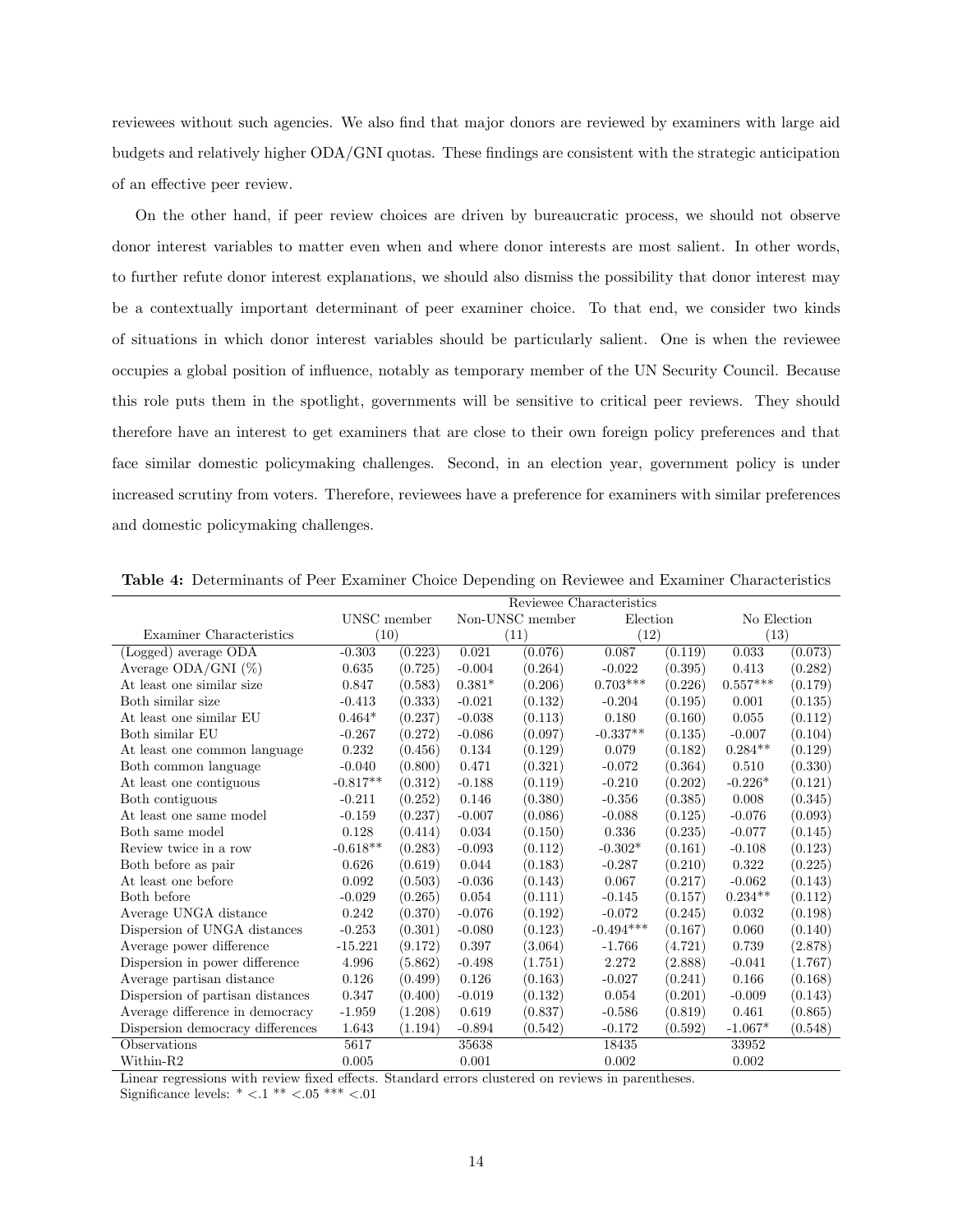reviewees without such agencies. We also find that major donors are reviewed by examiners with large aid budgets and relatively higher ODA/GNI quotas. These findings are consistent with the strategic anticipation of an effective peer review.

On the other hand, if peer review choices are driven by bureaucratic process, we should not observe donor interest variables to matter even when and where donor interests are most salient. In other words, to further refute donor interest explanations, we should also dismiss the possibility that donor interest may be a contextually important determinant of peer examiner choice. To that end, we consider two kinds of situations in which donor interest variables should be particularly salient. One is when the reviewee occupies a global position of influence, notably as temporary member of the UN Security Council. Because this role puts them in the spotlight, governments will be sensitive to critical peer reviews. They should therefore have an interest to get examiners that are close to their own foreign policy preferences and that face similar domestic policymaking challenges. Second, in an election year, government policy is under increased scrutiny from voters. Therefore, reviewees have a preference for examiners with similar preferences and domestic policymaking challenges.

**Table 4:** Determinants of Peer Examiner Choice Depending on Reviewee and Examiner Characteristics

| | Reviewee Characteristics | | | | | | | |
|---|---|---|---|---|---|---|---|---|
| | UNSC member | | Non-UNSC member | | Election | | No Election | |
| Examiner Characteristics | (10) | | (11) | | (12) | | (13) | |
| (Logged) average ODA | -0.303 | (0.223) | 0.021 | (0.076) | 0.087 | (0.119) | 0.033 | (0.073) |
| Average ODA/GNI (%) | 0.635 | (0.725) | -0.004 | (0.264) | -0.022 | (0.395) | 0.413 | (0.282) |
| At least one similar size | 0.847 | (0.583) | 0.381* | (0.206) | 0.703*** | (0.226) | 0.557*** | (0.179) |
| Both similar size | -0.413 | (0.333) | -0.021 | (0.132) | -0.204 | (0.195) | 0.001 | (0.135) |
| At least one similar EU | 0.464* | (0.237) | -0.038 | (0.113) | 0.180 | (0.160) | 0.055 | (0.112) |
| Both similar EU | -0.267 | (0.272) | -0.086 | (0.097) | -0.337** | (0.135) | -0.007 | (0.104) |
| At least one common language | 0.232 | (0.456) | 0.134 | (0.129) | 0.079 | (0.182) | 0.284** | (0.129) |
| Both common language | -0.040 | (0.800) | 0.471 | (0.321) | -0.072 | (0.364) | 0.510 | (0.330) |
| At least one contiguous | -0.817** | (0.312) | -0.188 | (0.119) | -0.210 | (0.202) | -0.226* | (0.121) |
| Both contiguous | -0.211 | (0.252) | 0.146 | (0.380) | -0.356 | (0.385) | 0.008 | (0.345) |
| At least one same model | -0.159 | (0.237) | -0.007 | (0.086) | -0.088 | (0.125) | -0.076 | (0.093) |
| Both same model | 0.128 | (0.414) | 0.034 | (0.150) | 0.336 | (0.235) | -0.077 | (0.145) |
| Review twice in a row | -0.618** | (0.283) | -0.093 | (0.112) | -0.302* | (0.161) | -0.108 | (0.123) |
| Both before as pair | 0.626 | (0.619) | 0.044 | (0.183) | -0.287 | (0.210) | 0.322 | (0.225) |
| At least one before | 0.092 | (0.503) | -0.036 | (0.143) | 0.067 | (0.217) | -0.062 | (0.143) |
| Both before | -0.029 | (0.265) | 0.054 | (0.111) | -0.145 | (0.157) | 0.234** | (0.112) |
| Average UNGA distance | 0.242 | (0.370) | -0.076 | (0.192) | -0.072 | (0.245) | 0.032 | (0.198) |
| Dispersion of UNGA distances | -0.253 | (0.301) | -0.080 | (0.123) | -0.494*** | (0.167) | 0.060 | (0.140) |
| Average power difference | -15.221 | (9.172) | 0.397 | (3.064) | -1.766 | (4.721) | 0.739 | (2.878) |
| Dispersion in power difference | 4.996 | (5.862) | -0.498 | (1.751) | 2.272 | (2.888) | -0.041 | (1.767) |
| Average partisan distance | 0.126 | (0.499) | 0.126 | (0.163) | -0.027 | (0.241) | 0.166 | (0.168) |
| Dispersion of partisan distances | 0.347 | (0.400) | -0.019 | (0.132) | 0.054 | (0.201) | -0.009 | (0.143) |
| Average difference in democracy | -1.959 | (1.208) | 0.619 | (0.837) | -0.586 | (0.819) | 0.461 | (0.865) |
| Dispersion democracy differences | 1.643 | (1.194) | -0.894 | (0.542) | -0.172 | (0.592) | -1.067* | (0.548) |
| Observations | 5617 | | 35638 | | 18435 | | 33952 | |
| Within-R2 | 0.005 | | 0.001 | | 0.002 | | 0.002 | |

Linear regressions with review fixed effects. Standard errors clustered on reviews in parentheses.
Significance levels: * <.1 ** <.05 *** <.01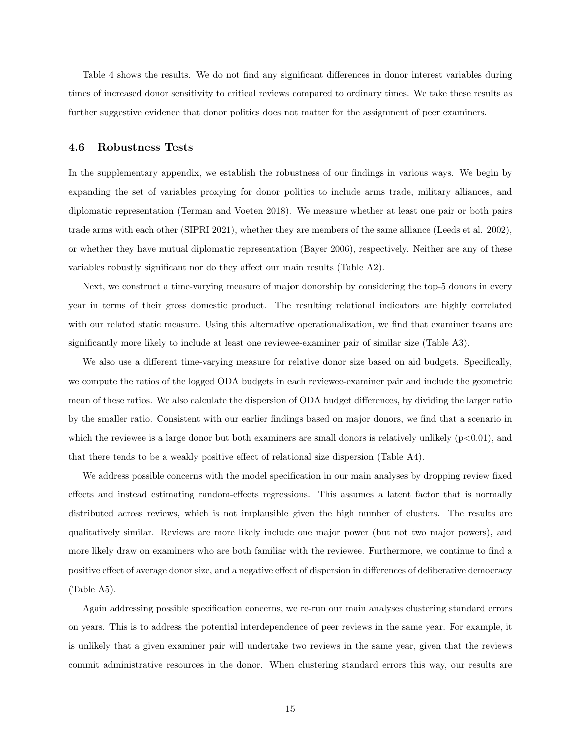Table 4 shows the results. We do not find any significant differences in donor interest variables during times of increased donor sensitivity to critical reviews compared to ordinary times. We take these results as further suggestive evidence that donor politics does not matter for the assignment of peer examiners.

### 4.6 Robustness Tests

In the supplementary appendix, we establish the robustness of our findings in various ways. We begin by expanding the set of variables proxying for donor politics to include arms trade, military alliances, and diplomatic representation (Terman and Voeten 2018). We measure whether at least one pair or both pairs trade arms with each other (SIPRI 2021), whether they are members of the same alliance (Leeds et al. 2002), or whether they have mutual diplomatic representation (Bayer 2006), respectively. Neither are any of these variables robustly significant nor do they affect our main results (Table A2).

Next, we construct a time-varying measure of major donorship by considering the top-5 donors in every year in terms of their gross domestic product. The resulting relational indicators are highly correlated with our related static measure. Using this alternative operationalization, we find that examiner teams are significantly more likely to include at least one reviewee-examiner pair of similar size (Table A3).

We also use a different time-varying measure for relative donor size based on aid budgets. Specifically, we compute the ratios of the logged ODA budgets in each reviewee-examiner pair and include the geometric mean of these ratios. We also calculate the dispersion of ODA budget differences, by dividing the larger ratio by the smaller ratio. Consistent with our earlier findings based on major donors, we find that a scenario in which the reviewee is a large donor but both examiners are small donors is relatively unlikely ($p<0.01$), and that there tends to be a weakly positive effect of relational size dispersion (Table A4).

We address possible concerns with the model specification in our main analyses by dropping review fixed effects and instead estimating random-effects regressions. This assumes a latent factor that is normally distributed across reviews, which is not implausible given the high number of clusters. The results are qualitatively similar. Reviews are more likely include one major power (but not two major powers), and more likely draw on examiners who are both familiar with the reviewee. Furthermore, we continue to find a positive effect of average donor size, and a negative effect of dispersion in differences of deliberative democracy (Table A5).

Again addressing possible specification concerns, we re-run our main analyses clustering standard errors on years. This is to address the potential interdependence of peer reviews in the same year. For example, it is unlikely that a given examiner pair will undertake two reviews in the same year, given that the reviews commit administrative resources in the donor. When clustering standard errors this way, our results are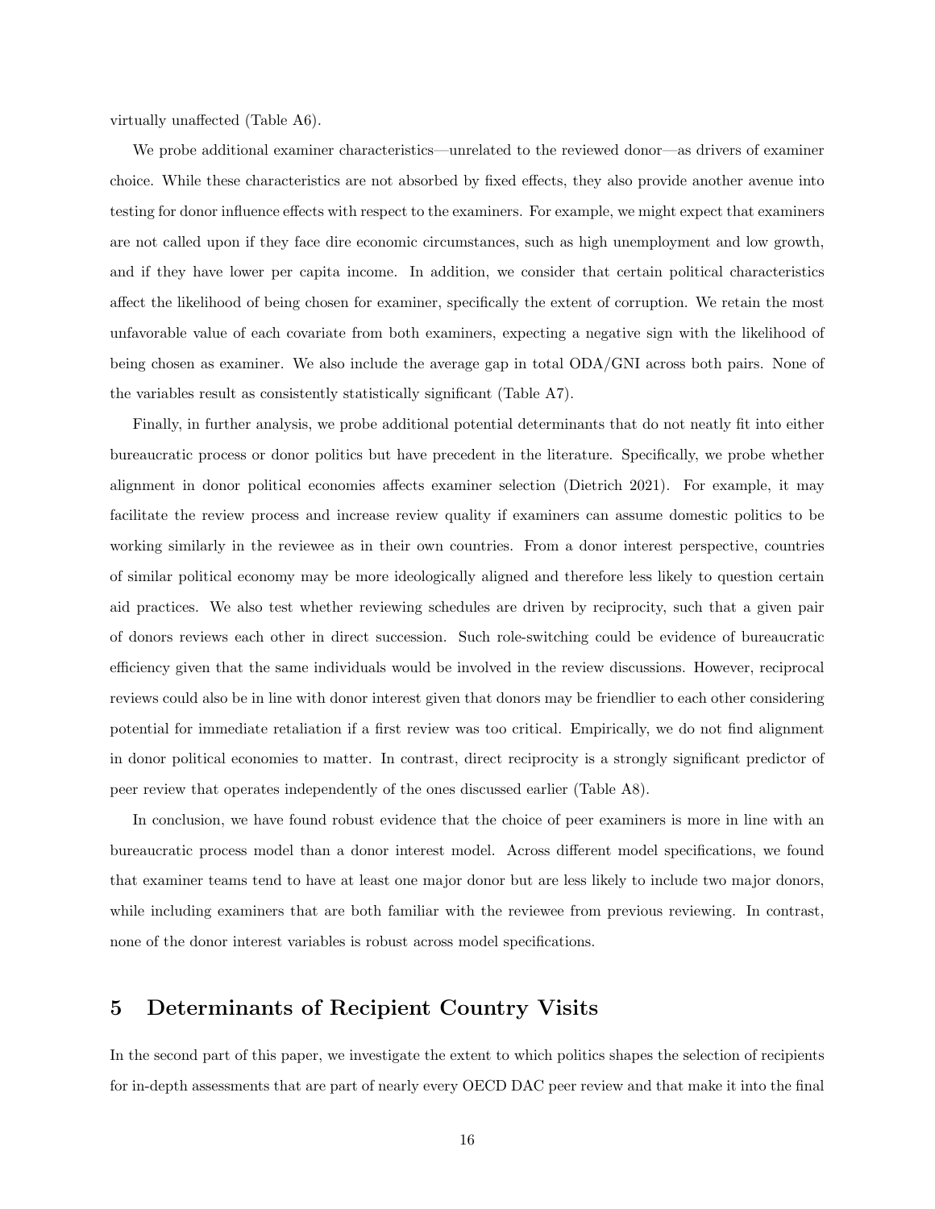virtually unaffected (Table A6).

We probe additional examiner characteristics—unrelated to the reviewed donor—as drivers of examiner choice. While these characteristics are not absorbed by fixed effects, they also provide another avenue into testing for donor influence effects with respect to the examiners. For example, we might expect that examiners are not called upon if they face dire economic circumstances, such as high unemployment and low growth, and if they have lower per capita income. In addition, we consider that certain political characteristics affect the likelihood of being chosen for examiner, specifically the extent of corruption. We retain the most unfavorable value of each covariate from both examiners, expecting a negative sign with the likelihood of being chosen as examiner. We also include the average gap in total ODA/GNI across both pairs. None of the variables result as consistently statistically significant (Table A7).

Finally, in further analysis, we probe additional potential determinants that do not neatly fit into either bureaucratic process or donor politics but have precedent in the literature. Specifically, we probe whether alignment in donor political economies affects examiner selection (Dietrich 2021). For example, it may facilitate the review process and increase review quality if examiners can assume domestic politics to be working similarly in the reviewee as in their own countries. From a donor interest perspective, countries of similar political economy may be more ideologically aligned and therefore less likely to question certain aid practices. We also test whether reviewing schedules are driven by reciprocity, such that a given pair of donors reviews each other in direct succession. Such role-switching could be evidence of bureaucratic efficiency given that the same individuals would be involved in the review discussions. However, reciprocal reviews could also be in line with donor interest given that donors may be friendlier to each other considering potential for immediate retaliation if a first review was too critical. Empirically, we do not find alignment in donor political economies to matter. In contrast, direct reciprocity is a strongly significant predictor of peer review that operates independently of the ones discussed earlier (Table A8).

In conclusion, we have found robust evidence that the choice of peer examiners is more in line with an bureaucratic process model than a donor interest model. Across different model specifications, we found that examiner teams tend to have at least one major donor but are less likely to include two major donors, while including examiners that are both familiar with the reviewee from previous reviewing. In contrast, none of the donor interest variables is robust across model specifications.

# 5 Determinants of Recipient Country Visits

In the second part of this paper, we investigate the extent to which politics shapes the selection of recipients for in-depth assessments that are part of nearly every OECD DAC peer review and that make it into the final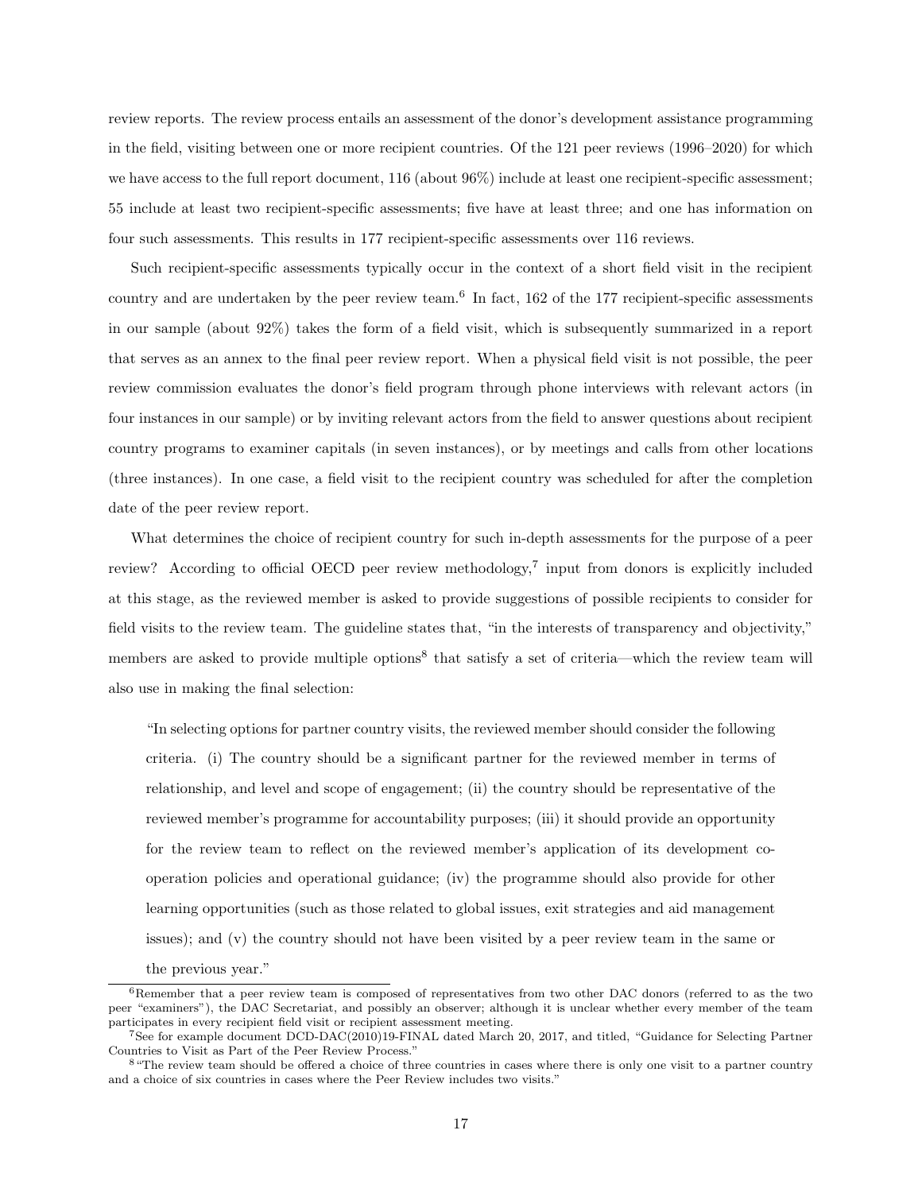review reports. The review process entails an assessment of the donor's development assistance programming in the field, visiting between one or more recipient countries. Of the 121 peer reviews (1996–2020) for which we have access to the full report document, 116 (about 96%) include at least one recipient-specific assessment; 55 include at least two recipient-specific assessments; five have at least three; and one has information on four such assessments. This results in 177 recipient-specific assessments over 116 reviews.

Such recipient-specific assessments typically occur in the context of a short field visit in the recipient country and are undertaken by the peer review team.[6] In fact, 162 of the 177 recipient-specific assessments in our sample (about 92%) takes the form of a field visit, which is subsequently summarized in a report that serves as an annex to the final peer review report. When a physical field visit is not possible, the peer review commission evaluates the donor's field program through phone interviews with relevant actors (in four instances in our sample) or by inviting relevant actors from the field to answer questions about recipient country programs to examiner capitals (in seven instances), or by meetings and calls from other locations (three instances). In one case, a field visit to the recipient country was scheduled for after the completion date of the peer review report.

What determines the choice of recipient country for such in-depth assessments for the purpose of a peer review? According to official OECD peer review methodology,[7] input from donors is explicitly included at this stage, as the reviewed member is asked to provide suggestions of possible recipients to consider for field visits to the review team. The guideline states that, "in the interests of transparency and objectivity," members are asked to provide multiple options[8] that satisfy a set of criteria—which the review team will also use in making the final selection:

> "In selecting options for partner country visits, the reviewed member should consider the following criteria. (i) The country should be a significant partner for the reviewed member in terms of relationship, and level and scope of engagement; (ii) the country should be representative of the reviewed member's programme for accountability purposes; (iii) it should provide an opportunity for the review team to reflect on the reviewed member's application of its development co-operation policies and operational guidance; (iv) the programme should also provide for other learning opportunities (such as those related to global issues, exit strategies and aid management issues); and (v) the country should not have been visited by a peer review team in the same or the previous year."

---

[6] Remember that a peer review team is composed of representatives from two other DAC donors (referred to as the two peer "examiners"), the DAC Secretariat, and possibly an observer; although it is unclear whether every member of the team participates in every recipient field visit or recipient assessment meeting.

[7] See for example document DCD-DAC(2010)19-FINAL dated March 20, 2017, and titled, "Guidance for Selecting Partner Countries to Visit as Part of the Peer Review Process."

[8] "The review team should be offered a choice of three countries in cases where there is only one visit to a partner country and a choice of six countries in cases where the Peer Review includes two visits."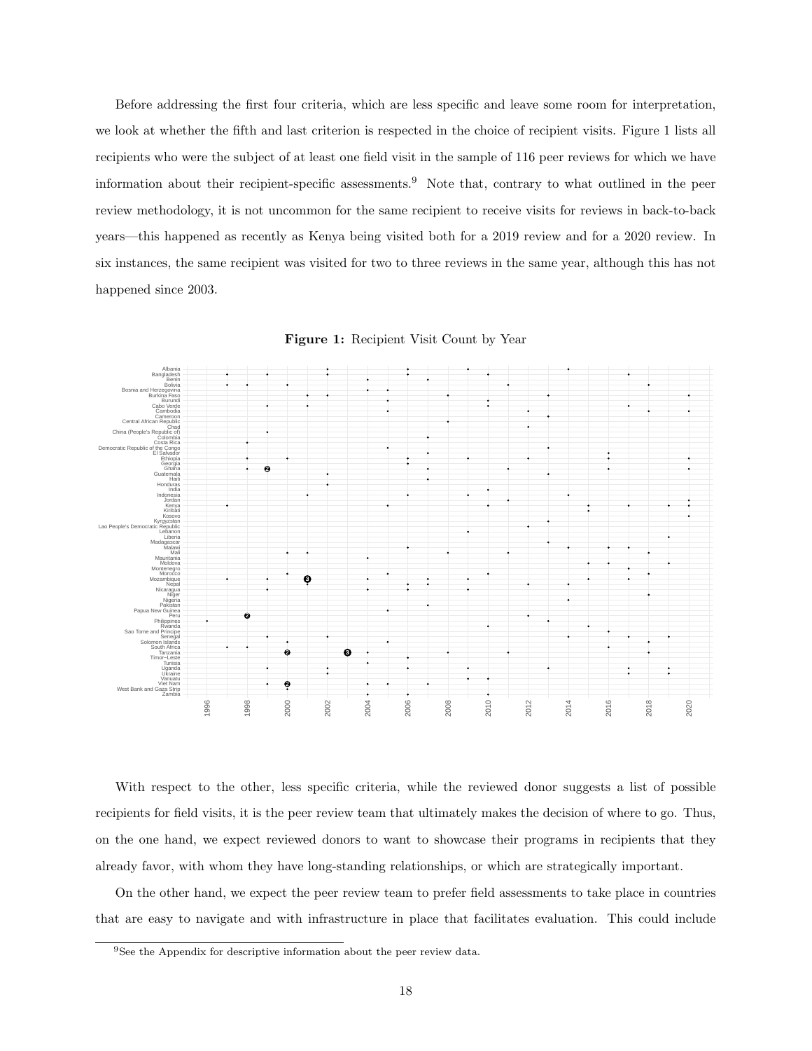Before addressing the first four criteria, which are less specific and leave some room for interpretation, we look at whether the fifth and last criterion is respected in the choice of recipient visits. Figure 1 lists all recipients who were the subject of at least one field visit in the sample of 116 peer reviews for which we have information about their recipient-specific assessments.[9] Note that, contrary to what outlined in the peer review methodology, it is not uncommon for the same recipient to receive visits for reviews in back-to-back years—this happened as recently as Kenya being visited both for a 2019 review and for a 2020 review. In six instances, the same recipient was visited for two to three reviews in the same year, although this has not happened since 2003.

**Figure 1:** Recipient Visit Count by Year

With respect to the other, less specific criteria, while the reviewed donor suggests a list of possible recipients for field visits, it is the peer review team that ultimately makes the decision of where to go. Thus, on the one hand, we expect reviewed donors to want to showcase their programs in recipients that they already favor, with whom they have long-standing relationships, or which are strategically important.

On the other hand, we expect the peer review team to prefer field assessments to take place in countries that are easy to navigate and with infrastructure in place that facilitates evaluation. This could include

[9]See the Appendix for descriptive information about the peer review data.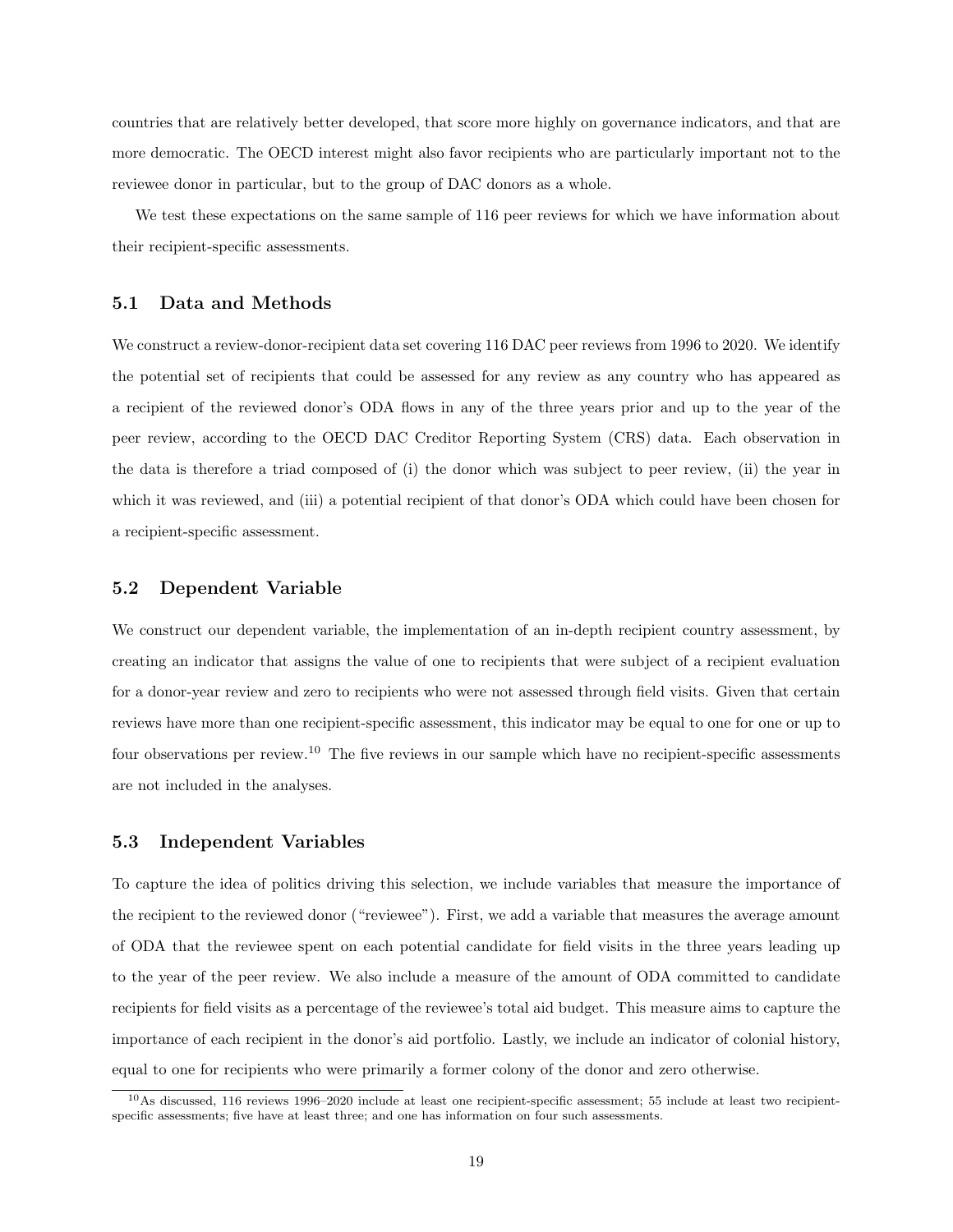countries that are relatively better developed, that score more highly on governance indicators, and that are more democratic. The OECD interest might also favor recipients who are particularly important not to the reviewee donor in particular, but to the group of DAC donors as a whole.

We test these expectations on the same sample of 116 peer reviews for which we have information about their recipient-specific assessments.

## 5.1 Data and Methods

We construct a review-donor-recipient data set covering 116 DAC peer reviews from 1996 to 2020. We identify the potential set of recipients that could be assessed for any review as any country who has appeared as a recipient of the reviewed donor's ODA flows in any of the three years prior and up to the year of the peer review, according to the OECD DAC Creditor Reporting System (CRS) data. Each observation in the data is therefore a triad composed of (i) the donor which was subject to peer review, (ii) the year in which it was reviewed, and (iii) a potential recipient of that donor's ODA which could have been chosen for a recipient-specific assessment.

## 5.2 Dependent Variable

We construct our dependent variable, the implementation of an in-depth recipient country assessment, by creating an indicator that assigns the value of one to recipients that were subject of a recipient evaluation for a donor-year review and zero to recipients who were not assessed through field visits. Given that certain reviews have more than one recipient-specific assessment, this indicator may be equal to one for one or up to four observations per review.[10] The five reviews in our sample which have no recipient-specific assessments are not included in the analyses.

## 5.3 Independent Variables

To capture the idea of politics driving this selection, we include variables that measure the importance of the recipient to the reviewed donor ("reviewee"). First, we add a variable that measures the average amount of ODA that the reviewee spent on each potential candidate for field visits in the three years leading up to the year of the peer review. We also include a measure of the amount of ODA committed to candidate recipients for field visits as a percentage of the reviewee's total aid budget. This measure aims to capture the importance of each recipient in the donor's aid portfolio. Lastly, we include an indicator of colonial history, equal to one for recipients who were primarily a former colony of the donor and zero otherwise.

[10] As discussed, 116 reviews 1996–2020 include at least one recipient-specific assessment; 55 include at least two recipient-specific assessments; five have at least three; and one has information on four such assessments.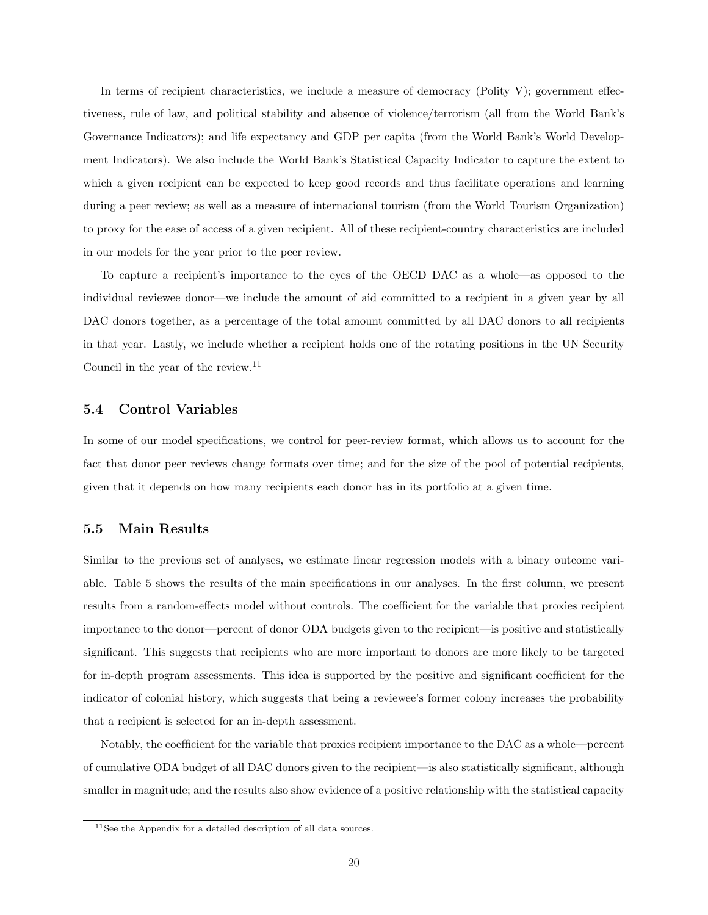In terms of recipient characteristics, we include a measure of democracy (Polity V); government effectiveness, rule of law, and political stability and absence of violence/terrorism (all from the World Bank's Governance Indicators); and life expectancy and GDP per capita (from the World Bank's World Development Indicators). We also include the World Bank's Statistical Capacity Indicator to capture the extent to which a given recipient can be expected to keep good records and thus facilitate operations and learning during a peer review; as well as a measure of international tourism (from the World Tourism Organization) to proxy for the ease of access of a given recipient. All of these recipient-country characteristics are included in our models for the year prior to the peer review.

To capture a recipient's importance to the eyes of the OECD DAC as a whole—as opposed to the individual reviewee donor—we include the amount of aid committed to a recipient in a given year by all DAC donors together, as a percentage of the total amount committed by all DAC donors to all recipients in that year. Lastly, we include whether a recipient holds one of the rotating positions in the UN Security Council in the year of the review.[11]

### 5.4 Control Variables

In some of our model specifications, we control for peer-review format, which allows us to account for the fact that donor peer reviews change formats over time; and for the size of the pool of potential recipients, given that it depends on how many recipients each donor has in its portfolio at a given time.

### 5.5 Main Results

Similar to the previous set of analyses, we estimate linear regression models with a binary outcome variable. Table 5 shows the results of the main specifications in our analyses. In the first column, we present results from a random-effects model without controls. The coefficient for the variable that proxies recipient importance to the donor—percent of donor ODA budgets given to the recipient—is positive and statistically significant. This suggests that recipients who are more important to donors are more likely to be targeted for in-depth program assessments. This idea is supported by the positive and significant coefficient for the indicator of colonial history, which suggests that being a reviewee's former colony increases the probability that a recipient is selected for an in-depth assessment.

Notably, the coefficient for the variable that proxies recipient importance to the DAC as a whole—percent of cumulative ODA budget of all DAC donors given to the recipient—is also statistically significant, although smaller in magnitude; and the results also show evidence of a positive relationship with the statistical capacity

[11] See the Appendix for a detailed description of all data sources.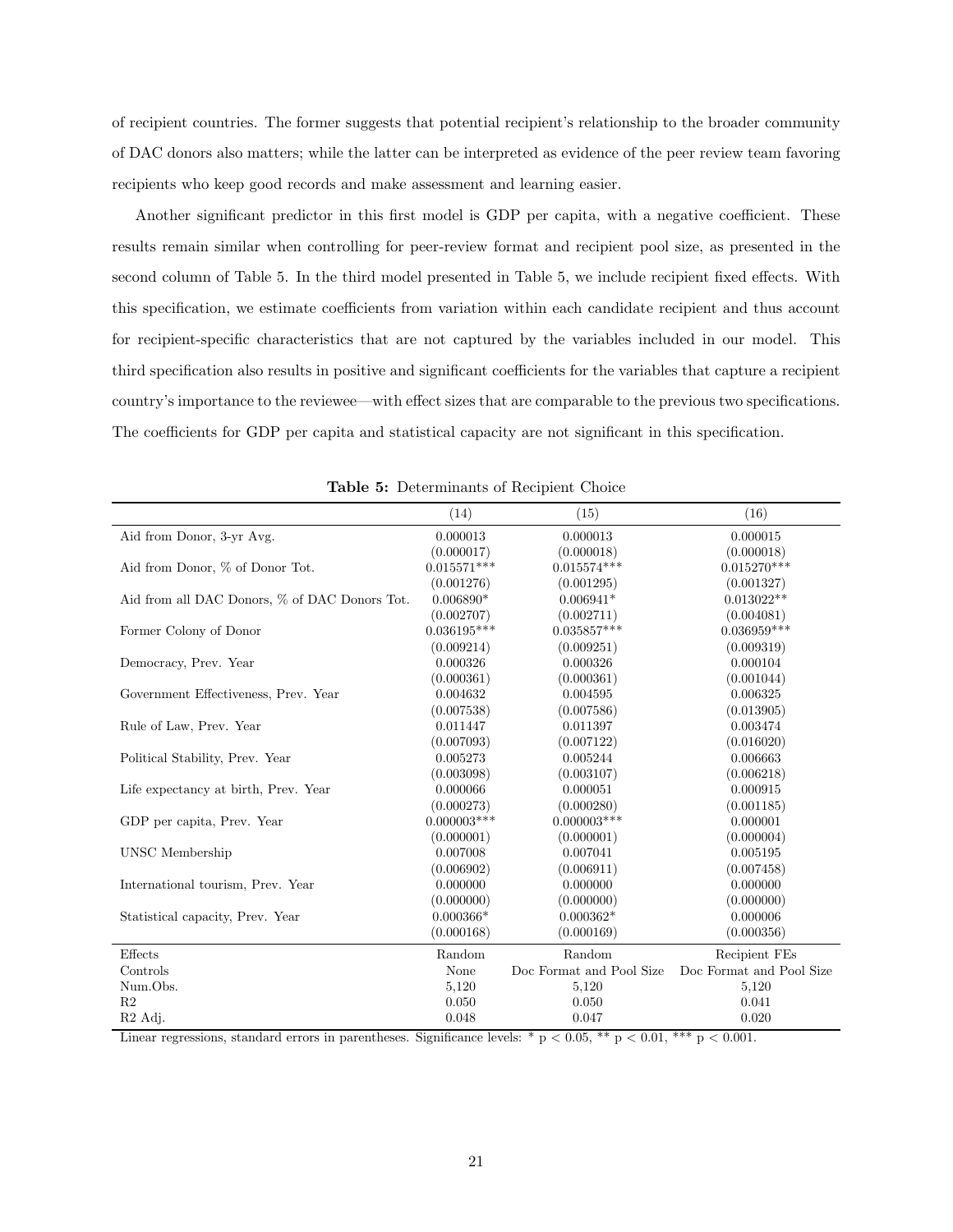of recipient countries. The former suggests that potential recipient's relationship to the broader community of DAC donors also matters; while the latter can be interpreted as evidence of the peer review team favoring recipients who keep good records and make assessment and learning easier.

Another significant predictor in this first model is GDP per capita, with a negative coefficient. These results remain similar when controlling for peer-review format and recipient pool size, as presented in the second column of Table 5. In the third model presented in Table 5, we include recipient fixed effects. With this specification, we estimate coefficients from variation within each candidate recipient and thus account for recipient-specific characteristics that are not captured by the variables included in our model. This third specification also results in positive and significant coefficients for the variables that capture a recipient country's importance to the reviewee—with effect sizes that are comparable to the previous two specifications. The coefficients for GDP per capita and statistical capacity are not significant in this specification.

**Table 5:** Determinants of Recipient Choice

| | (14) | (15) | (16) |
|---|---|---|---|
| Aid from Donor, 3-yr Avg. | 0.000013 | 0.000013 | 0.000015 |
| | (0.000017) | (0.000018) | (0.000018) |
| Aid from Donor, % of Donor Tot. | 0.015571*** | 0.015574*** | 0.015270*** |
| | (0.001276) | (0.001295) | (0.001327) |
| Aid from all DAC Donors, % of DAC Donors Tot. | 0.006890* | 0.006941* | 0.013022** |
| | (0.002707) | (0.002711) | (0.004081) |
| Former Colony of Donor | 0.036195*** | 0.035857*** | 0.036959*** |
| | (0.009214) | (0.009251) | (0.009319) |
| Democracy, Prev. Year | 0.000326 | 0.000326 | 0.000104 |
| | (0.000361) | (0.000361) | (0.001044) |
| Government Effectiveness, Prev. Year | 0.004632 | 0.004595 | 0.006325 |
| | (0.007538) | (0.007586) | (0.013905) |
| Rule of Law, Prev. Year | 0.011447 | 0.011397 | 0.003474 |
| | (0.007093) | (0.007122) | (0.016020) |
| Political Stability, Prev. Year | 0.005273 | 0.005244 | 0.006663 |
| | (0.003098) | (0.003107) | (0.006218) |
| Life expectancy at birth, Prev. Year | 0.000066 | 0.000051 | 0.000915 |
| | (0.000273) | (0.000280) | (0.001185) |
| GDP per capita, Prev. Year | 0.000003*** | 0.000003*** | 0.000001 |
| | (0.000001) | (0.000001) | (0.000004) |
| UNSC Membership | 0.007008 | 0.007041 | 0.005195 |
| | (0.006902) | (0.006911) | (0.007458) |
| International tourism, Prev. Year | 0.000000 | 0.000000 | 0.000000 |
| | (0.000000) | (0.000000) | (0.000000) |
| Statistical capacity, Prev. Year | 0.000366* | 0.000362* | 0.000006 |
| | (0.000168) | (0.000169) | (0.000356) |
| Effects | Random | Random | Recipient FEs |
| Controls | None | Doc Format and Pool Size | Doc Format and Pool Size |
| Num.Obs. | 5,120 | 5,120 | 5,120 |
| R2 | 0.050 | 0.050 | 0.041 |
| R2 Adj. | 0.048 | 0.047 | 0.020 |

Linear regressions, standard errors in parentheses. Significance levels: * $p < 0.05$, ** $p < 0.01$, *** $p < 0.001$.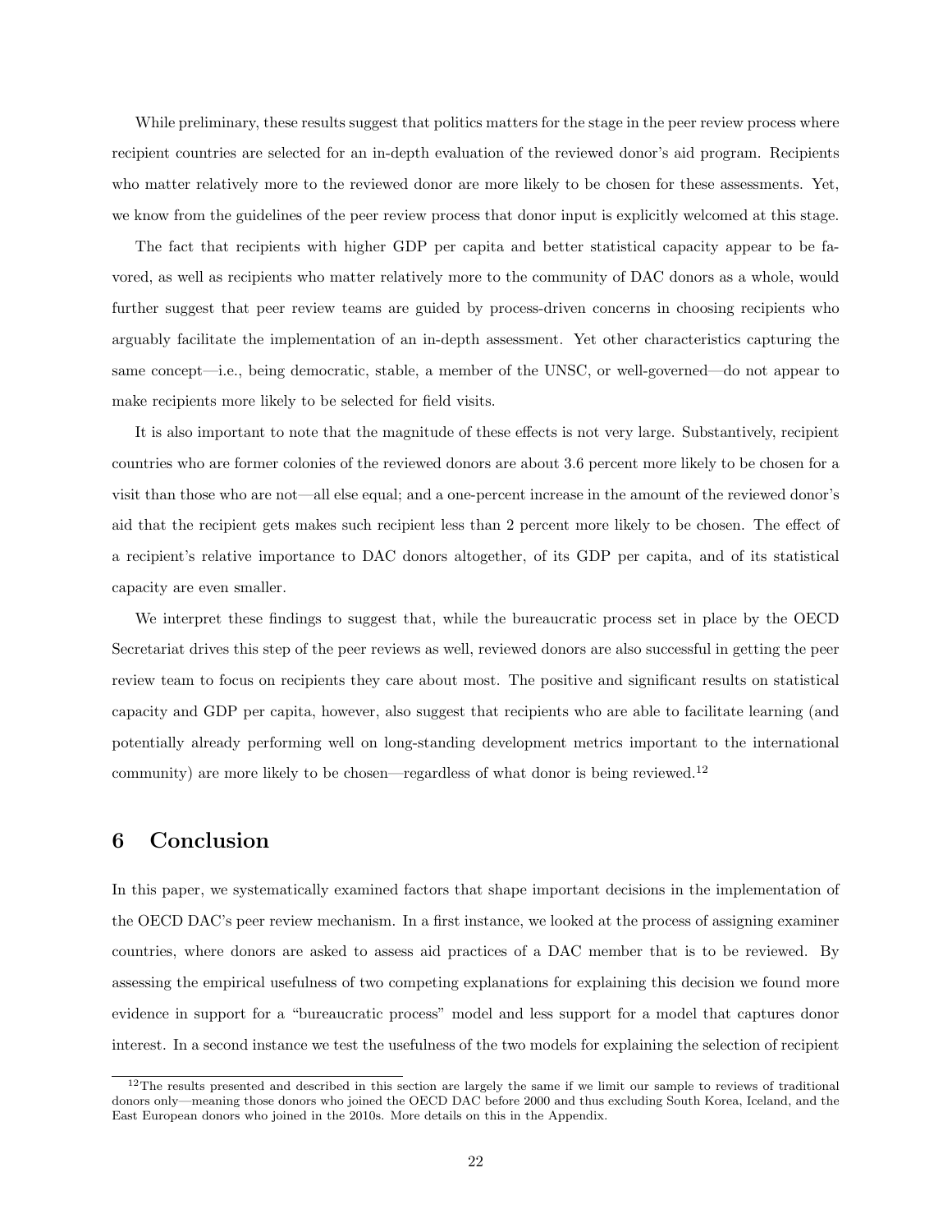While preliminary, these results suggest that politics matters for the stage in the peer review process where recipient countries are selected for an in-depth evaluation of the reviewed donor's aid program. Recipients who matter relatively more to the reviewed donor are more likely to be chosen for these assessments. Yet, we know from the guidelines of the peer review process that donor input is explicitly welcomed at this stage.

The fact that recipients with higher GDP per capita and better statistical capacity appear to be favored, as well as recipients who matter relatively more to the community of DAC donors as a whole, would further suggest that peer review teams are guided by process-driven concerns in choosing recipients who arguably facilitate the implementation of an in-depth assessment. Yet other characteristics capturing the same concept—i.e., being democratic, stable, a member of the UNSC, or well-governed—do not appear to make recipients more likely to be selected for field visits.

It is also important to note that the magnitude of these effects is not very large. Substantively, recipient countries who are former colonies of the reviewed donors are about 3.6 percent more likely to be chosen for a visit than those who are not—all else equal; and a one-percent increase in the amount of the reviewed donor's aid that the recipient gets makes such recipient less than 2 percent more likely to be chosen. The effect of a recipient's relative importance to DAC donors altogether, of its GDP per capita, and of its statistical capacity are even smaller.

We interpret these findings to suggest that, while the bureaucratic process set in place by the OECD Secretariat drives this step of the peer reviews as well, reviewed donors are also successful in getting the peer review team to focus on recipients they care about most. The positive and significant results on statistical capacity and GDP per capita, however, also suggest that recipients who are able to facilitate learning (and potentially already performing well on long-standing development metrics important to the international community) are more likely to be chosen—regardless of what donor is being reviewed.[12]

## 6 Conclusion

In this paper, we systematically examined factors that shape important decisions in the implementation of the OECD DAC's peer review mechanism. In a first instance, we looked at the process of assigning examiner countries, where donors are asked to assess aid practices of a DAC member that is to be reviewed. By assessing the empirical usefulness of two competing explanations for explaining this decision we found more evidence in support for a "bureaucratic process" model and less support for a model that captures donor interest. In a second instance we test the usefulness of the two models for explaining the selection of recipient

[12] The results presented and described in this section are largely the same if we limit our sample to reviews of traditional donors only—meaning those donors who joined the OECD DAC before 2000 and thus excluding South Korea, Iceland, and the East European donors who joined in the 2010s. More details on this in the Appendix.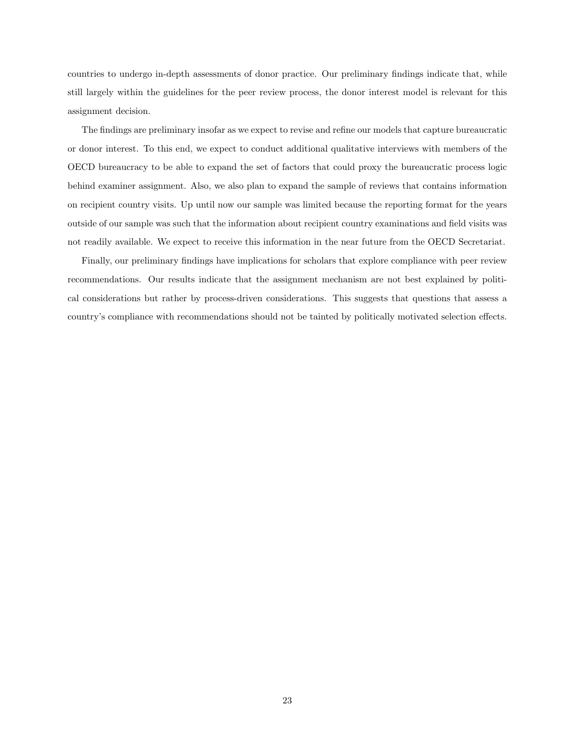countries to undergo in-depth assessments of donor practice. Our preliminary findings indicate that, while still largely within the guidelines for the peer review process, the donor interest model is relevant for this assignment decision.

The findings are preliminary insofar as we expect to revise and refine our models that capture bureaucratic or donor interest. To this end, we expect to conduct additional qualitative interviews with members of the OECD bureaucracy to be able to expand the set of factors that could proxy the bureaucratic process logic behind examiner assignment. Also, we also plan to expand the sample of reviews that contains information on recipient country visits. Up until now our sample was limited because the reporting format for the years outside of our sample was such that the information about recipient country examinations and field visits was not readily available. We expect to receive this information in the near future from the OECD Secretariat.

Finally, our preliminary findings have implications for scholars that explore compliance with peer review recommendations. Our results indicate that the assignment mechanism are not best explained by political considerations but rather by process-driven considerations. This suggests that questions that assess a country's compliance with recommendations should not be tainted by politically motivated selection effects.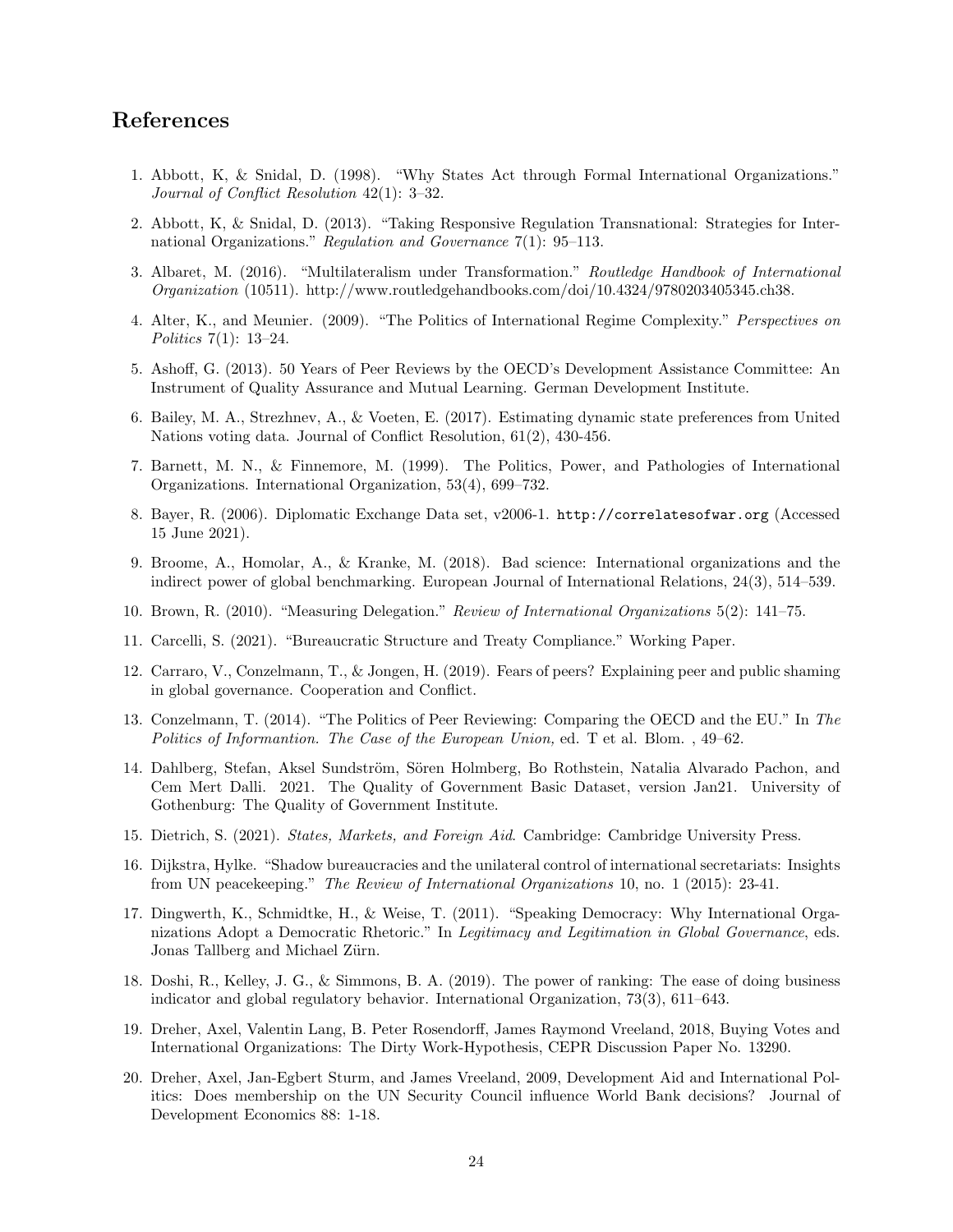## References

1. Abbott, K, & Snidal, D. (1998). "Why States Act through Formal International Organizations." *Journal of Conflict Resolution* 42(1): 3–32.

2. Abbott, K, & Snidal, D. (2013). "Taking Responsive Regulation Transnational: Strategies for International Organizations." *Regulation and Governance* 7(1): 95–113.

3. Albaret, M. (2016). "Multilateralism under Transformation." *Routledge Handbook of International Organization* (10511). http://www.routledgehandbooks.com/doi/10.4324/9780203405345.ch38.

4. Alter, K., and Meunier. (2009). "The Politics of International Regime Complexity." *Perspectives on Politics* 7(1): 13–24.

5. Ashoff, G. (2013). 50 Years of Peer Reviews by the OECD's Development Assistance Committee: An Instrument of Quality Assurance and Mutual Learning. German Development Institute.

6. Bailey, M. A., Strezhnev, A., & Voeten, E. (2017). Estimating dynamic state preferences from United Nations voting data. Journal of Conflict Resolution, 61(2), 430-456.

7. Barnett, M. N., & Finnemore, M. (1999). The Politics, Power, and Pathologies of International Organizations. International Organization, 53(4), 699–732.

8. Bayer, R. (2006). Diplomatic Exchange Data set, v2006-1. `http://correlatesofwar.org` (Accessed 15 June 2021).

9. Broome, A., Homolar, A., & Kranke, M. (2018). Bad science: International organizations and the indirect power of global benchmarking. European Journal of International Relations, 24(3), 514–539.

10. Brown, R. (2010). "Measuring Delegation." *Review of International Organizations* 5(2): 141–75.

11. Carcelli, S. (2021). "Bureaucratic Structure and Treaty Compliance." Working Paper.

12. Carraro, V., Conzelmann, T., & Jongen, H. (2019). Fears of peers? Explaining peer and public shaming in global governance. Cooperation and Conflict.

13. Conzelmann, T. (2014). "The Politics of Peer Reviewing: Comparing the OECD and the EU." In *The Politics of Informantion. The Case of the European Union,* ed. T et al. Blom. , 49–62.

14. Dahlberg, Stefan, Aksel Sundström, Sören Holmberg, Bo Rothstein, Natalia Alvarado Pachon, and Cem Mert Dalli. 2021. The Quality of Government Basic Dataset, version Jan21. University of Gothenburg: The Quality of Government Institute.

15. Dietrich, S. (2021). *States, Markets, and Foreign Aid*. Cambridge: Cambridge University Press.

16. Dijkstra, Hylke. "Shadow bureaucracies and the unilateral control of international secretariats: Insights from UN peacekeeping." *The Review of International Organizations* 10, no. 1 (2015): 23-41.

17. Dingwerth, K., Schmidtke, H., & Weise, T. (2011). "Speaking Democracy: Why International Organizations Adopt a Democratic Rhetoric." In *Legitimacy and Legitimation in Global Governance*, eds. Jonas Tallberg and Michael Zürn.

18. Doshi, R., Kelley, J. G., & Simmons, B. A. (2019). The power of ranking: The ease of doing business indicator and global regulatory behavior. International Organization, 73(3), 611–643.

19. Dreher, Axel, Valentin Lang, B. Peter Rosendorff, James Raymond Vreeland, 2018, Buying Votes and International Organizations: The Dirty Work-Hypothesis, CEPR Discussion Paper No. 13290.

20. Dreher, Axel, Jan-Egbert Sturm, and James Vreeland, 2009, Development Aid and International Politics: Does membership on the UN Security Council influence World Bank decisions? Journal of Development Economics 88: 1-18.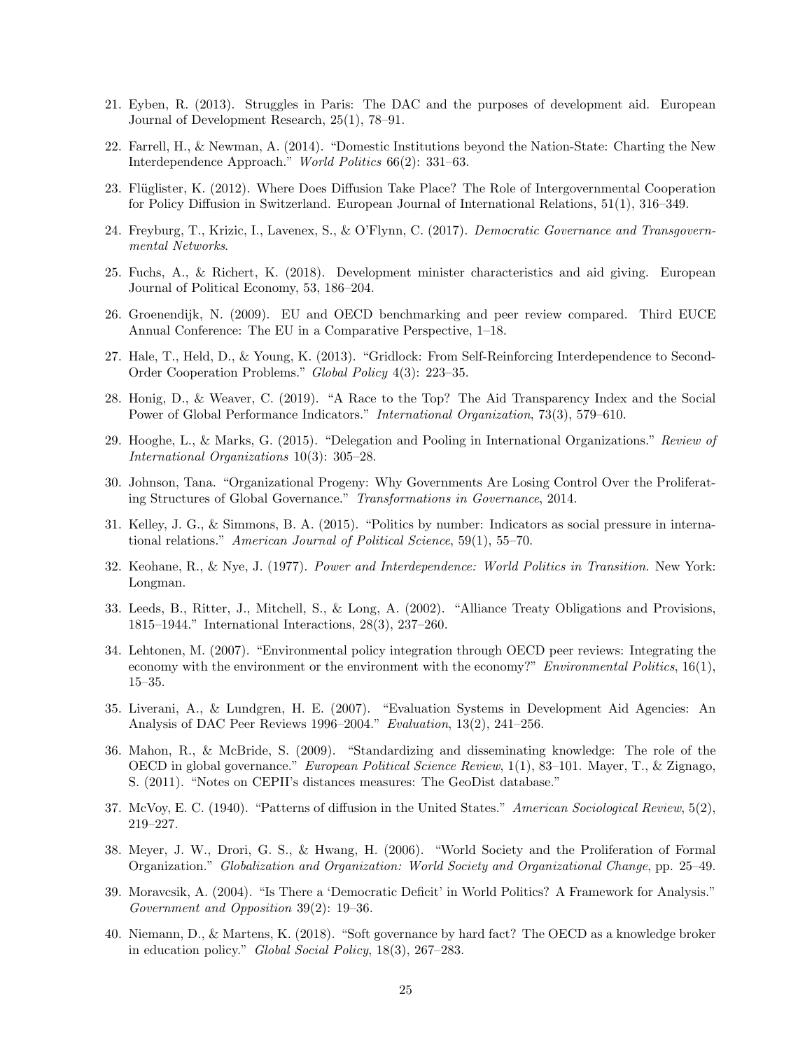21. Eyben, R. (2013). Struggles in Paris: The DAC and the purposes of development aid. European Journal of Development Research, 25(1), 78–91.

22. Farrell, H., & Newman, A. (2014). "Domestic Institutions beyond the Nation-State: Charting the New Interdependence Approach." *World Politics* 66(2): 331–63.

23. Flüglister, K. (2012). Where Does Diffusion Take Place? The Role of Intergovernmental Cooperation for Policy Diffusion in Switzerland. European Journal of International Relations, 51(1), 316–349.

24. Freyburg, T., Krizic, I., Lavenex, S., & O'Flynn, C. (2017). *Democratic Governance and Transgovernmental Networks*.

25. Fuchs, A., & Richert, K. (2018). Development minister characteristics and aid giving. European Journal of Political Economy, 53, 186–204.

26. Groenendijk, N. (2009). EU and OECD benchmarking and peer review compared. Third EUCE Annual Conference: The EU in a Comparative Perspective, 1–18.

27. Hale, T., Held, D., & Young, K. (2013). "Gridlock: From Self-Reinforcing Interdependence to Second-Order Cooperation Problems." *Global Policy* 4(3): 223–35.

28. Honig, D., & Weaver, C. (2019). "A Race to the Top? The Aid Transparency Index and the Social Power of Global Performance Indicators." *International Organization*, 73(3), 579–610.

29. Hooghe, L., & Marks, G. (2015). "Delegation and Pooling in International Organizations." *Review of International Organizations* 10(3): 305–28.

30. Johnson, Tana. "Organizational Progeny: Why Governments Are Losing Control Over the Proliferating Structures of Global Governance." *Transformations in Governance*, 2014.

31. Kelley, J. G., & Simmons, B. A. (2015). "Politics by number: Indicators as social pressure in international relations." *American Journal of Political Science*, 59(1), 55–70.

32. Keohane, R., & Nye, J. (1977). *Power and Interdependence: World Politics in Transition*. New York: Longman.

33. Leeds, B., Ritter, J., Mitchell, S., & Long, A. (2002). "Alliance Treaty Obligations and Provisions, 1815–1944." International Interactions, 28(3), 237–260.

34. Lehtonen, M. (2007). "Environmental policy integration through OECD peer reviews: Integrating the economy with the environment or the environment with the economy?" *Environmental Politics*, 16(1), 15–35.

35. Liverani, A., & Lundgren, H. E. (2007). "Evaluation Systems in Development Aid Agencies: An Analysis of DAC Peer Reviews 1996–2004." *Evaluation*, 13(2), 241–256.

36. Mahon, R., & McBride, S. (2009). "Standardizing and disseminating knowledge: The role of the OECD in global governance." *European Political Science Review*, 1(1), 83–101. Mayer, T., & Zignago, S. (2011). "Notes on CEPII's distances measures: The GeoDist database."

37. McVoy, E. C. (1940). "Patterns of diffusion in the United States." *American Sociological Review*, 5(2), 219–227.

38. Meyer, J. W., Drori, G. S., & Hwang, H. (2006). "World Society and the Proliferation of Formal Organization." *Globalization and Organization: World Society and Organizational Change*, pp. 25–49.

39. Moravcsik, A. (2004). "Is There a 'Democratic Deficit' in World Politics? A Framework for Analysis." *Government and Opposition* 39(2): 19–36.

40. Niemann, D., & Martens, K. (2018). "Soft governance by hard fact? The OECD as a knowledge broker in education policy." *Global Social Policy*, 18(3), 267–283.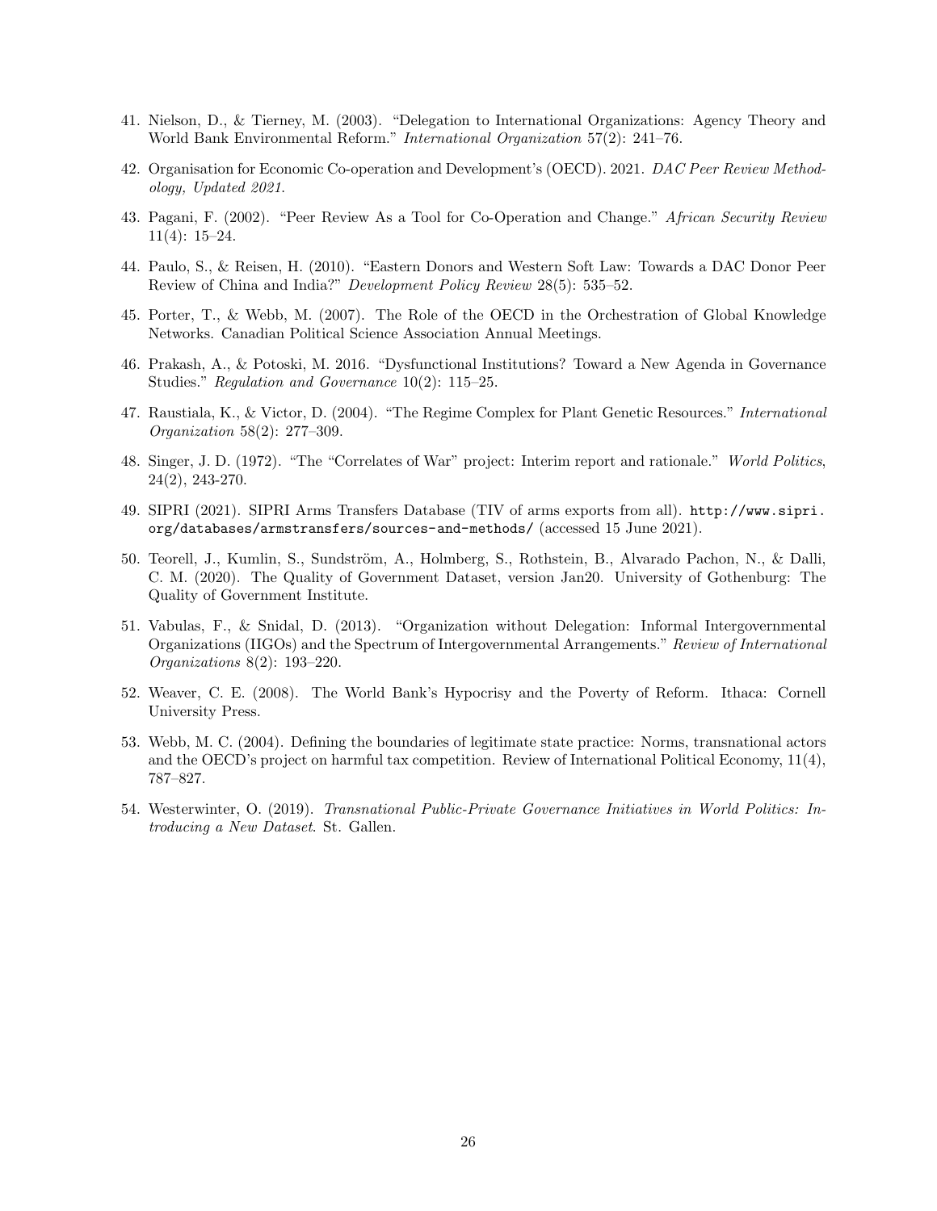41. Nielson, D., & Tierney, M. (2003). "Delegation to International Organizations: Agency Theory and World Bank Environmental Reform." *International Organization* 57(2): 241–76.

42. Organisation for Economic Co-operation and Development's (OECD). 2021. *DAC Peer Review Methodology, Updated 2021.*

43. Pagani, F. (2002). "Peer Review As a Tool for Co-Operation and Change." *African Security Review* 11(4): 15–24.

44. Paulo, S., & Reisen, H. (2010). "Eastern Donors and Western Soft Law: Towards a DAC Donor Peer Review of China and India?" *Development Policy Review* 28(5): 535–52.

45. Porter, T., & Webb, M. (2007). The Role of the OECD in the Orchestration of Global Knowledge Networks. Canadian Political Science Association Annual Meetings.

46. Prakash, A., & Potoski, M. 2016. "Dysfunctional Institutions? Toward a New Agenda in Governance Studies." *Regulation and Governance* 10(2): 115–25.

47. Raustiala, K., & Victor, D. (2004). "The Regime Complex for Plant Genetic Resources." *International Organization* 58(2): 277–309.

48. Singer, J. D. (1972). "The "Correlates of War" project: Interim report and rationale." *World Politics*, 24(2), 243-270.

49. SIPRI (2021). SIPRI Arms Transfers Database (TIV of arms exports from all). `http://www.sipri.org/databases/armstransfers/sources-and-methods/` (accessed 15 June 2021).

50. Teorell, J., Kumlin, S., Sundström, A., Holmberg, S., Rothstein, B., Alvarado Pachon, N., & Dalli, C. M. (2020). The Quality of Government Dataset, version Jan20. University of Gothenburg: The Quality of Government Institute.

51. Vabulas, F., & Snidal, D. (2013). "Organization without Delegation: Informal Intergovernmental Organizations (IIGOs) and the Spectrum of Intergovernmental Arrangements." *Review of International Organizations* 8(2): 193–220.

52. Weaver, C. E. (2008). The World Bank's Hypocrisy and the Poverty of Reform. Ithaca: Cornell University Press.

53. Webb, M. C. (2004). Defining the boundaries of legitimate state practice: Norms, transnational actors and the OECD's project on harmful tax competition. Review of International Political Economy, 11(4), 787–827.

54. Westerwinter, O. (2019). *Transnational Public-Private Governance Initiatives in World Politics: Introducing a New Dataset*. St. Gallen.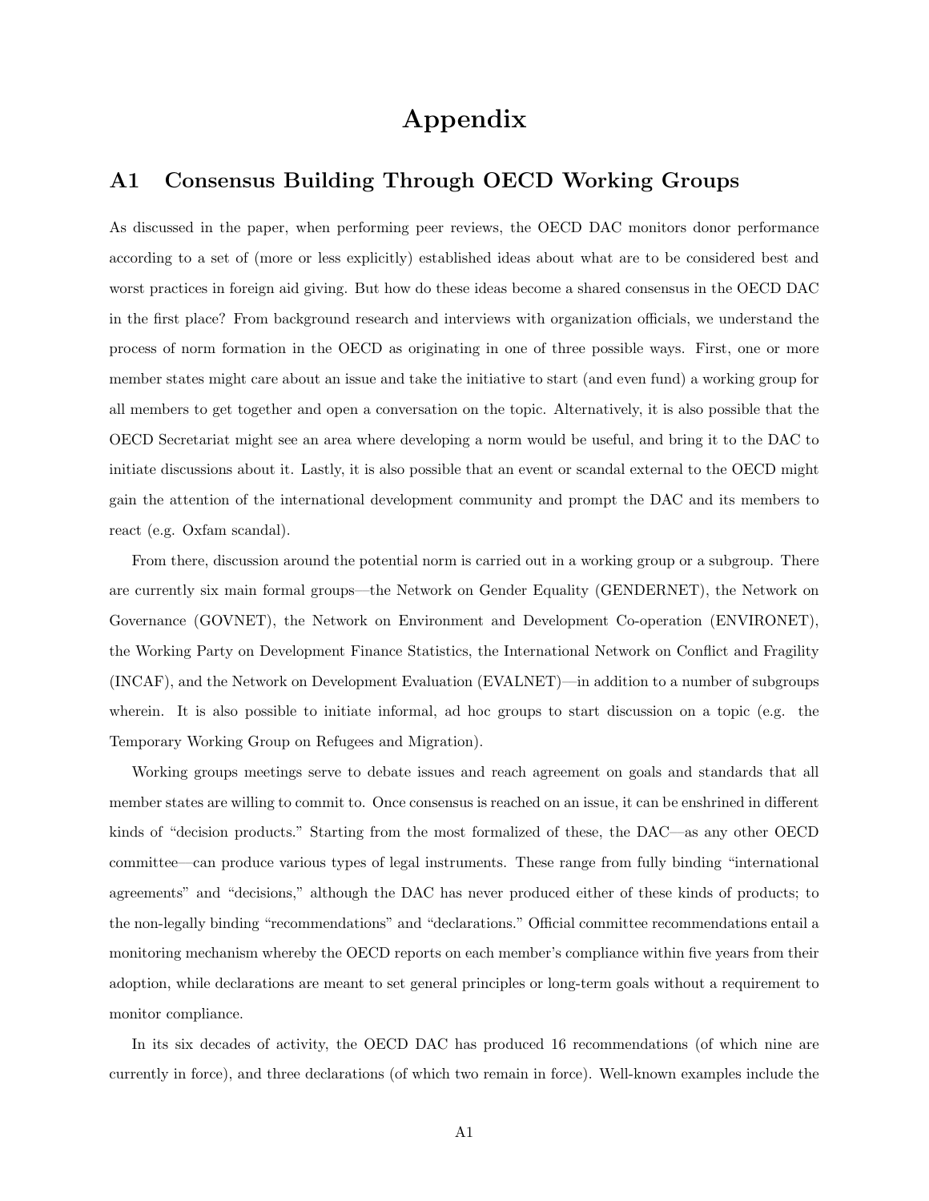# Appendix

## A1 Consensus Building Through OECD Working Groups

As discussed in the paper, when performing peer reviews, the OECD DAC monitors donor performance according to a set of (more or less explicitly) established ideas about what are to be considered best and worst practices in foreign aid giving. But how do these ideas become a shared consensus in the OECD DAC in the first place? From background research and interviews with organization officials, we understand the process of norm formation in the OECD as originating in one of three possible ways. First, one or more member states might care about an issue and take the initiative to start (and even fund) a working group for all members to get together and open a conversation on the topic. Alternatively, it is also possible that the OECD Secretariat might see an area where developing a norm would be useful, and bring it to the DAC to initiate discussions about it. Lastly, it is also possible that an event or scandal external to the OECD might gain the attention of the international development community and prompt the DAC and its members to react (e.g. Oxfam scandal).

From there, discussion around the potential norm is carried out in a working group or a subgroup. There are currently six main formal groups—the Network on Gender Equality (GENDERNET), the Network on Governance (GOVNET), the Network on Environment and Development Co-operation (ENVIRONET), the Working Party on Development Finance Statistics, the International Network on Conflict and Fragility (INCAF), and the Network on Development Evaluation (EVALNET)—in addition to a number of subgroups wherein. It is also possible to initiate informal, ad hoc groups to start discussion on a topic (e.g. the Temporary Working Group on Refugees and Migration).

Working groups meetings serve to debate issues and reach agreement on goals and standards that all member states are willing to commit to. Once consensus is reached on an issue, it can be enshrined in different kinds of "decision products." Starting from the most formalized of these, the DAC—as any other OECD committee—can produce various types of legal instruments. These range from fully binding "international agreements" and "decisions," although the DAC has never produced either of these kinds of products; to the non-legally binding "recommendations" and "declarations." Official committee recommendations entail a monitoring mechanism whereby the OECD reports on each member's compliance within five years from their adoption, while declarations are meant to set general principles or long-term goals without a requirement to monitor compliance.

In its six decades of activity, the OECD DAC has produced 16 recommendations (of which nine are currently in force), and three declarations (of which two remain in force). Well-known examples include the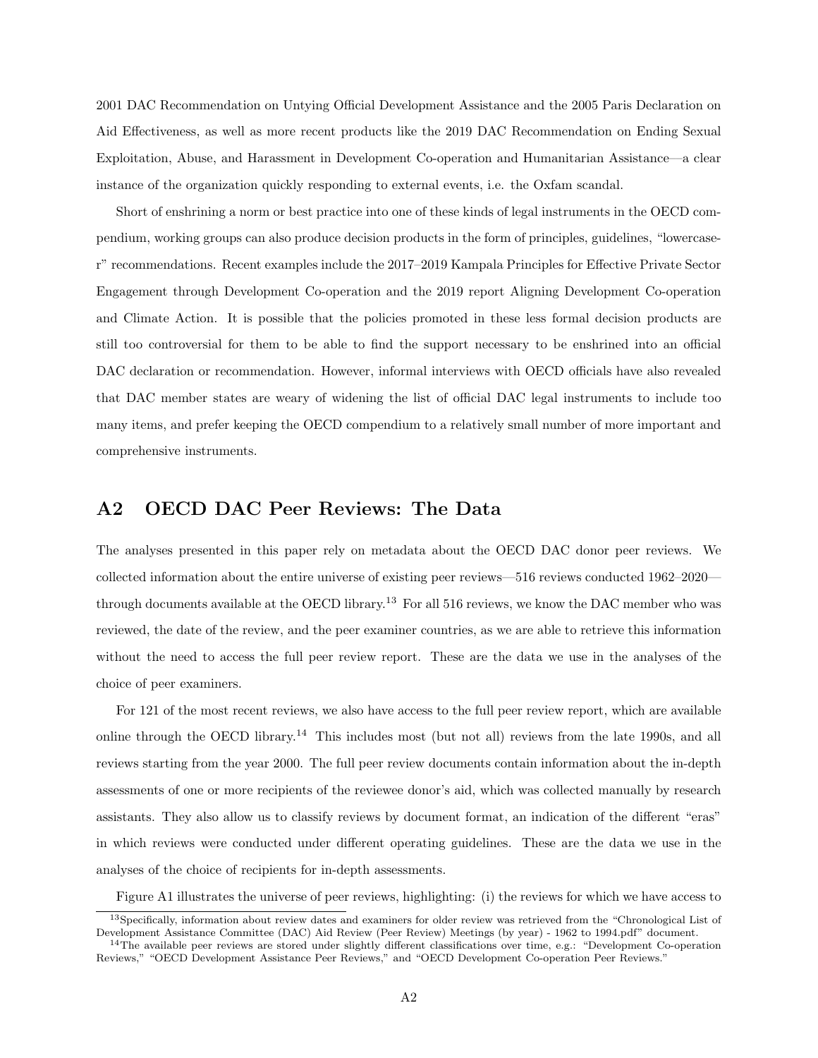2001 DAC Recommendation on Untying Official Development Assistance and the 2005 Paris Declaration on Aid Effectiveness, as well as more recent products like the 2019 DAC Recommendation on Ending Sexual Exploitation, Abuse, and Harassment in Development Co-operation and Humanitarian Assistance—a clear instance of the organization quickly responding to external events, i.e. the Oxfam scandal.

Short of enshrining a norm or best practice into one of these kinds of legal instruments in the OECD compendium, working groups can also produce decision products in the form of principles, guidelines, "lowercase-r" recommendations. Recent examples include the 2017–2019 Kampala Principles for Effective Private Sector Engagement through Development Co-operation and the 2019 report Aligning Development Co-operation and Climate Action. It is possible that the policies promoted in these less formal decision products are still too controversial for them to be able to find the support necessary to be enshrined into an official DAC declaration or recommendation. However, informal interviews with OECD officials have also revealed that DAC member states are weary of widening the list of official DAC legal instruments to include too many items, and prefer keeping the OECD compendium to a relatively small number of more important and comprehensive instruments.

## A2 OECD DAC Peer Reviews: The Data

The analyses presented in this paper rely on metadata about the OECD DAC donor peer reviews. We collected information about the entire universe of existing peer reviews—516 reviews conducted 1962–2020—through documents available at the OECD library.[13] For all 516 reviews, we know the DAC member who was reviewed, the date of the review, and the peer examiner countries, as we are able to retrieve this information without the need to access the full peer review report. These are the data we use in the analyses of the choice of peer examiners.

For 121 of the most recent reviews, we also have access to the full peer review report, which are available online through the OECD library.[14] This includes most (but not all) reviews from the late 1990s, and all reviews starting from the year 2000. The full peer review documents contain information about the in-depth assessments of one or more recipients of the reviewee donor's aid, which was collected manually by research assistants. They also allow us to classify reviews by document format, an indication of the different "eras" in which reviews were conducted under different operating guidelines. These are the data we use in the analyses of the choice of recipients for in-depth assessments.

Figure A1 illustrates the universe of peer reviews, highlighting: (i) the reviews for which we have access to

[13] Specifically, information about review dates and examiners for older review was retrieved from the "Chronological List of Development Assistance Committee (DAC) Aid Review (Peer Review) Meetings (by year) - 1962 to 1994.pdf" document.

[14] The available peer reviews are stored under slightly different classifications over time, e.g.: "Development Co-operation Reviews," "OECD Development Assistance Peer Reviews," and "OECD Development Co-operation Peer Reviews."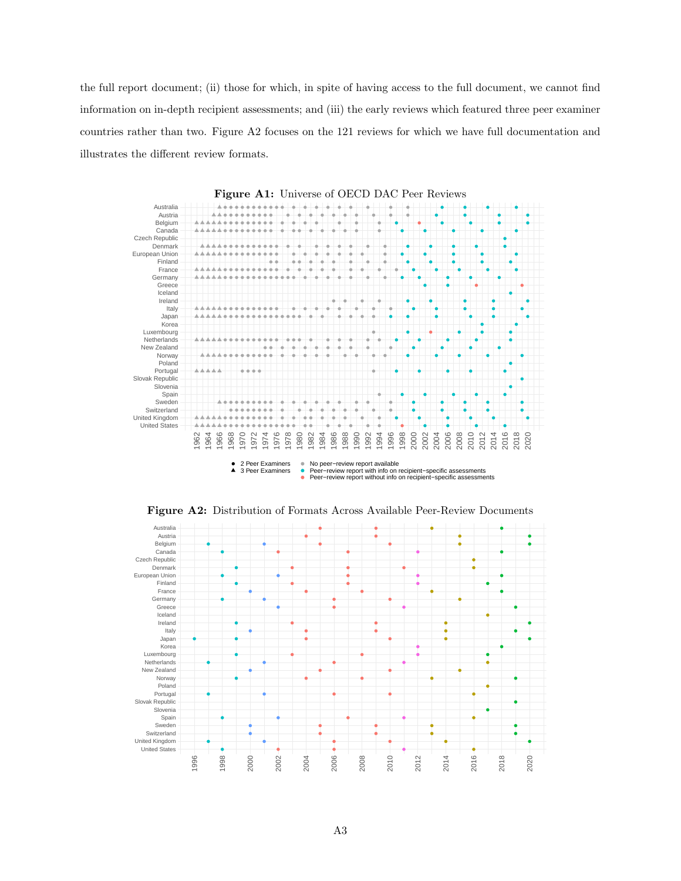the full report document; (ii) those for which, in spite of having access to the full document, we cannot find information on in-depth recipient assessments; and (iii) the early reviews which featured three peer examiner countries rather than two. Figure A2 focuses on the 121 reviews for which we have full documentation and illustrates the different review formats.

**Figure A1:** Universe of OECD DAC Peer Reviews

**Figure A2:** Distribution of Formats Across Available Peer-Review Documents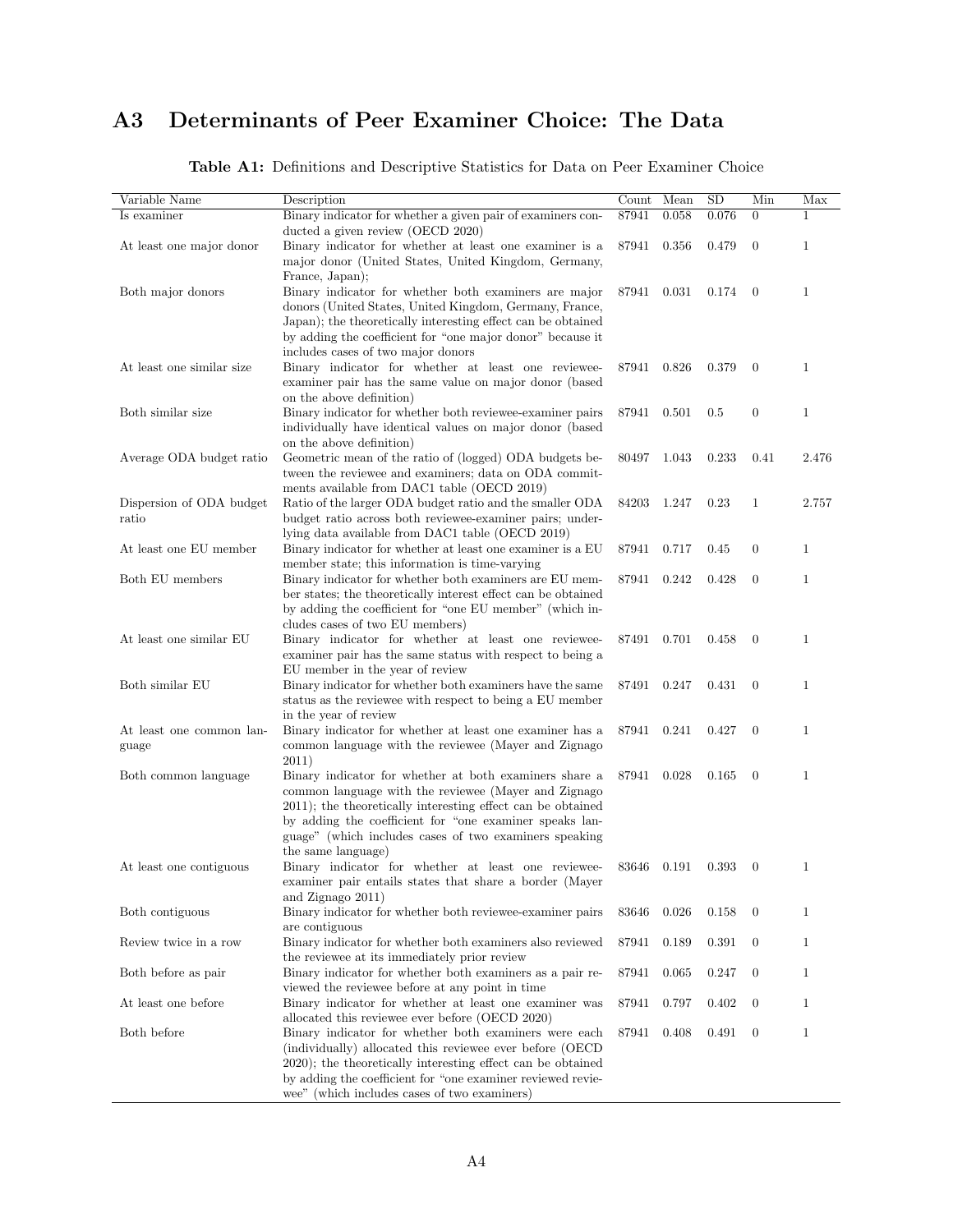# A3 Determinants of Peer Examiner Choice: The Data

**Table A1:** Definitions and Descriptive Statistics for Data on Peer Examiner Choice

| Variable Name | Description | Count | Mean | SD | Min | Max |
|---|---|---|---|---|---|---|
| Is examiner | Binary indicator for whether a given pair of examiners conducted a given review (OECD 2020) | 87941 | 0.058 | 0.076 | 0 | 1 |
| At least one major donor | Binary indicator for whether at least one examiner is a major donor (United States, United Kingdom, Germany, France, Japan); | 87941 | 0.356 | 0.479 | 0 | 1 |
| Both major donors | Binary indicator for whether both examiners are major donors (United States, United Kingdom, Germany, France, Japan); the theoretically interesting effect can be obtained by adding the coefficient for "one major donor" because it includes cases of two major donors | 87941 | 0.031 | 0.174 | 0 | 1 |
| At least one similar size | Binary indicator for whether at least one reviewee-examiner pair has the same value on major donor (based on the above definition) | 87941 | 0.826 | 0.379 | 0 | 1 |
| Both similar size | Binary indicator for whether both reviewee-examiner pairs individually have identical values on major donor (based on the above definition) | 87941 | 0.501 | 0.5 | 0 | 1 |
| Average ODA budget ratio | Geometric mean of the ratio of (logged) ODA budgets between the reviewee and examiners; data on ODA commitments available from DAC1 table (OECD 2019) | 80497 | 1.043 | 0.233 | 0.41 | 2.476 |
| Dispersion of ODA budget ratio | Ratio of the larger ODA budget ratio and the smaller ODA budget ratio across both reviewee-examiner pairs; underlying data available from DAC1 table (OECD 2019) | 84203 | 1.247 | 0.23 | 1 | 2.757 |
| At least one EU member | Binary indicator for whether at least one examiner is a EU member state; this information is time-varying | 87941 | 0.717 | 0.45 | 0 | 1 |
| Both EU members | Binary indicator for whether both examiners are EU member states; the theoretically interest effect can be obtained by adding the coefficient for "one EU member" (which includes cases of two EU members) | 87941 | 0.242 | 0.428 | 0 | 1 |
| At least one similar EU | Binary indicator for whether at least one reviewee-examiner pair has the same status with respect to being a EU member in the year of review | 87491 | 0.701 | 0.458 | 0 | 1 |
| Both similar EU | Binary indicator for whether both examiners have the same status as the reviewee with respect to being a EU member in the year of review | 87491 | 0.247 | 0.431 | 0 | 1 |
| At least one common language | Binary indicator for whether at least one examiner has a common language with the reviewee (Mayer and Zignago 2011) | 87941 | 0.241 | 0.427 | 0 | 1 |
| Both common language | Binary indicator for whether at both examiners share a common language with the reviewee (Mayer and Zignago 2011); the theoretically interesting effect can be obtained by adding the coefficient for "one examiner speaks language" (which includes cases of two examiners speaking the same language) | 87941 | 0.028 | 0.165 | 0 | 1 |
| At least one contiguous | Binary indicator for whether at least one reviewee-examiner pair entails states that share a border (Mayer and Zignago 2011) | 83646 | 0.191 | 0.393 | 0 | 1 |
| Both contiguous | Binary indicator for whether both reviewee-examiner pairs are contiguous | 83646 | 0.026 | 0.158 | 0 | 1 |
| Review twice in a row | Binary indicator for whether both examiners also reviewed the reviewee at its immediately prior review | 87941 | 0.189 | 0.391 | 0 | 1 |
| Both before as pair | Binary indicator for whether both examiners as a pair reviewed the reviewee before at any point in time | 87941 | 0.065 | 0.247 | 0 | 1 |
| At least one before | Binary indicator for whether at least one examiner was allocated this reviewee ever before (OECD 2020) | 87941 | 0.797 | 0.402 | 0 | 1 |
| Both before | Binary indicator for whether both examiners were each (individually) allocated this reviewee ever before (OECD 2020); the theoretically interesting effect can be obtained by adding the coefficient for "one examiner reviewed reviewee" (which includes cases of two examiners) | 87941 | 0.408 | 0.491 | 0 | 1 |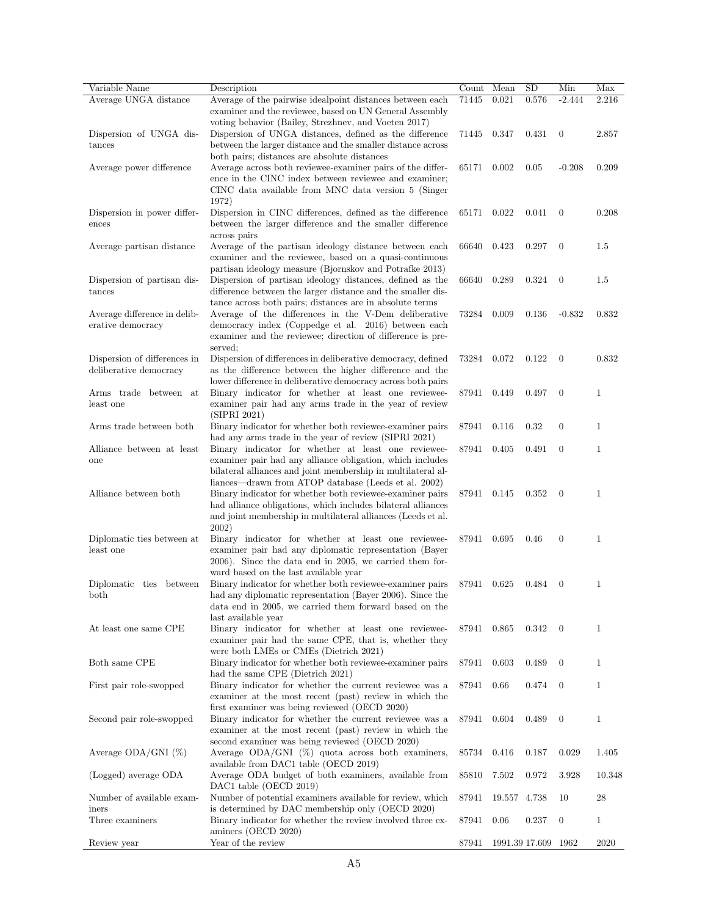| Variable Name | Description | Count | Mean | SD | Min | Max |
|---|---|---|---|---|---|---|
| Average UNGA distance | Average of the pairwise idealpoint distances between each examiner and the reviewee, based on UN General Assembly voting behavior (Bailey, Strezhnev, and Voeten 2017) | 71445 | 0.021 | 0.576 | -2.444 | 2.216 |
| Dispersion of UNGA distances | Dispersion of UNGA distances, defined as the difference between the larger distance and the smaller distance across both pairs; distances are absolute distances | 71445 | 0.347 | 0.431 | 0 | 2.857 |
| Average power difference | Average across both reviewee-examiner pairs of the difference in the CINC index between reviewee and examiner; CINC data available from MNC data version 5 (Singer 1972) | 65171 | 0.002 | 0.05 | -0.208 | 0.209 |
| Dispersion in power differences | Dispersion in CINC differences, defined as the difference between the larger difference and the smaller difference across pairs | 65171 | 0.022 | 0.041 | 0 | 0.208 |
| Average partisan distance | Average of the partisan ideology distance between each examiner and the reviewee, based on a quasi-continuous partisan ideology measure (Bjornskov and Potrafke 2013) | 66640 | 0.423 | 0.297 | 0 | 1.5 |
| Dispersion of partisan distances | Dispersion of partisan ideology distances, defined as the difference between the larger distance and the smaller distance across both pairs; distances are in absolute terms | 66640 | 0.289 | 0.324 | 0 | 1.5 |
| Average difference in deliberative democracy | Average of the differences in the V-Dem deliberative democracy index (Coppedge et al. 2016) between each examiner and the reviewee; direction of difference is preserved; | 73284 | 0.009 | 0.136 | -0.832 | 0.832 |
| Dispersion of differences in deliberative democracy | Dispersion of differences in deliberative democracy, defined as the difference between the higher difference and the lower difference in deliberative democracy across both pairs | 73284 | 0.072 | 0.122 | 0 | 0.832 |
| Arms trade between at least one | Binary indicator for whether at least one reviewee-examiner pair had any arms trade in the year of review (SIPRI 2021) | 87941 | 0.449 | 0.497 | 0 | 1 |
| Arms trade between both | Binary indicator for whether both reviewee-examiner pairs had any arms trade in the year of review (SIPRI 2021) | 87941 | 0.116 | 0.32 | 0 | 1 |
| Alliance between at least one | Binary indicator for whether at least one reviewee-examiner pair had any alliance obligation, which includes bilateral alliances and joint membership in multilateral alliances—drawn from ATOP database (Leeds et al. 2002) | 87941 | 0.405 | 0.491 | 0 | 1 |
| Alliance between both | Binary indicator for whether both reviewee-examiner pairs had alliance obligations, which includes bilateral alliances and joint membership in multilateral alliances (Leeds et al. 2002) | 87941 | 0.145 | 0.352 | 0 | 1 |
| Diplomatic ties between at least one | Binary indicator for whether at least one reviewee-examiner pair had any diplomatic representation (Bayer 2006). Since the data end in 2005, we carried them forward based on the last available year | 87941 | 0.695 | 0.46 | 0 | 1 |
| Diplomatic ties between both | Binary indicator for whether both reviewee-examiner pairs had any diplomatic representation (Bayer 2006). Since the data end in 2005, we carried them forward based on the last available year | 87941 | 0.625 | 0.484 | 0 | 1 |
| At least one same CPE | Binary indicator for whether at least one reviewee-examiner pair had the same CPE, that is, whether they were both LMEs or CMEs (Dietrich 2021) | 87941 | 0.865 | 0.342 | 0 | 1 |
| Both same CPE | Binary indicator for whether both reviewee-examiner pairs had the same CPE (Dietrich 2021) | 87941 | 0.603 | 0.489 | 0 | 1 |
| First pair role-swopped | Binary indicator for whether the current reviewee was a examiner at the most recent (past) review in which the first examiner was being reviewed (OECD 2020) | 87941 | 0.66 | 0.474 | 0 | 1 |
| Second pair role-swopped | Binary indicator for whether the current reviewee was a examiner at the most recent (past) review in which the second examiner was being reviewed (OECD 2020) | 87941 | 0.604 | 0.489 | 0 | 1 |
| Average ODA/GNI (%) | Average ODA/GNI (%) quota across both examiners, available from DAC1 table (OECD 2019) | 85734 | 0.416 | 0.187 | 0.029 | 1.405 |
| (Logged) average ODA | Average ODA budget of both examiners, available from DAC1 table (OECD 2019) | 85810 | 7.502 | 0.972 | 3.928 | 10.348 |
| Number of available examiners | Number of potential examiners available for review, which is determined by DAC membership only (OECD 2020) | 87941 | 19.557 | 4.738 | 10 | 28 |
| Three examiners | Binary indicator for whether the review involved three examiners (OECD 2020) | 87941 | 0.06 | 0.237 | 0 | 1 |
| Review year | Year of the review | 87941 | 1991.39 | 17.609 | 1962 | 2020 |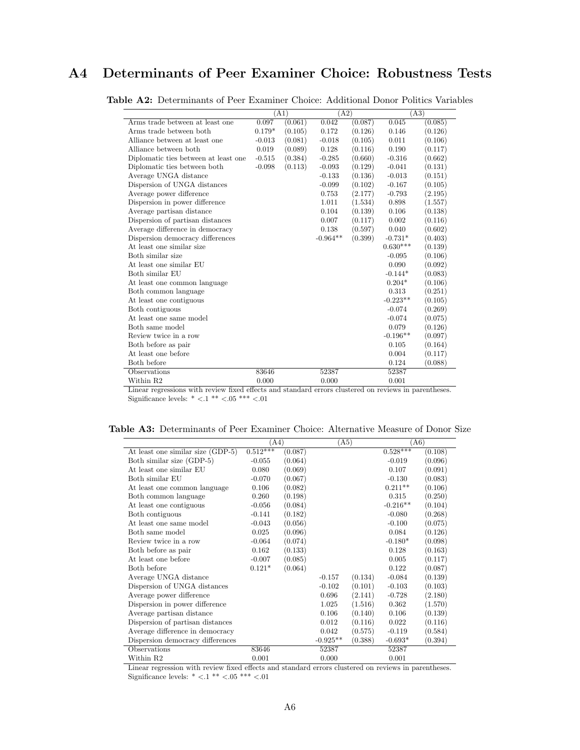# A4 Determinants of Peer Examiner Choice: Robustness Tests

**Table A2:** Determinants of Peer Examiner Choice: Additional Donor Politics Variables

| | (A1) | | (A2) | | (A3) | |
|---|---|---|---|---|---|---|
| Arms trade between at least one | 0.097 | (0.061) | 0.042 | (0.087) | 0.045 | (0.085) |
| Arms trade between both | 0.179* | (0.105) | 0.172 | (0.126) | 0.146 | (0.126) |
| Alliance between at least one | -0.013 | (0.081) | -0.018 | (0.105) | 0.011 | (0.106) |
| Alliance between both | 0.019 | (0.089) | 0.128 | (0.116) | 0.190 | (0.117) |
| Diplomatic ties between at least one | -0.515 | (0.384) | -0.285 | (0.660) | -0.316 | (0.662) |
| Diplomatic ties between both | -0.098 | (0.113) | -0.093 | (0.129) | -0.041 | (0.131) |
| Average UNGA distance | | | -0.133 | (0.136) | -0.013 | (0.151) |
| Dispersion of UNGA distances | | | -0.099 | (0.102) | -0.167 | (0.105) |
| Average power difference | | | 0.753 | (2.177) | -0.793 | (2.195) |
| Dispersion in power difference | | | 1.011 | (1.534) | 0.898 | (1.557) |
| Average partisan distance | | | 0.104 | (0.139) | 0.106 | (0.138) |
| Dispersion of partisan distances | | | 0.007 | (0.117) | 0.002 | (0.116) |
| Average difference in democracy | | | 0.138 | (0.597) | 0.040 | (0.602) |
| Dispersion democracy differences | | | -0.964** | (0.399) | -0.731* | (0.403) |
| At least one similar size | | | | | 0.630*** | (0.139) |
| Both similar size | | | | | -0.095 | (0.106) |
| At least one similar EU | | | | | 0.090 | (0.092) |
| Both similar EU | | | | | -0.144* | (0.083) |
| At least one common language | | | | | 0.204* | (0.106) |
| Both common language | | | | | 0.313 | (0.251) |
| At least one contiguous | | | | | -0.223** | (0.105) |
| Both contiguous | | | | | -0.074 | (0.269) |
| At least one same model | | | | | -0.074 | (0.075) |
| Both same model | | | | | 0.079 | (0.126) |
| Review twice in a row | | | | | -0.196** | (0.097) |
| Both before as pair | | | | | 0.105 | (0.164) |
| At least one before | | | | | 0.004 | (0.117) |
| Both before | | | | | 0.124 | (0.088) |
| Observations | 83646 | | 52387 | | 52387 | |
| Within R2 | 0.000 | | 0.000 | | 0.001 | |

Linear regressions with review fixed effects and standard errors clustered on reviews in parentheses.
Significance levels: * <.1 ** <.05 *** <.01

**Table A3:** Determinants of Peer Examiner Choice: Alternative Measure of Donor Size

| | (A4) | | (A5) | | (A6) | |
|---|---|---|---|---|---|---|
| At least one similar size (GDP-5) | 0.512*** | (0.087) | | | 0.528*** | (0.108) |
| Both similar size (GDP-5) | -0.055 | (0.064) | | | -0.019 | (0.096) |
| At least one similar EU | 0.080 | (0.069) | | | 0.107 | (0.091) |
| Both similar EU | -0.070 | (0.067) | | | -0.130 | (0.083) |
| At least one common language | 0.106 | (0.082) | | | 0.211** | (0.106) |
| Both common language | 0.260 | (0.198) | | | 0.315 | (0.250) |
| At least one contiguous | -0.056 | (0.084) | | | -0.216** | (0.104) |
| Both contiguous | -0.141 | (0.182) | | | -0.080 | (0.268) |
| At least one same model | -0.043 | (0.056) | | | -0.100 | (0.075) |
| Both same model | 0.025 | (0.096) | | | 0.084 | (0.126) |
| Review twice in a row | -0.064 | (0.074) | | | -0.180* | (0.098) |
| Both before as pair | 0.162 | (0.133) | | | 0.128 | (0.163) |
| At least one before | -0.007 | (0.085) | | | 0.005 | (0.117) |
| Both before | 0.121* | (0.064) | | | 0.122 | (0.087) |
| Average UNGA distance | | | -0.157 | (0.134) | -0.084 | (0.139) |
| Dispersion of UNGA distances | | | -0.102 | (0.101) | -0.103 | (0.103) |
| Average power difference | | | 0.696 | (2.141) | -0.728 | (2.180) |
| Dispersion in power difference | | | 1.025 | (1.516) | 0.362 | (1.570) |
| Average partisan distance | | | 0.106 | (0.140) | 0.106 | (0.139) |
| Dispersion of partisan distances | | | 0.012 | (0.116) | 0.022 | (0.116) |
| Average difference in democracy | | | 0.042 | (0.575) | -0.119 | (0.584) |
| Dispersion democracy differences | | | -0.925** | (0.388) | -0.693* | (0.394) |
| Observations | 83646 | | 52387 | | 52387 | |
| Within R2 | 0.001 | | 0.000 | | 0.001 | |

Linear regression with review fixed effects and standard errors clustered on reviews in parentheses.
Significance levels: * <.1 ** <.05 *** <.01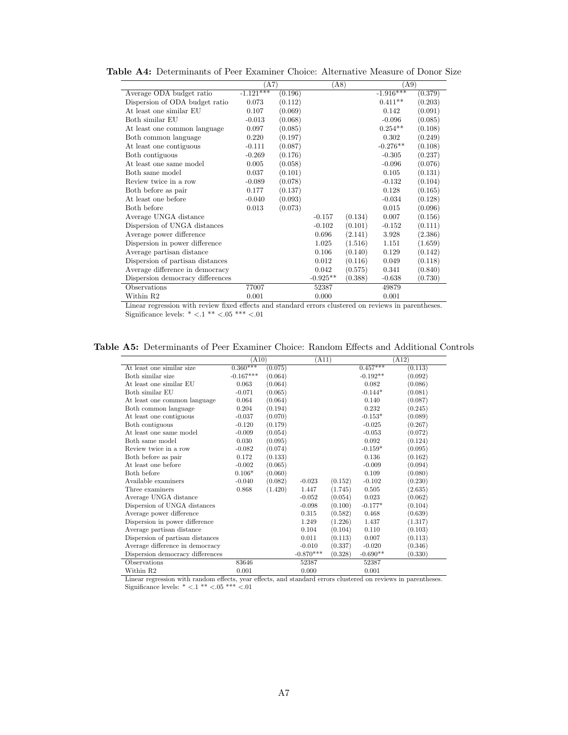**Table A4:** Determinants of Peer Examiner Choice: Alternative Measure of Donor Size

| | (A7) | | (A8) | | (A9) | |
|---|---|---|---|---|---|---|
| Average ODA budget ratio | -1.121*** | (0.196) | | | -1.916*** | (0.379) |
| Dispersion of ODA budget ratio | 0.073 | (0.112) | | | 0.411** | (0.203) |
| At least one similar EU | 0.107 | (0.069) | | | 0.142 | (0.091) |
| Both similar EU | -0.013 | (0.068) | | | -0.096 | (0.085) |
| At least one common language | 0.097 | (0.085) | | | 0.254** | (0.108) |
| Both common language | 0.220 | (0.197) | | | 0.302 | (0.249) |
| At least one contiguous | -0.111 | (0.087) | | | -0.276** | (0.108) |
| Both contiguous | -0.269 | (0.176) | | | -0.305 | (0.237) |
| At least one same model | 0.005 | (0.058) | | | -0.096 | (0.076) |
| Both same model | 0.037 | (0.101) | | | 0.105 | (0.131) |
| Review twice in a row | -0.089 | (0.078) | | | -0.132 | (0.104) |
| Both before as pair | 0.177 | (0.137) | | | 0.128 | (0.165) |
| At least one before | -0.040 | (0.093) | | | -0.034 | (0.128) |
| Both before | 0.013 | (0.073) | | | 0.015 | (0.096) |
| Average UNGA distance | | | -0.157 | (0.134) | 0.007 | (0.156) |
| Dispersion of UNGA distances | | | -0.102 | (0.101) | -0.152 | (0.111) |
| Average power difference | | | 0.696 | (2.141) | 3.928 | (2.386) |
| Dispersion in power difference | | | 1.025 | (1.516) | 1.151 | (1.659) |
| Average partisan distance | | | 0.106 | (0.140) | 0.129 | (0.142) |
| Dispersion of partisan distances | | | 0.012 | (0.116) | 0.049 | (0.118) |
| Average difference in democracy | | | 0.042 | (0.575) | 0.341 | (0.840) |
| Dispersion democracy differences | | | -0.925** | (0.388) | -0.638 | (0.730) |
| Observations | 77007 | | 52387 | | 49879 | |
| Within R2 | 0.001 | | 0.000 | | 0.001 | |

Linear regression with review fixed effects and standard errors clustered on reviews in parentheses.
Significance levels: * <.1 ** <.05 *** <.01

**Table A5:** Determinants of Peer Examiner Choice: Random Effects and Additional Controls

| | (A10) | | (A11) | | (A12) | |
|---|---|---|---|---|---|---|
| At least one similar size | 0.360*** | (0.075) | | | 0.457*** | (0.113) |
| Both similar size | -0.167*** | (0.064) | | | -0.192** | (0.092) |
| At least one similar EU | 0.063 | (0.064) | | | 0.082 | (0.086) |
| Both similar EU | -0.071 | (0.065) | | | -0.144* | (0.081) |
| At least one common language | 0.064 | (0.064) | | | 0.140 | (0.087) |
| Both common language | 0.204 | (0.194) | | | 0.232 | (0.245) |
| At least one contiguous | -0.037 | (0.070) | | | -0.153* | (0.089) |
| Both contiguous | -0.120 | (0.179) | | | -0.025 | (0.267) |
| At least one same model | -0.009 | (0.054) | | | -0.053 | (0.072) |
| Both same model | 0.030 | (0.095) | | | 0.092 | (0.124) |
| Review twice in a row | -0.082 | (0.074) | | | -0.159* | (0.095) |
| Both before as pair | 0.172 | (0.133) | | | 0.136 | (0.162) |
| At least one before | -0.002 | (0.065) | | | -0.009 | (0.094) |
| Both before | 0.106* | (0.060) | | | 0.109 | (0.080) |
| Available examiners | -0.040 | (0.082) | -0.023 | (0.152) | -0.102 | (0.230) |
| Three examiners | 0.868 | (1.420) | 1.447 | (1.745) | 0.505 | (2.635) |
| Average UNGA distance | | | -0.052 | (0.054) | 0.023 | (0.062) |
| Dispersion of UNGA distances | | | -0.098 | (0.100) | -0.177* | (0.104) |
| Average power difference | | | 0.315 | (0.582) | 0.468 | (0.639) |
| Dispersion in power difference | | | 1.249 | (1.226) | 1.437 | (1.317) |
| Average partisan distance | | | 0.104 | (0.104) | 0.110 | (0.103) |
| Dispersion of partisan distances | | | 0.011 | (0.113) | 0.007 | (0.113) |
| Average difference in democracy | | | -0.010 | (0.337) | -0.020 | (0.346) |
| Dispersion democracy differences | | | -0.870*** | (0.328) | -0.690** | (0.330) |
| Observations | 83646 | | 52387 | | 52387 | |
| Within R2 | 0.001 | | 0.000 | | 0.001 | |

Linear regression with random effects, year effects, and standard errors clustered on reviews in parentheses.
Significance levels: * <.1 ** <.05 *** <.01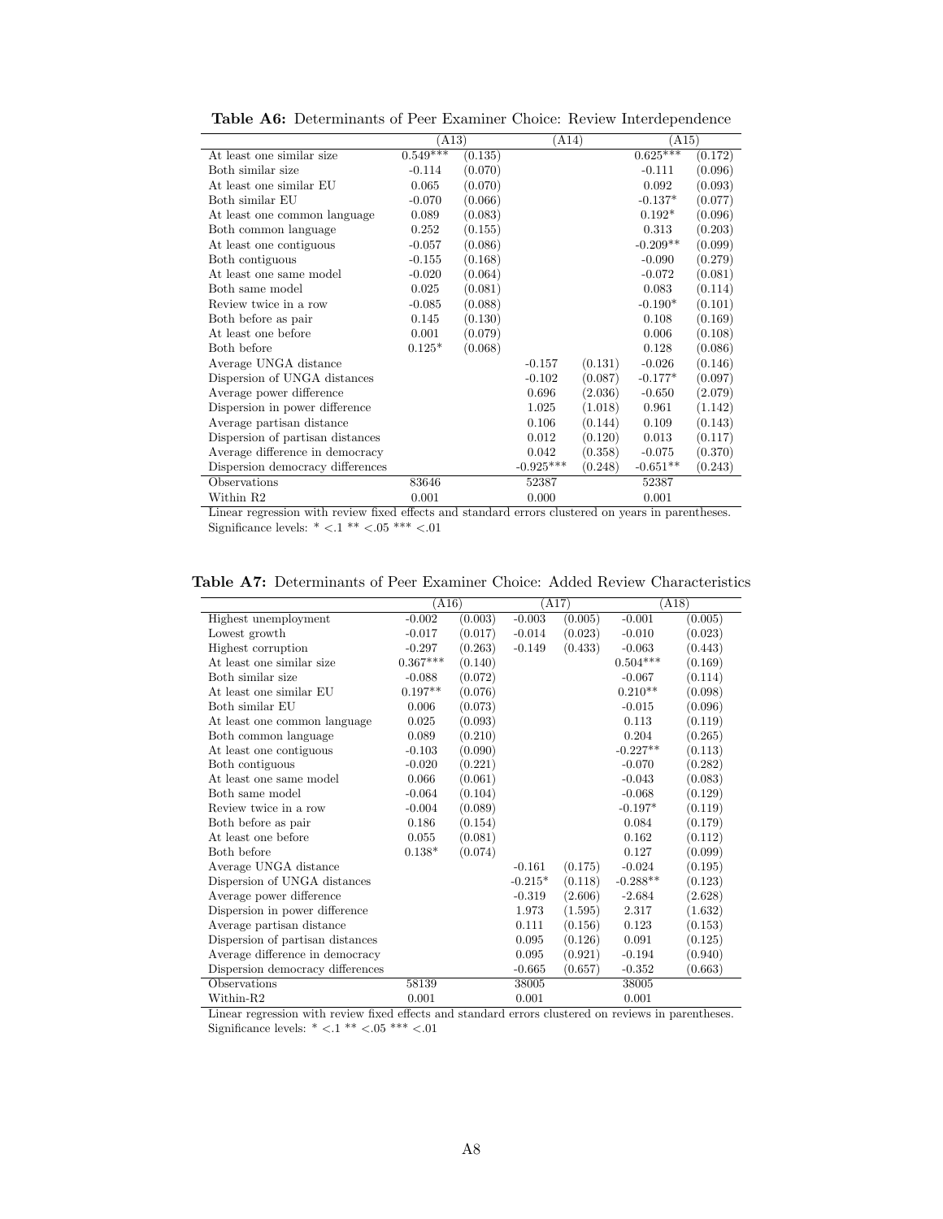**Table A6:** Determinants of Peer Examiner Choice: Review Interdependence

| | (A13) | | (A14) | | (A15) | |
|---|---|---|---|---|---|---|
| At least one similar size | 0.549*** | (0.135) | | | 0.625*** | (0.172) |
| Both similar size | -0.114 | (0.070) | | | -0.111 | (0.096) |
| At least one similar EU | 0.065 | (0.070) | | | 0.092 | (0.093) |
| Both similar EU | -0.070 | (0.066) | | | -0.137* | (0.077) |
| At least one common language | 0.089 | (0.083) | | | 0.192* | (0.096) |
| Both common language | 0.252 | (0.155) | | | 0.313 | (0.203) |
| At least one contiguous | -0.057 | (0.086) | | | -0.209** | (0.099) |
| Both contiguous | -0.155 | (0.168) | | | -0.090 | (0.279) |
| At least one same model | -0.020 | (0.064) | | | -0.072 | (0.081) |
| Both same model | 0.025 | (0.081) | | | 0.083 | (0.114) |
| Review twice in a row | -0.085 | (0.088) | | | -0.190* | (0.101) |
| Both before as pair | 0.145 | (0.130) | | | 0.108 | (0.169) |
| At least one before | 0.001 | (0.079) | | | 0.006 | (0.108) |
| Both before | 0.125* | (0.068) | | | 0.128 | (0.086) |
| Average UNGA distance | | | -0.157 | (0.131) | -0.026 | (0.146) |
| Dispersion of UNGA distances | | | -0.102 | (0.087) | -0.177* | (0.097) |
| Average power difference | | | 0.696 | (2.036) | -0.650 | (2.079) |
| Dispersion in power difference | | | 1.025 | (1.018) | 0.961 | (1.142) |
| Average partisan distance | | | 0.106 | (0.144) | 0.109 | (0.143) |
| Dispersion of partisan distances | | | 0.012 | (0.120) | 0.013 | (0.117) |
| Average difference in democracy | | | 0.042 | (0.358) | -0.075 | (0.370) |
| Dispersion democracy differences | | | -0.925*** | (0.248) | -0.651** | (0.243) |
| Observations | 83646 | | 52387 | | 52387 | |
| Within R2 | 0.001 | | 0.000 | | 0.001 | |

Linear regression with review fixed effects and standard errors clustered on years in parentheses.
Significance levels: * <.1 ** <.05 *** <.01

**Table A7:** Determinants of Peer Examiner Choice: Added Review Characteristics

| | (A16) | | (A17) | | (A18) | |
|---|---|---|---|---|---|---|
| Highest unemployment | -0.002 | (0.003) | -0.003 | (0.005) | -0.001 | (0.005) |
| Lowest growth | -0.017 | (0.017) | -0.014 | (0.023) | -0.010 | (0.023) |
| Highest corruption | -0.297 | (0.263) | -0.149 | (0.433) | -0.063 | (0.443) |
| At least one similar size | 0.367*** | (0.140) | | | 0.504*** | (0.169) |
| Both similar size | -0.088 | (0.072) | | | -0.067 | (0.114) |
| At least one similar EU | 0.197** | (0.076) | | | 0.210** | (0.098) |
| Both similar EU | 0.006 | (0.073) | | | -0.015 | (0.096) |
| At least one common language | 0.025 | (0.093) | | | 0.113 | (0.119) |
| Both common language | 0.089 | (0.210) | | | 0.204 | (0.265) |
| At least one contiguous | -0.103 | (0.090) | | | -0.227** | (0.113) |
| Both contiguous | -0.020 | (0.221) | | | -0.070 | (0.282) |
| At least one same model | 0.066 | (0.061) | | | -0.043 | (0.083) |
| Both same model | -0.064 | (0.104) | | | -0.068 | (0.129) |
| Review twice in a row | -0.004 | (0.089) | | | -0.197* | (0.119) |
| Both before as pair | 0.186 | (0.154) | | | 0.084 | (0.179) |
| At least one before | 0.055 | (0.081) | | | 0.162 | (0.112) |
| Both before | 0.138* | (0.074) | | | 0.127 | (0.099) |
| Average UNGA distance | | | -0.161 | (0.175) | -0.024 | (0.195) |
| Dispersion of UNGA distances | | | -0.215* | (0.118) | -0.288** | (0.123) |
| Average power difference | | | -0.319 | (2.606) | -2.684 | (2.628) |
| Dispersion in power difference | | | 1.973 | (1.595) | 2.317 | (1.632) |
| Average partisan distance | | | 0.111 | (0.156) | 0.123 | (0.153) |
| Dispersion of partisan distances | | | 0.095 | (0.126) | 0.091 | (0.125) |
| Average difference in democracy | | | 0.095 | (0.921) | -0.194 | (0.940) |
| Dispersion democracy differences | | | -0.665 | (0.657) | -0.352 | (0.663) |
| Observations | 58139 | | 38005 | | 38005 | |
| Within-R2 | 0.001 | | 0.001 | | 0.001 | |

Linear regression with review fixed effects and standard errors clustered on reviews in parentheses.
Significance levels: * <.1 ** <.05 *** <.01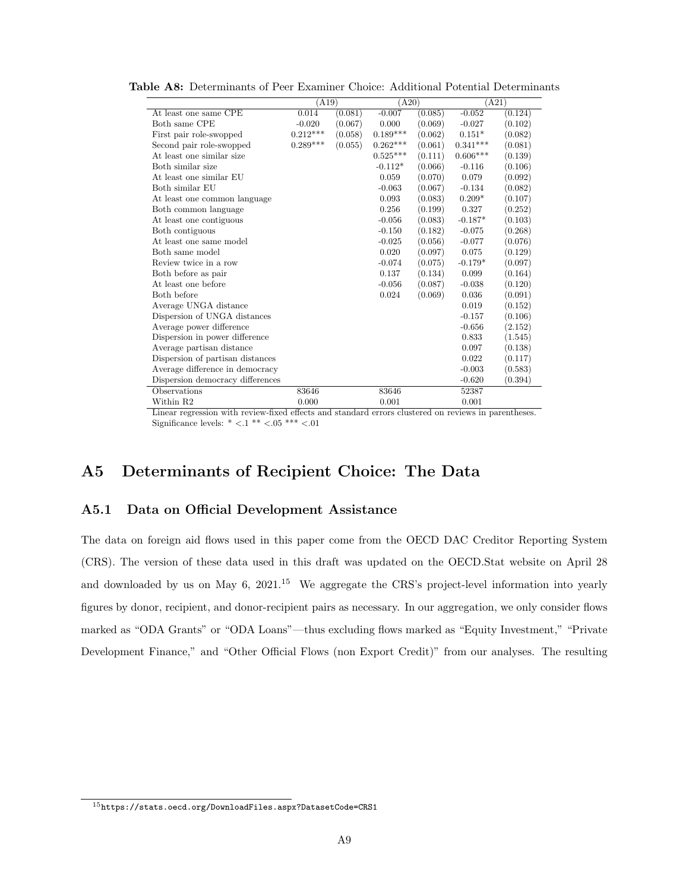**Table A8:** Determinants of Peer Examiner Choice: Additional Potential Determinants

| | (A19) | | (A20) | | (A21) | |
|---|---|---|---|---|---|---|
| At least one same CPE | 0.014 | (0.081) | -0.007 | (0.085) | -0.052 | (0.124) |
| Both same CPE | -0.020 | (0.067) | 0.000 | (0.069) | -0.027 | (0.102) |
| First pair role-swopped | 0.212*** | (0.058) | 0.189*** | (0.062) | 0.151* | (0.082) |
| Second pair role-swopped | 0.289*** | (0.055) | 0.262*** | (0.061) | 0.341*** | (0.081) |
| At least one similar size | | | 0.525*** | (0.111) | 0.606*** | (0.139) |
| Both similar size | | | -0.112* | (0.066) | -0.116 | (0.106) |
| At least one similar EU | | | 0.059 | (0.070) | 0.079 | (0.092) |
| Both similar EU | | | -0.063 | (0.067) | -0.134 | (0.082) |
| At least one common language | | | 0.093 | (0.083) | 0.209* | (0.107) |
| Both common language | | | 0.256 | (0.199) | 0.327 | (0.252) |
| At least one contiguous | | | -0.056 | (0.083) | -0.187* | (0.103) |
| Both contiguous | | | -0.150 | (0.182) | -0.075 | (0.268) |
| At least one same model | | | -0.025 | (0.056) | -0.077 | (0.076) |
| Both same model | | | 0.020 | (0.097) | 0.075 | (0.129) |
| Review twice in a row | | | -0.074 | (0.075) | -0.179* | (0.097) |
| Both before as pair | | | 0.137 | (0.134) | 0.099 | (0.164) |
| At least one before | | | -0.056 | (0.087) | -0.038 | (0.120) |
| Both before | | | 0.024 | (0.069) | 0.036 | (0.091) |
| Average UNGA distance | | | | | 0.019 | (0.152) |
| Dispersion of UNGA distances | | | | | -0.157 | (0.106) |
| Average power difference | | | | | -0.656 | (2.152) |
| Dispersion in power difference | | | | | 0.833 | (1.545) |
| Average partisan distance | | | | | 0.097 | (0.138) |
| Dispersion of partisan distances | | | | | 0.022 | (0.117) |
| Average difference in democracy | | | | | -0.003 | (0.583) |
| Dispersion democracy differences | | | | | -0.620 | (0.394) |
| Observations | 83646 | | 83646 | | 52387 | |
| Within R2 | 0.000 | | 0.001 | | 0.001 | |

Linear regression with review-fixed effects and standard errors clustered on reviews in parentheses.
Significance levels: * <.1 ** <.05 *** <.01

# A5 Determinants of Recipient Choice: The Data

## A5.1 Data on Official Development Assistance

The data on foreign aid flows used in this paper come from the OECD DAC Creditor Reporting System (CRS). The version of these data used in this draft was updated on the OECD.Stat website on April 28 and downloaded by us on May 6, 2021.[15] We aggregate the CRS's project-level information into yearly figures by donor, recipient, and donor-recipient pairs as necessary. In our aggregation, we only consider flows marked as "ODA Grants" or "ODA Loans"—thus excluding flows marked as "Equity Investment," "Private Development Finance," and "Other Official Flows (non Export Credit)" from our analyses. The resulting

[15] https://stats.oecd.org/DownloadFiles.aspx?DatasetCode=CRS1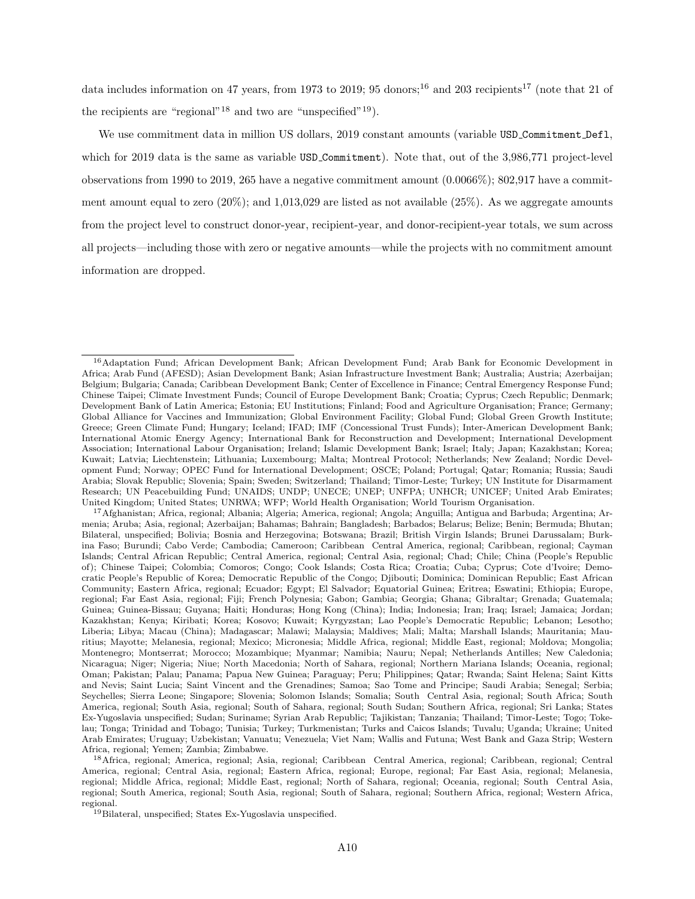data includes information on 47 years, from 1973 to 2019; 95 donors;[16] and 203 recipients[17] (note that 21 of the recipients are "regional"[18] and two are "unspecified"[19]).

We use commitment data in million US dollars, 2019 constant amounts (variable USD_Commitment_Defl, which for 2019 data is the same as variable USD_Commitment). Note that, out of the 3,986,771 project-level observations from 1990 to 2019, 265 have a negative commitment amount (0.0066%); 802,917 have a commitment amount equal to zero (20%); and 1,013,029 are listed as not available (25%). As we aggregate amounts from the project level to construct donor-year, recipient-year, and donor-recipient-year totals, we sum across all projects—including those with zero or negative amounts—while the projects with no commitment amount information are dropped.

---

[16] Adaptation Fund; African Development Bank; African Development Fund; Arab Bank for Economic Development in Africa; Arab Fund (AFESD); Asian Development Bank; Asian Infrastructure Investment Bank; Australia; Austria; Azerbaijan; Belgium; Bulgaria; Canada; Caribbean Development Bank; Center of Excellence in Finance; Central Emergency Response Fund; Chinese Taipei; Climate Investment Funds; Council of Europe Development Bank; Croatia; Cyprus; Czech Republic; Denmark; Development Bank of Latin America; Estonia; EU Institutions; Finland; Food and Agriculture Organisation; France; Germany; Global Alliance for Vaccines and Immunization; Global Environment Facility; Global Fund; Global Green Growth Institute; Greece; Green Climate Fund; Hungary; Iceland; IFAD; IMF (Concessional Trust Funds); Inter-American Development Bank; International Atomic Energy Agency; International Bank for Reconstruction and Development; International Development Association; International Labour Organisation; Ireland; Islamic Development Bank; Israel; Italy; Japan; Kazakhstan; Korea; Kuwait; Latvia; Liechtenstein; Lithuania; Luxembourg; Malta; Montreal Protocol; Netherlands; New Zealand; Nordic Development Fund; Norway; OPEC Fund for International Development; OSCE; Poland; Portugal; Qatar; Romania; Russia; Saudi Arabia; Slovak Republic; Slovenia; Spain; Sweden; Switzerland; Thailand; Timor-Leste; Turkey; UN Institute for Disarmament Research; UN Peacebuilding Fund; UNAIDS; UNDP; UNECE; UNEP; UNFPA; UNHCR; UNICEF; United Arab Emirates; United Kingdom; United States; UNRWA; WFP; World Health Organisation; World Tourism Organisation.

[17] Afghanistan; Africa, regional; Albania; Algeria; America, regional; Angola; Anguilla; Antigua and Barbuda; Argentina; Armenia; Aruba; Asia, regional; Azerbaijan; Bahamas; Bahrain; Bangladesh; Barbados; Belarus; Belize; Benin; Bermuda; Bhutan; Bilateral, unspecified; Bolivia; Bosnia and Herzegovina; Botswana; Brazil; British Virgin Islands; Brunei Darussalam; Burkina Faso; Burundi; Cabo Verde; Cambodia; Cameroon; Caribbean Central America, regional; Caribbean, regional; Cayman Islands; Central African Republic; Central America, regional; Central Asia, regional; Chad; Chile; China (People's Republic of); Chinese Taipei; Colombia; Comoros; Congo; Cook Islands; Costa Rica; Croatia; Cuba; Cyprus; Cote d'Ivoire; Democratic People's Republic of Korea; Democratic Republic of the Congo; Djibouti; Dominica; Dominican Republic; East African Community; Eastern Africa, regional; Ecuador; Egypt; El Salvador; Equatorial Guinea; Eritrea; Eswatini; Ethiopia; Europe, regional; Far East Asia, regional; Fiji; French Polynesia; Gabon; Gambia; Georgia; Ghana; Gibraltar; Grenada; Guatemala; Guinea; Guinea-Bissau; Guyana; Haiti; Honduras; Hong Kong (China); India; Indonesia; Iran; Iraq; Israel; Jamaica; Jordan; Kazakhstan; Kenya; Kiribati; Korea; Kosovo; Kuwait; Kyrgyzstan; Lao People's Democratic Republic; Lebanon; Lesotho; Liberia; Libya; Macau (China); Madagascar; Malawi; Malaysia; Maldives; Mali; Malta; Marshall Islands; Mauritania; Mauritius; Mayotte; Melanesia, regional; Mexico; Micronesia; Middle Africa, regional; Middle East, regional; Moldova; Mongolia; Montenegro; Montserrat; Morocco; Mozambique; Myanmar; Namibia; Nauru; Nepal; Netherlands Antilles; New Caledonia; Nicaragua; Niger; Nigeria; Niue; North Macedonia; North of Sahara, regional; Northern Mariana Islands; Oceania, regional; Oman; Pakistan; Palau; Panama; Papua New Guinea; Paraguay; Peru; Philippines; Qatar; Rwanda; Saint Helena; Saint Kitts and Nevis; Saint Lucia; Saint Vincent and the Grenadines; Samoa; Sao Tome and Principe; Saudi Arabia; Senegal; Serbia; Seychelles; Sierra Leone; Singapore; Slovenia; Solomon Islands; Somalia; South Central Asia, regional; South Africa; South America, regional; South Asia, regional; South of Sahara, regional; South Sudan; Southern Africa, regional; Sri Lanka; States Ex-Yugoslavia unspecified; Sudan; Suriname; Syrian Arab Republic; Tajikistan; Tanzania; Thailand; Timor-Leste; Togo; Tokelau; Tonga; Trinidad and Tobago; Tunisia; Turkey; Turkmenistan; Turks and Caicos Islands; Tuvalu; Uganda; Ukraine; United Arab Emirates; Uruguay; Uzbekistan; Vanuatu; Venezuela; Viet Nam; Wallis and Futuna; West Bank and Gaza Strip; Western Africa, regional; Yemen; Zambia; Zimbabwe.

[18] Africa, regional; America, regional; Asia, regional; Caribbean Central America, regional; Caribbean, regional; Central America, regional; Central Asia, regional; Eastern Africa, regional; Europe, regional; Far East Asia, regional; Melanesia, regional; Middle Africa, regional; Middle East, regional; North of Sahara, regional; Oceania, regional; South Central Asia, regional; South America, regional; South Asia, regional; South of Sahara, regional; Southern Africa, regional; Western Africa, regional.

[19] Bilateral, unspecified; States Ex-Yugoslavia unspecified.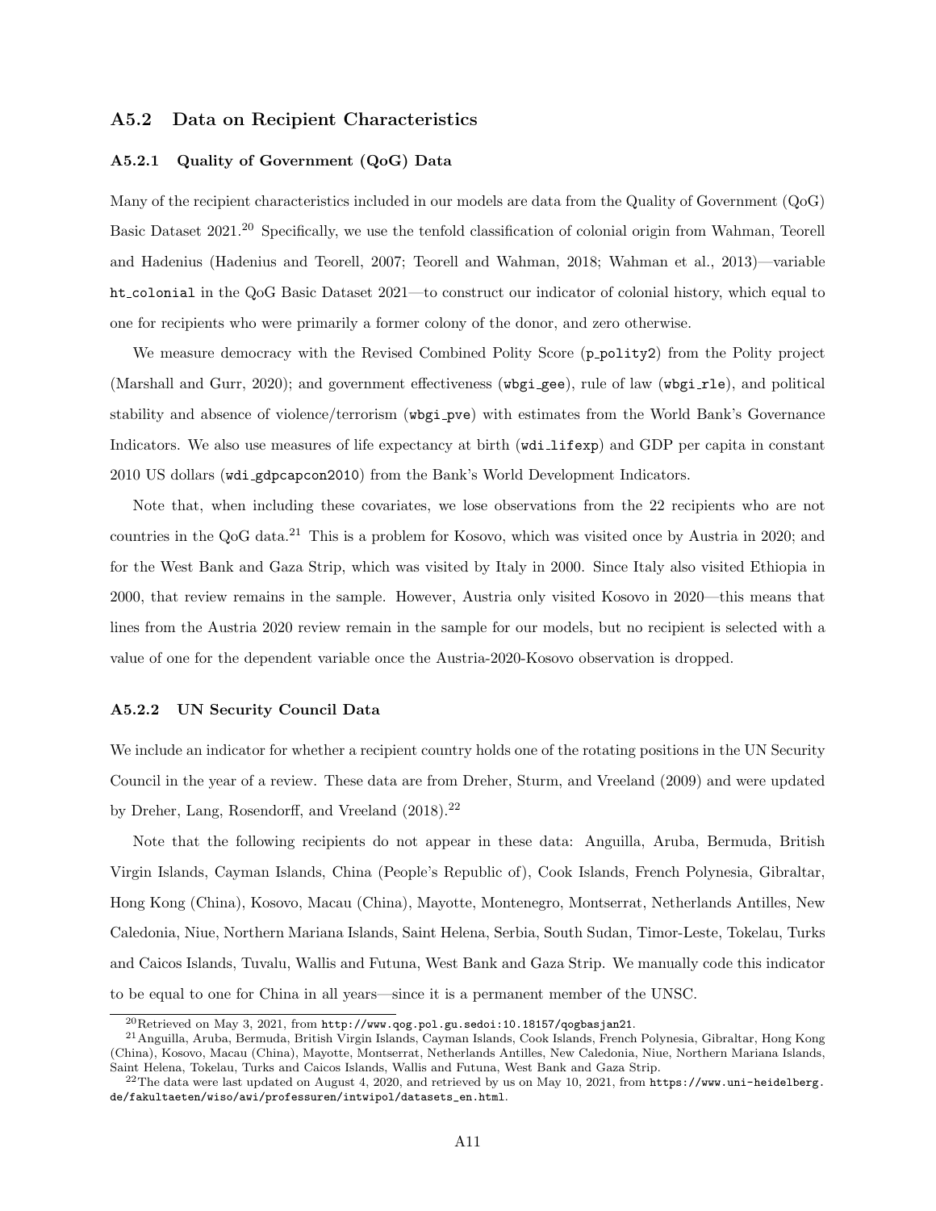## A5.2 Data on Recipient Characteristics

### A5.2.1 Quality of Government (QoG) Data

Many of the recipient characteristics included in our models are data from the Quality of Government (QoG) Basic Dataset 2021.[20] Specifically, we use the tenfold classification of colonial origin from Wahman, Teorell and Hadenius (Hadenius and Teorell, 2007; Teorell and Wahman, 2018; Wahman et al., 2013)—variable `ht_colonial` in the QoG Basic Dataset 2021—to construct our indicator of colonial history, which equal to one for recipients who were primarily a former colony of the donor, and zero otherwise.

We measure democracy with the Revised Combined Polity Score (`p_polity2`) from the Polity project (Marshall and Gurr, 2020); and government effectiveness (`wbgi_gee`), rule of law (`wbgi_rle`), and political stability and absence of violence/terrorism (`wbgi_pve`) with estimates from the World Bank's Governance Indicators. We also use measures of life expectancy at birth (`wdi_lifexp`) and GDP per capita in constant 2010 US dollars (`wdi_gdpcapcon2010`) from the Bank's World Development Indicators.

Note that, when including these covariates, we lose observations from the 22 recipients who are not countries in the QoG data.[21] This is a problem for Kosovo, which was visited once by Austria in 2020; and for the West Bank and Gaza Strip, which was visited by Italy in 2000. Since Italy also visited Ethiopia in 2000, that review remains in the sample. However, Austria only visited Kosovo in 2020—this means that lines from the Austria 2020 review remain in the sample for our models, but no recipient is selected with a value of one for the dependent variable once the Austria-2020-Kosovo observation is dropped.

### A5.2.2 UN Security Council Data

We include an indicator for whether a recipient country holds one of the rotating positions in the UN Security Council in the year of a review. These data are from Dreher, Sturm, and Vreeland (2009) and were updated by Dreher, Lang, Rosendorff, and Vreeland (2018).[22]

Note that the following recipients do not appear in these data: Anguilla, Aruba, Bermuda, British Virgin Islands, Cayman Islands, China (People's Republic of), Cook Islands, French Polynesia, Gibraltar, Hong Kong (China), Kosovo, Macau (China), Mayotte, Montenegro, Montserrat, Netherlands Antilles, New Caledonia, Niue, Northern Mariana Islands, Saint Helena, Serbia, South Sudan, Timor-Leste, Tokelau, Turks and Caicos Islands, Tuvalu, Wallis and Futuna, West Bank and Gaza Strip. We manually code this indicator to be equal to one for China in all years—since it is a permanent member of the UNSC.

---

[20] Retrieved on May 3, 2021, from `http://www.qog.pol.gu.sedoi:10.18157/qogbasjan21`.

[21] Anguilla, Aruba, Bermuda, British Virgin Islands, Cayman Islands, Cook Islands, French Polynesia, Gibraltar, Hong Kong (China), Kosovo, Macau (China), Mayotte, Montserrat, Netherlands Antilles, New Caledonia, Niue, Northern Mariana Islands, Saint Helena, Tokelau, Turks and Caicos Islands, Wallis and Futuna, West Bank and Gaza Strip.

[22] The data were last updated on August 4, 2020, and retrieved by us on May 10, 2021, from `https://www.uni-heidelberg.de/fakultaeten/wiso/awi/professuren/intwipol/datasets_en.html`.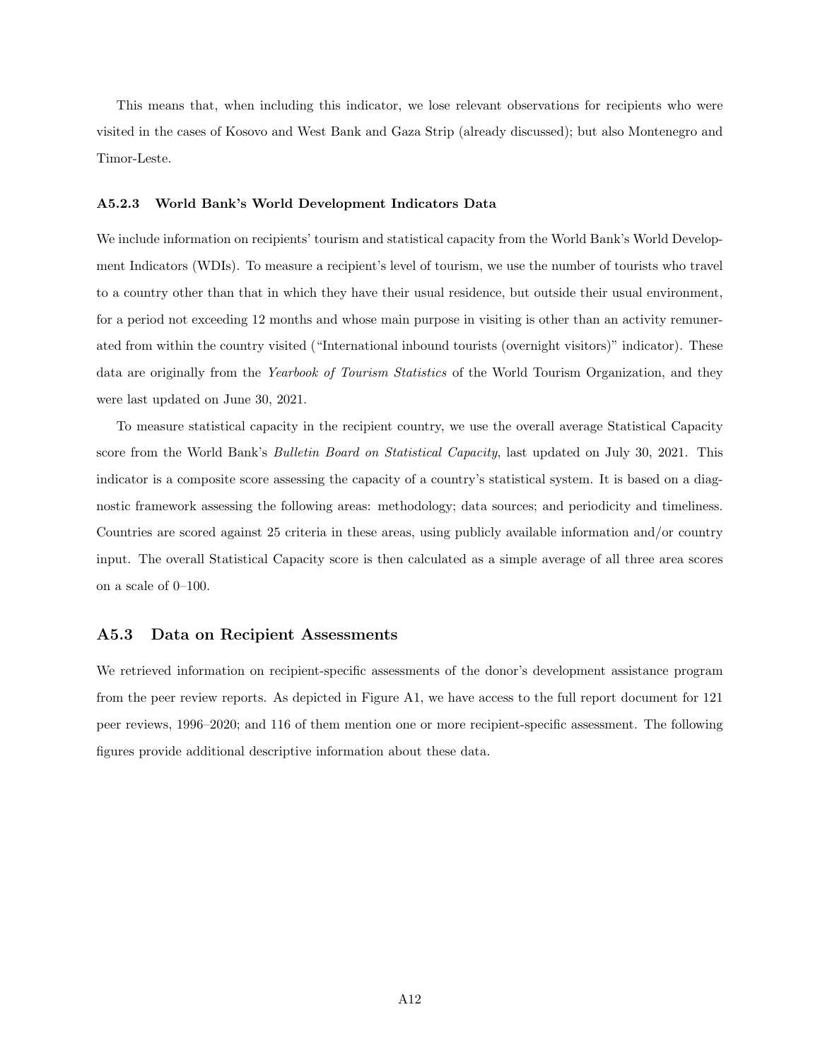This means that, when including this indicator, we lose relevant observations for recipients who were visited in the cases of Kosovo and West Bank and Gaza Strip (already discussed); but also Montenegro and Timor-Leste.

#### A5.2.3 World Bank's World Development Indicators Data

We include information on recipients' tourism and statistical capacity from the World Bank's World Development Indicators (WDIs). To measure a recipient's level of tourism, we use the number of tourists who travel to a country other than that in which they have their usual residence, but outside their usual environment, for a period not exceeding 12 months and whose main purpose in visiting is other than an activity remunerated from within the country visited ("International inbound tourists (overnight visitors)" indicator). These data are originally from the *Yearbook of Tourism Statistics* of the World Tourism Organization, and they were last updated on June 30, 2021.

To measure statistical capacity in the recipient country, we use the overall average Statistical Capacity score from the World Bank's *Bulletin Board on Statistical Capacity*, last updated on July 30, 2021. This indicator is a composite score assessing the capacity of a country's statistical system. It is based on a diagnostic framework assessing the following areas: methodology; data sources; and periodicity and timeliness. Countries are scored against 25 criteria in these areas, using publicly available information and/or country input. The overall Statistical Capacity score is then calculated as a simple average of all three area scores on a scale of 0–100.

### A5.3 Data on Recipient Assessments

We retrieved information on recipient-specific assessments of the donor's development assistance program from the peer review reports. As depicted in Figure A1, we have access to the full report document for 121 peer reviews, 1996–2020; and 116 of them mention one or more recipient-specific assessment. The following figures provide additional descriptive information about these data.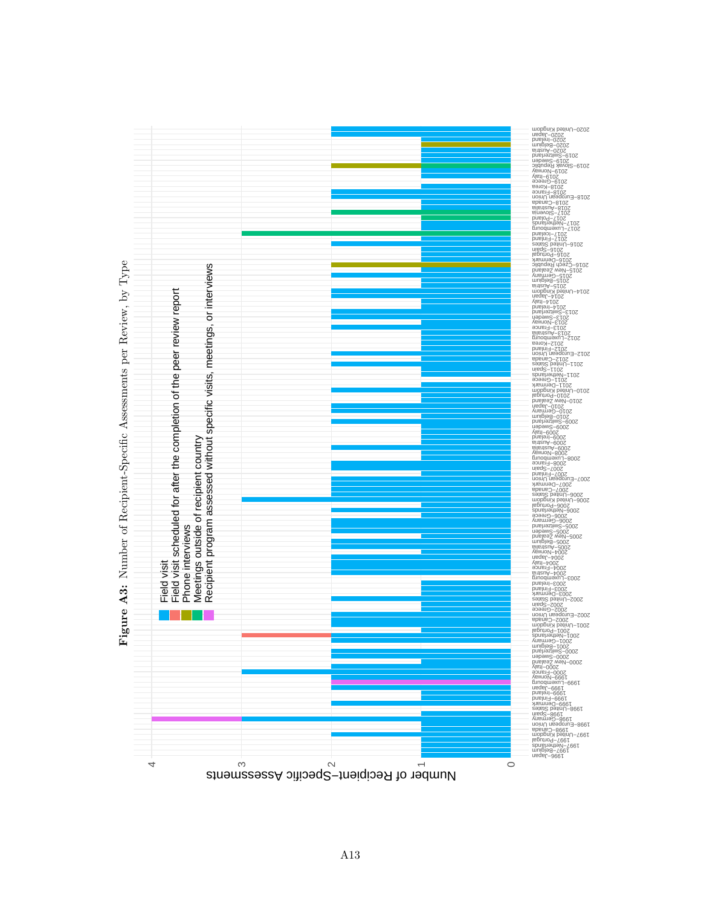**Figure A3:** Number of Recipient-Specific Assessments per Review, by Type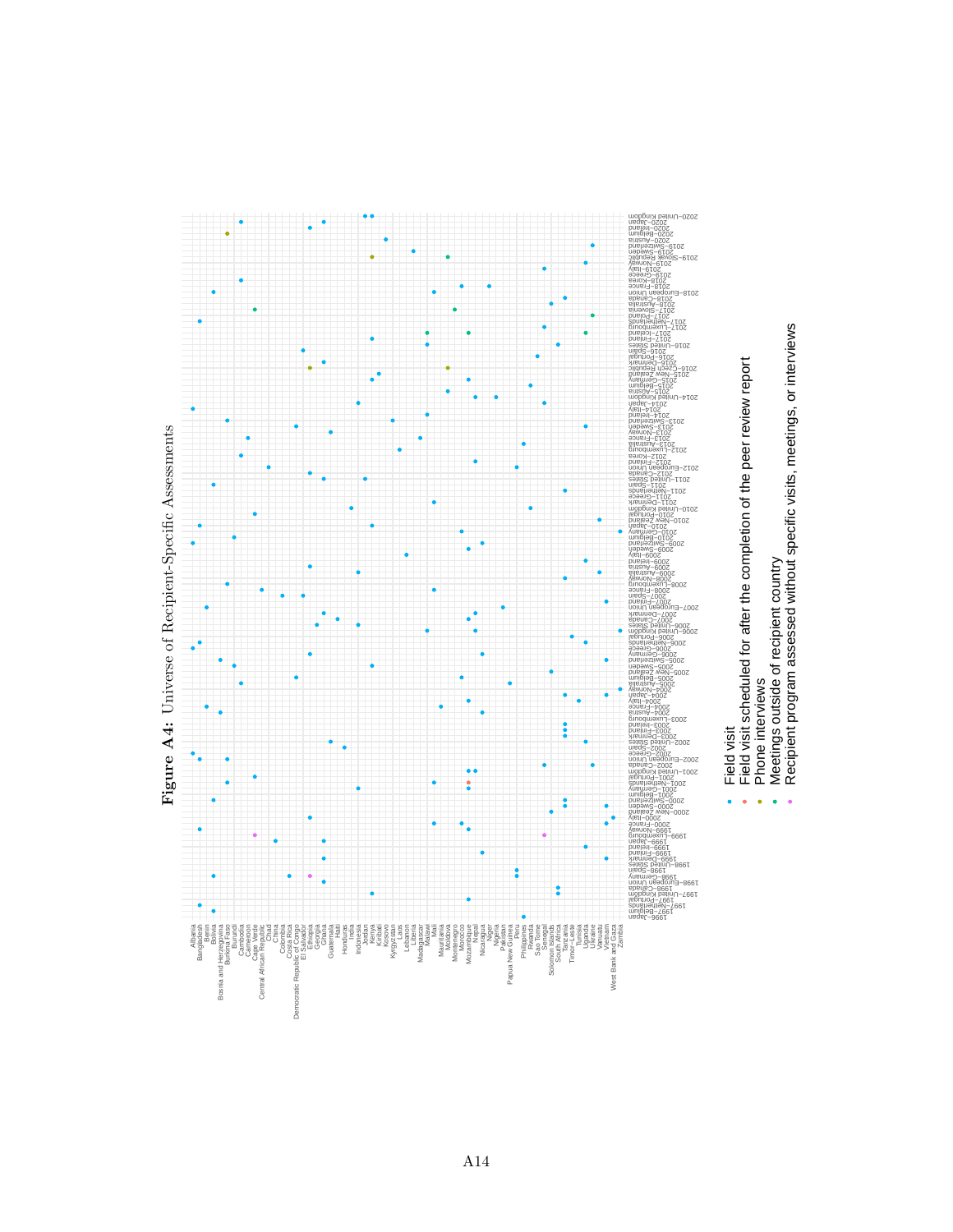**Figure A4:** Universe of Recipient-Specific Assessments

- Field visit
- Field visit scheduled for after the completion of the peer review report
- Phone interviews
- Meetings outside of recipient country
- Recipient program assessed without specific visits, meetings, or interviews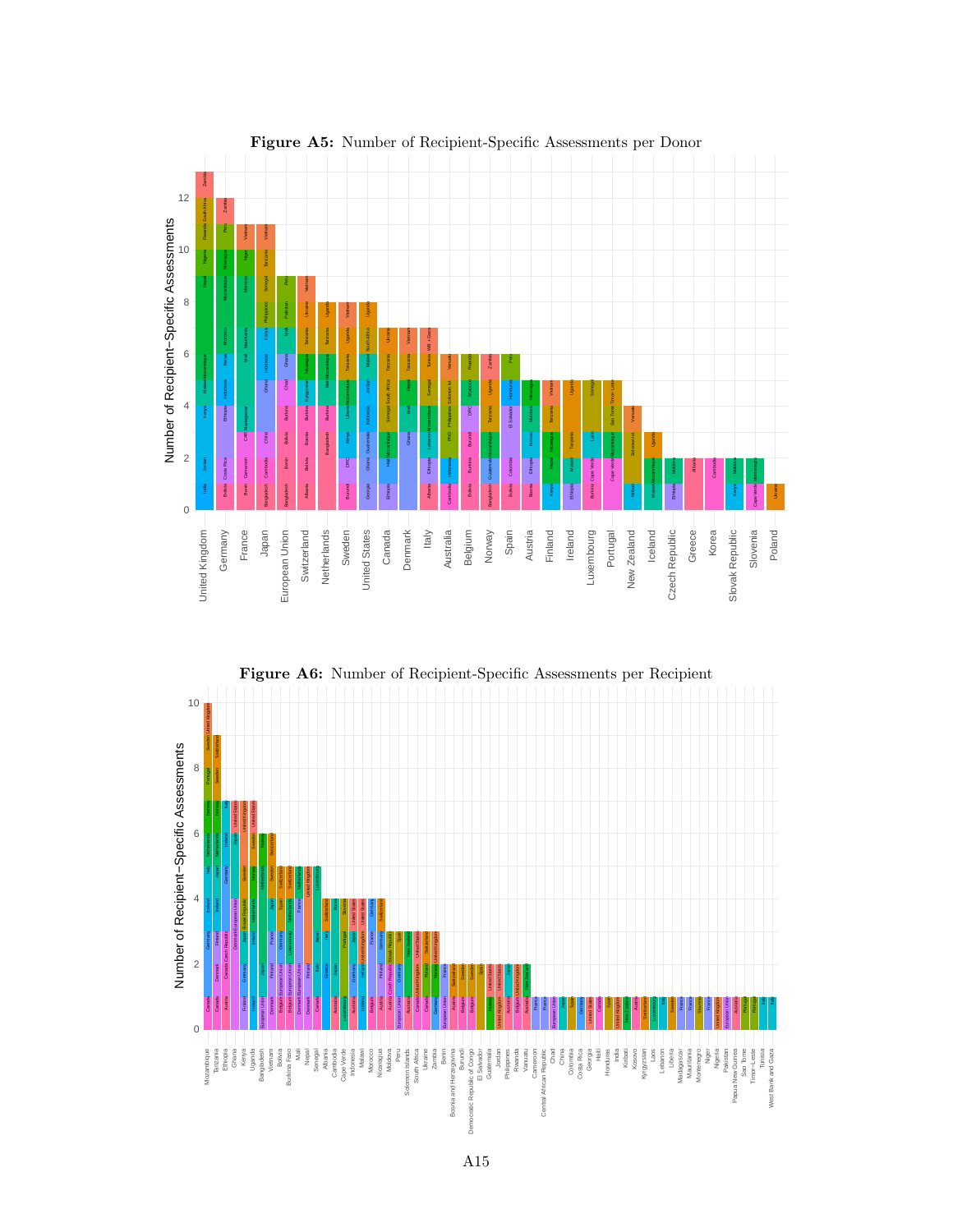**Figure A5:** Number of Recipient-Specific Assessments per Donor

**Figure A6:** Number of Recipient-Specific Assessments per Recipient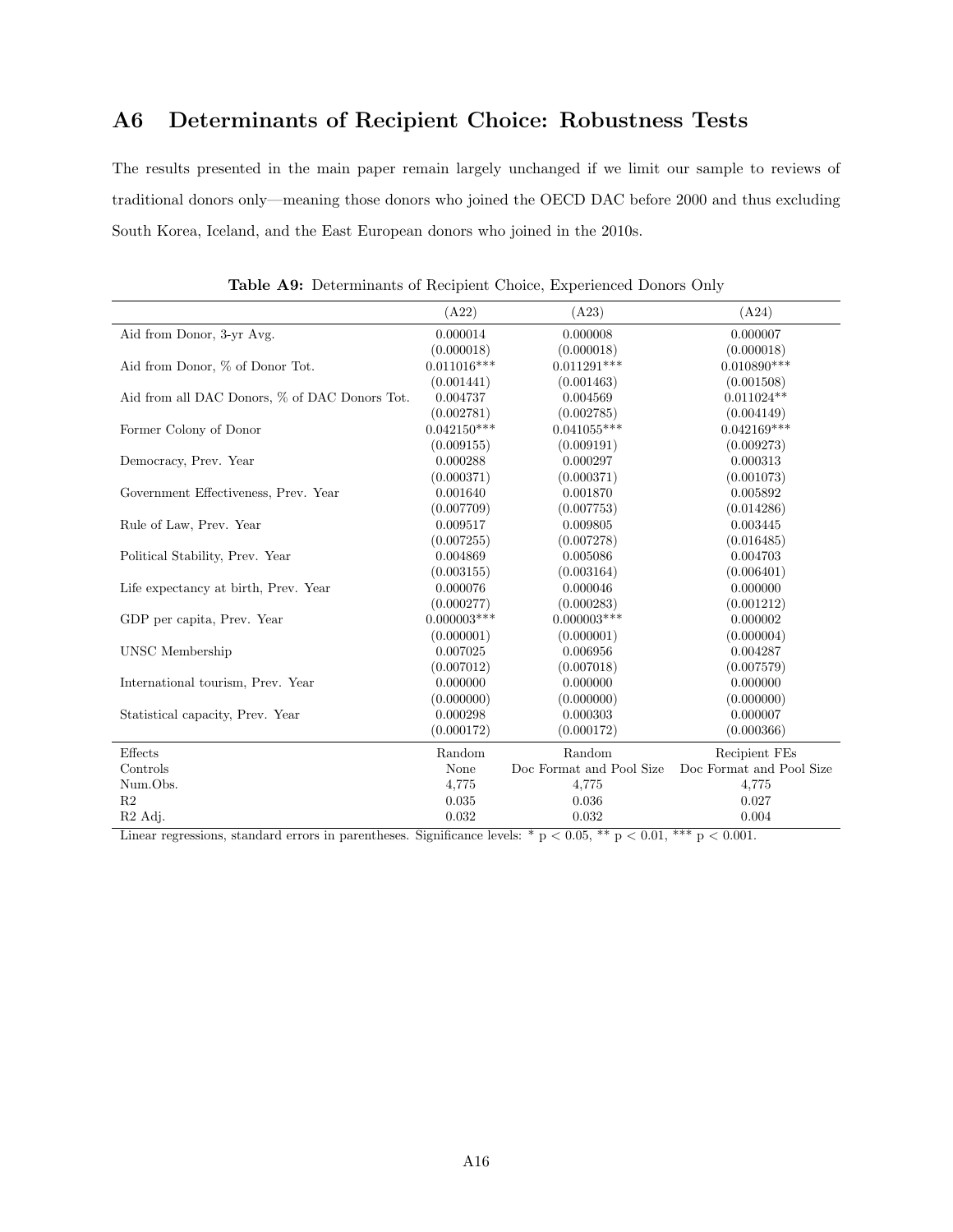## A6 Determinants of Recipient Choice: Robustness Tests

The results presented in the main paper remain largely unchanged if we limit our sample to reviews of traditional donors only—meaning those donors who joined the OECD DAC before 2000 and thus excluding South Korea, Iceland, and the East European donors who joined in the 2010s.

**Table A9:** Determinants of Recipient Choice, Experienced Donors Only

| | (A22) | (A23) | (A24) |
|---|---|---|---|
| Aid from Donor, 3-yr Avg. | 0.000014 | 0.000008 | 0.000007 |
| | (0.000018) | (0.000018) | (0.000018) |
| Aid from Donor, % of Donor Tot. | 0.011016*** | 0.011291*** | 0.010890*** |
| | (0.001441) | (0.001463) | (0.001508) |
| Aid from all DAC Donors, % of DAC Donors Tot. | 0.004737 | 0.004569 | 0.011024** |
| | (0.002781) | (0.002785) | (0.004149) |
| Former Colony of Donor | 0.042150*** | 0.041055*** | 0.042169*** |
| | (0.009155) | (0.009191) | (0.009273) |
| Democracy, Prev. Year | 0.000288 | 0.000297 | 0.000313 |
| | (0.000371) | (0.000371) | (0.001073) |
| Government Effectiveness, Prev. Year | 0.001640 | 0.001870 | 0.005892 |
| | (0.007709) | (0.007753) | (0.014286) |
| Rule of Law, Prev. Year | 0.009517 | 0.009805 | 0.003445 |
| | (0.007255) | (0.007278) | (0.016485) |
| Political Stability, Prev. Year | 0.004869 | 0.005086 | 0.004703 |
| | (0.003155) | (0.003164) | (0.006401) |
| Life expectancy at birth, Prev. Year | 0.000076 | 0.000046 | 0.000000 |
| | (0.000277) | (0.000283) | (0.001212) |
| GDP per capita, Prev. Year | 0.000003*** | 0.000003*** | 0.000002 |
| | (0.000001) | (0.000001) | (0.000004) |
| UNSC Membership | 0.007025 | 0.006956 | 0.004287 |
| | (0.007012) | (0.007018) | (0.007579) |
| International tourism, Prev. Year | 0.000000 | 0.000000 | 0.000000 |
| | (0.000000) | (0.000000) | (0.000000) |
| Statistical capacity, Prev. Year | 0.000298 | 0.000303 | 0.000007 |
| | (0.000172) | (0.000172) | (0.000366) |
| Effects | Random | Random | Recipient FEs |
| Controls | None | Doc Format and Pool Size | Doc Format and Pool Size |
| Num.Obs. | 4,775 | 4,775 | 4,775 |
| R2 | 0.035 | 0.036 | 0.027 |
| R2 Adj. | 0.032 | 0.032 | 0.004 |

Linear regressions, standard errors in parentheses. Significance levels: * $p < 0.05$, ** $p < 0.01$, *** $p < 0.001$.